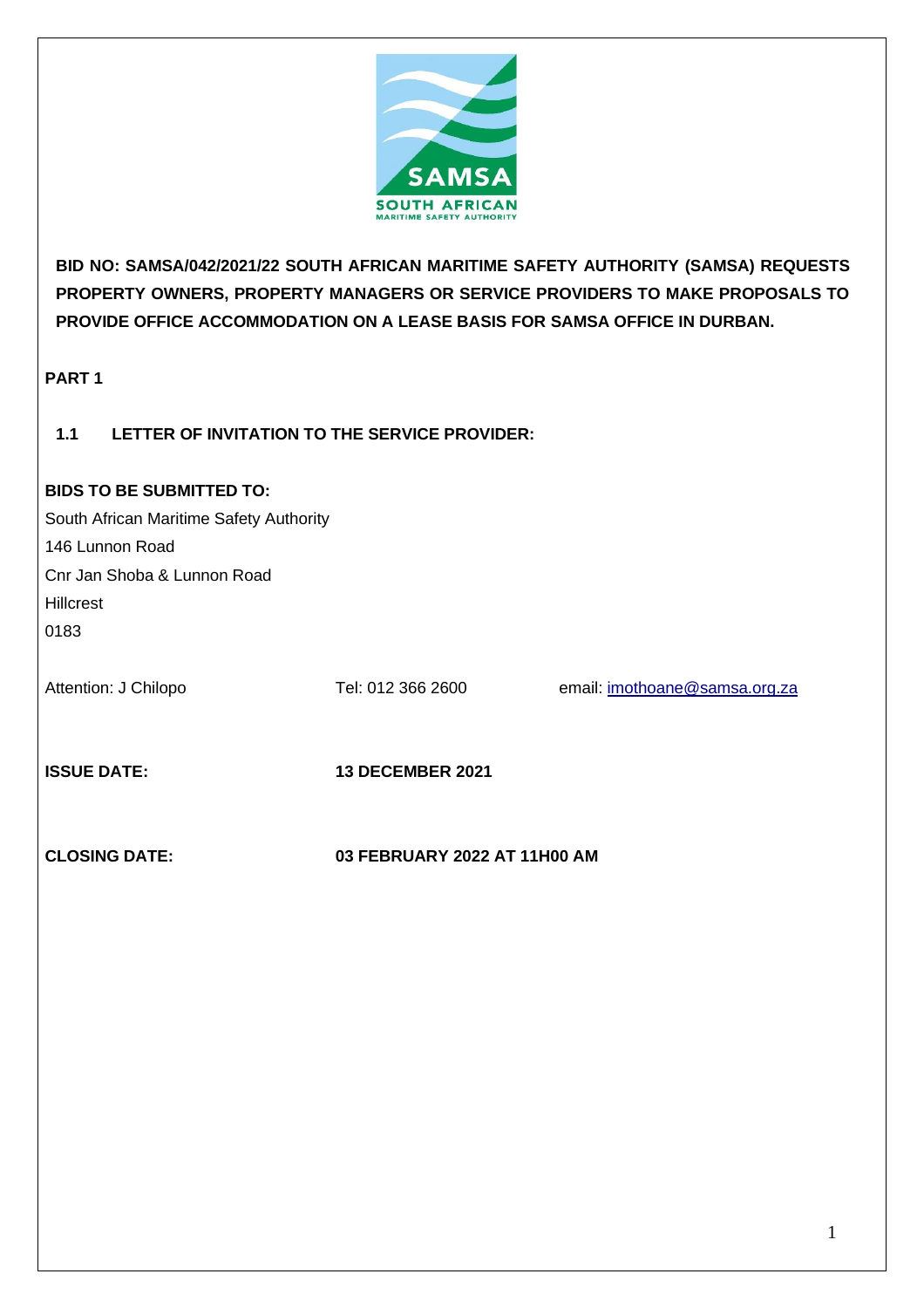**BID NO: SAMSA/042/2021/22 SOUTH AFRICAN MARITIME SAFETY AUTHORITY (SAMSA) REQUESTS PROPERTY OWNERS, PROPERTY MANAGERS OR SERVICE PROVIDERS TO MAKE PROPOSALS TO PROVIDE OFFICE ACCOMMODATION ON A LEASE BASIS FOR SAMSA OFFICE IN DURBAN.**

**PART 1**

## 1.1 LETTER OF INVITATION TO THE SERVICE PROVIDER:

**BIDS TO BE SUBMITTED TO:**

South African Maritime Safety Authority
146 Lunnon Road
Cnr Jan Shoba & Lunnon Road
Hillcrest
0183

Attention: J Chilopo    Tel: 012 366 2600    email: imothoane@samsa.org.za

**ISSUE DATE:** **13 DECEMBER 2021**

**CLOSING DATE:** **03 FEBRUARY 2022 AT 11H00 AM**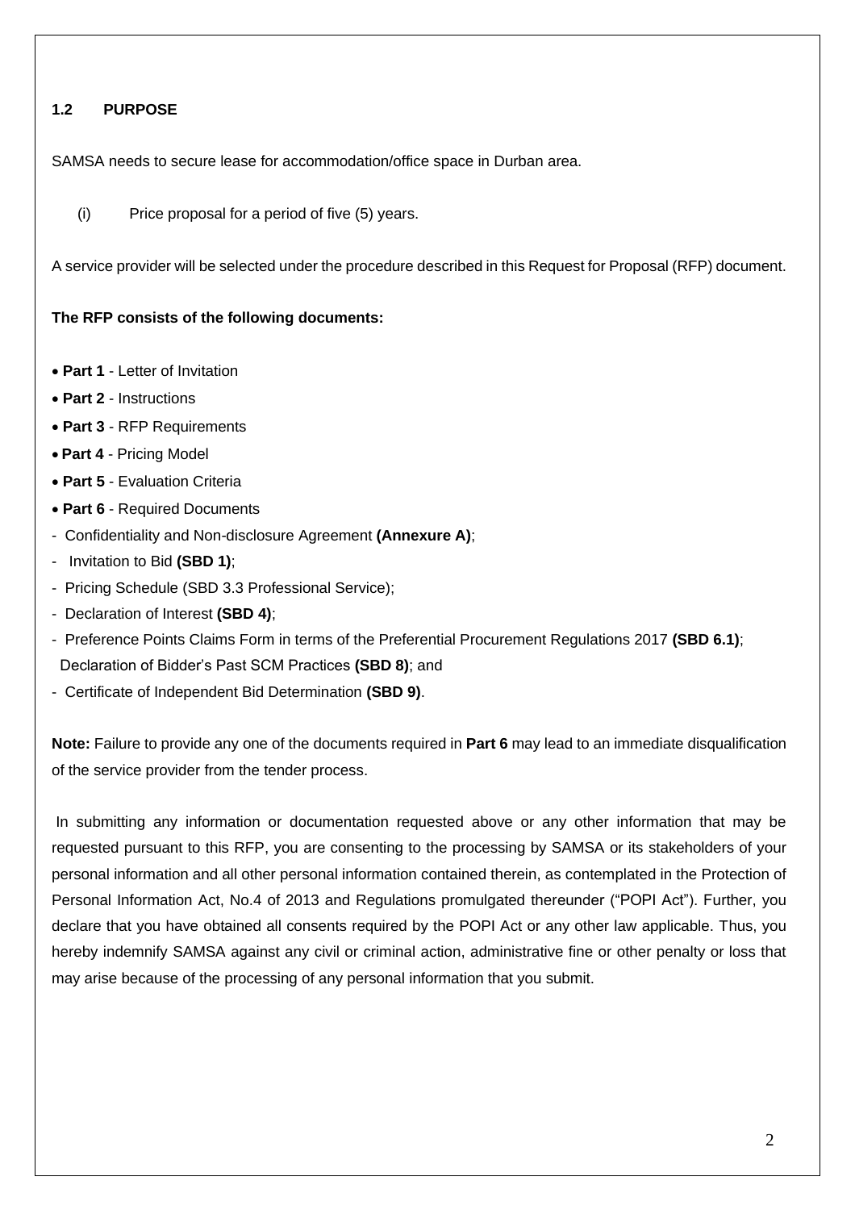### 1.2 PURPOSE

SAMSA needs to secure lease for accommodation/office space in Durban area.

(i) Price proposal for a period of five (5) years.

A service provider will be selected under the procedure described in this Request for Proposal (RFP) document.

**The RFP consists of the following documents:**

- **Part 1** - Letter of Invitation
- **Part 2** - Instructions
- **Part 3** - RFP Requirements
- **Part 4** - Pricing Model
- **Part 5** - Evaluation Criteria
- **Part 6** - Required Documents

- Confidentiality and Non-disclosure Agreement **(Annexure A)**;
- Invitation to Bid **(SBD 1)**;
- Pricing Schedule (SBD 3.3 Professional Service);
- Declaration of Interest **(SBD 4)**;
- Preference Points Claims Form in terms of the Preferential Procurement Regulations 2017 **(SBD 6.1)**; Declaration of Bidder's Past SCM Practices **(SBD 8)**; and
- Certificate of Independent Bid Determination **(SBD 9)**.

**Note:** Failure to provide any one of the documents required in **Part 6** may lead to an immediate disqualification of the service provider from the tender process.

In submitting any information or documentation requested above or any other information that may be requested pursuant to this RFP, you are consenting to the processing by SAMSA or its stakeholders of your personal information and all other personal information contained therein, as contemplated in the Protection of Personal Information Act, No.4 of 2013 and Regulations promulgated thereunder ("POPI Act"). Further, you declare that you have obtained all consents required by the POPI Act or any other law applicable. Thus, you hereby indemnify SAMSA against any civil or criminal action, administrative fine or other penalty or loss that may arise because of the processing of any personal information that you submit.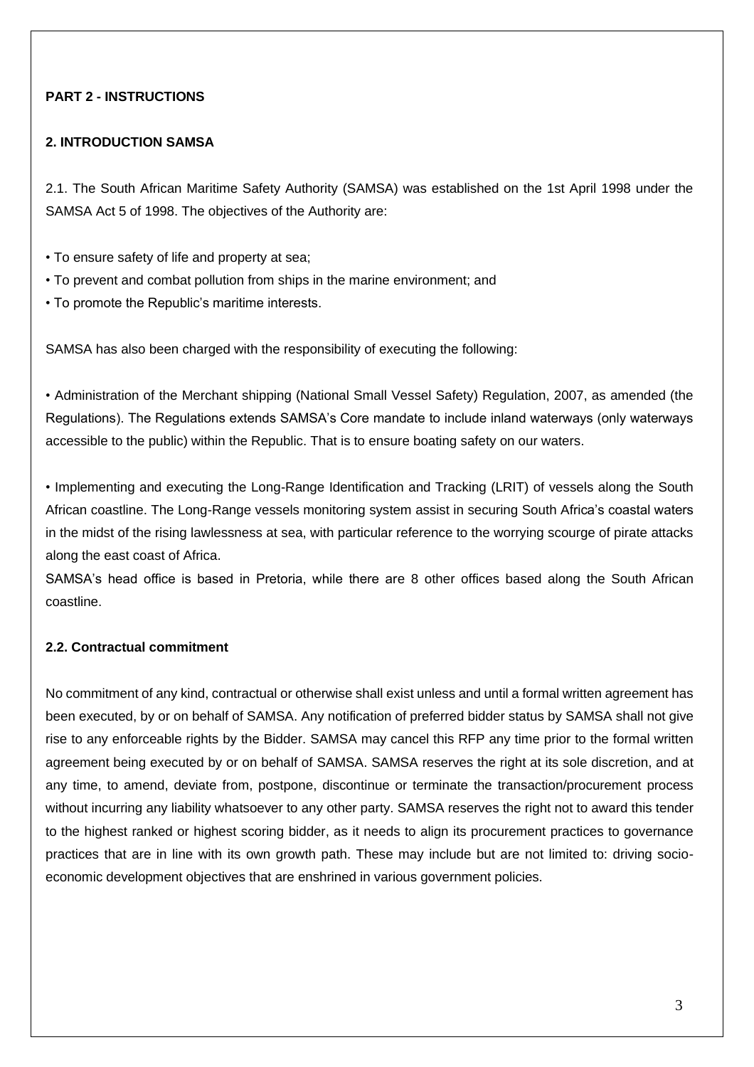**PART 2 - INSTRUCTIONS**

## 2. INTRODUCTION SAMSA

2.1. The South African Maritime Safety Authority (SAMSA) was established on the 1st April 1998 under the SAMSA Act 5 of 1998. The objectives of the Authority are:

- To ensure safety of life and property at sea;
- To prevent and combat pollution from ships in the marine environment; and
- To promote the Republic's maritime interests.

SAMSA has also been charged with the responsibility of executing the following:

- Administration of the Merchant shipping (National Small Vessel Safety) Regulation, 2007, as amended (the Regulations). The Regulations extends SAMSA's Core mandate to include inland waterways (only waterways accessible to the public) within the Republic. That is to ensure boating safety on our waters.

- Implementing and executing the Long-Range Identification and Tracking (LRIT) of vessels along the South African coastline. The Long-Range vessels monitoring system assist in securing South Africa's coastal waters in the midst of the rising lawlessness at sea, with particular reference to the worrying scourge of pirate attacks along the east coast of Africa.

SAMSA's head office is based in Pretoria, while there are 8 other offices based along the South African coastline.

### 2.2. Contractual commitment

No commitment of any kind, contractual or otherwise shall exist unless and until a formal written agreement has been executed, by or on behalf of SAMSA. Any notification of preferred bidder status by SAMSA shall not give rise to any enforceable rights by the Bidder. SAMSA may cancel this RFP any time prior to the formal written agreement being executed by or on behalf of SAMSA. SAMSA reserves the right at its sole discretion, and at any time, to amend, deviate from, postpone, discontinue or terminate the transaction/procurement process without incurring any liability whatsoever to any other party. SAMSA reserves the right not to award this tender to the highest ranked or highest scoring bidder, as it needs to align its procurement practices to governance practices that are in line with its own growth path. These may include but are not limited to: driving socio-economic development objectives that are enshrined in various government policies.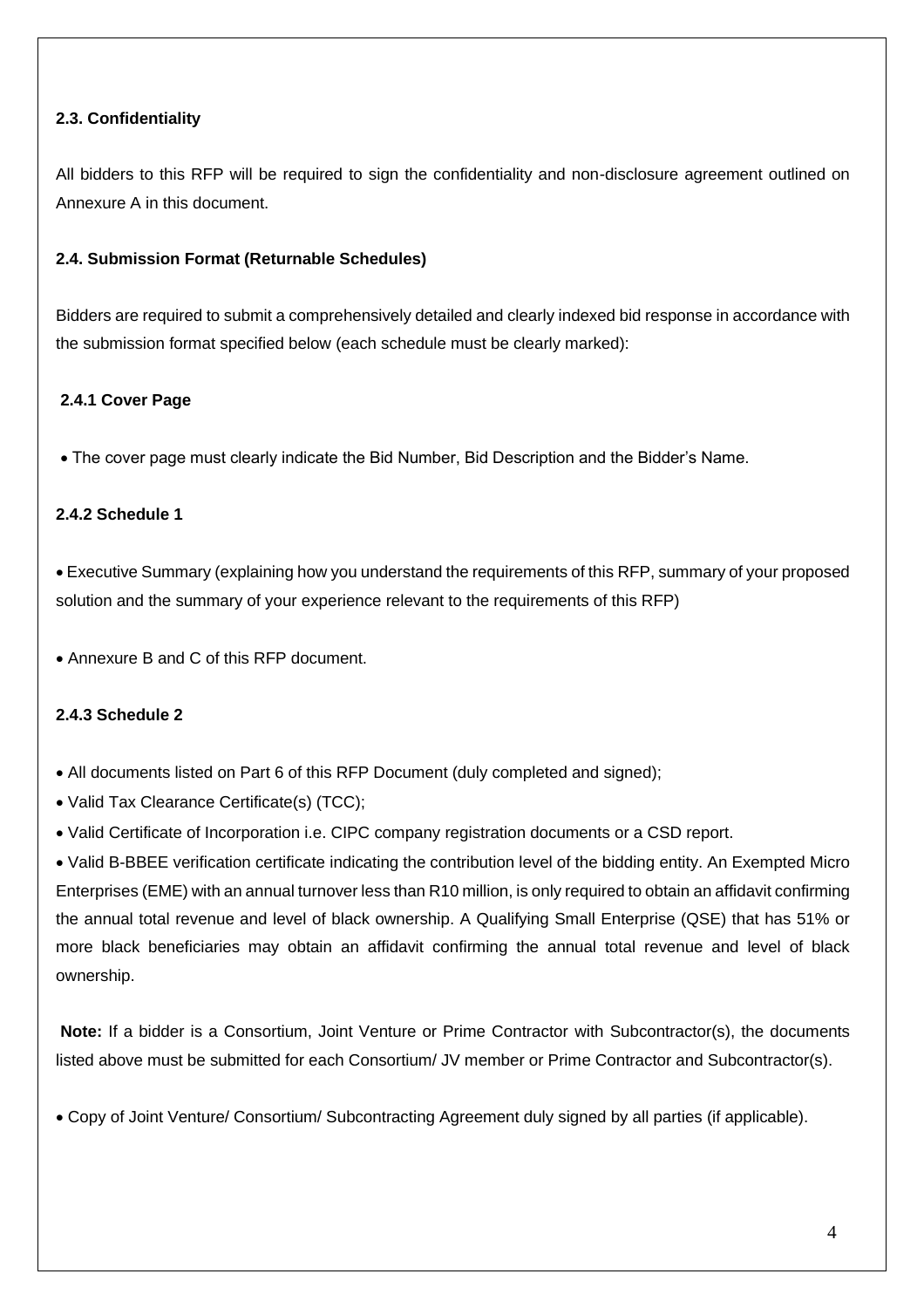### 2.3. Confidentiality

All bidders to this RFP will be required to sign the confidentiality and non-disclosure agreement outlined on Annexure A in this document.

### 2.4. Submission Format (Returnable Schedules)

Bidders are required to submit a comprehensively detailed and clearly indexed bid response in accordance with the submission format specified below (each schedule must be clearly marked):

#### 2.4.1 Cover Page

- The cover page must clearly indicate the Bid Number, Bid Description and the Bidder's Name.

#### 2.4.2 Schedule 1

- Executive Summary (explaining how you understand the requirements of this RFP, summary of your proposed solution and the summary of your experience relevant to the requirements of this RFP)
- Annexure B and C of this RFP document.

#### 2.4.3 Schedule 2

- All documents listed on Part 6 of this RFP Document (duly completed and signed);
- Valid Tax Clearance Certificate(s) (TCC);
- Valid Certificate of Incorporation i.e. CIPC company registration documents or a CSD report.
- Valid B-BBEE verification certificate indicating the contribution level of the bidding entity. An Exempted Micro Enterprises (EME) with an annual turnover less than R10 million, is only required to obtain an affidavit confirming the annual total revenue and level of black ownership. A Qualifying Small Enterprise (QSE) that has 51% or more black beneficiaries may obtain an affidavit confirming the annual total revenue and level of black ownership.

**Note:** If a bidder is a Consortium, Joint Venture or Prime Contractor with Subcontractor(s), the documents listed above must be submitted for each Consortium/ JV member or Prime Contractor and Subcontractor(s).

- Copy of Joint Venture/ Consortium/ Subcontracting Agreement duly signed by all parties (if applicable).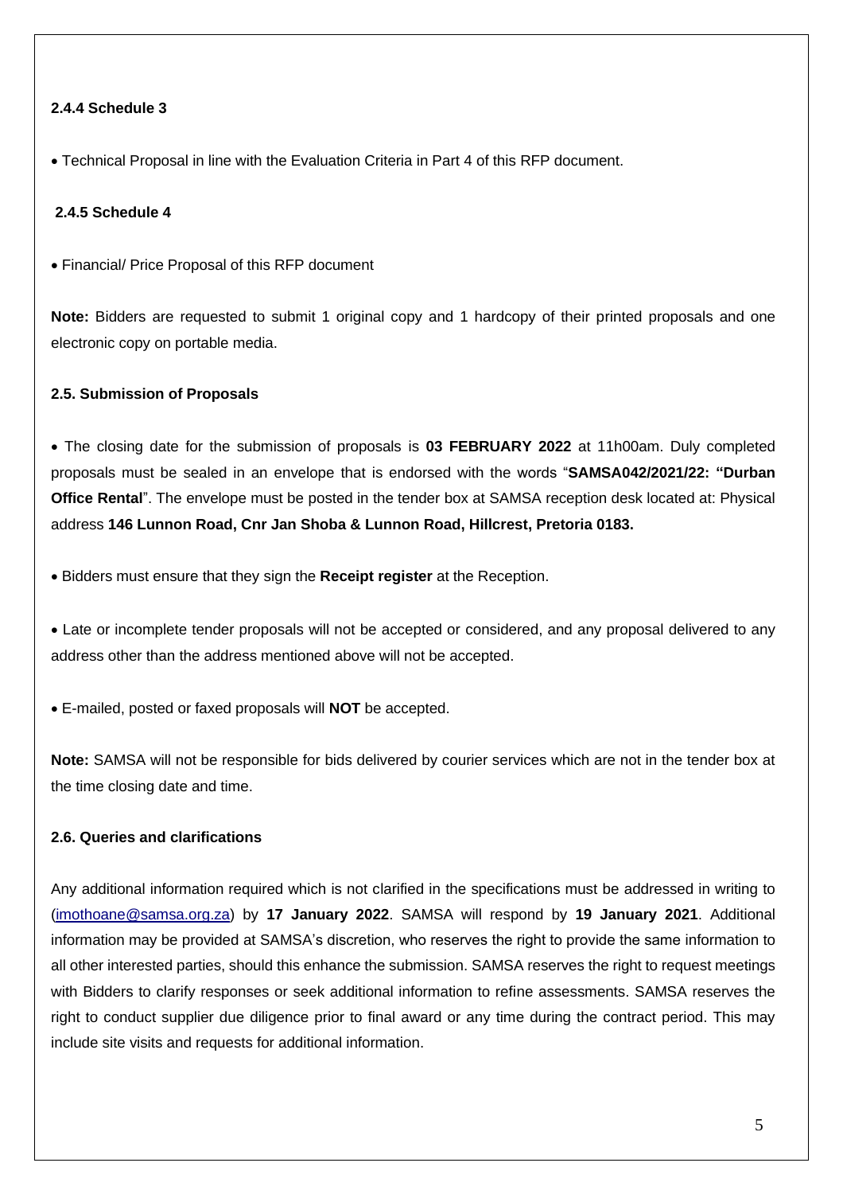#### 2.4.4 Schedule 3

- Technical Proposal in line with the Evaluation Criteria in Part 4 of this RFP document.

#### 2.4.5 Schedule 4

- Financial/ Price Proposal of this RFP document

**Note:** Bidders are requested to submit 1 original copy and 1 hardcopy of their printed proposals and one electronic copy on portable media.

### 2.5. Submission of Proposals

- The closing date for the submission of proposals is **03 FEBRUARY 2022** at 11h00am. Duly completed proposals must be sealed in an envelope that is endorsed with the words "**SAMSA042/2021/22: "Durban Office Rental**". The envelope must be posted in the tender box at SAMSA reception desk located at: Physical address **146 Lunnon Road, Cnr Jan Shoba & Lunnon Road, Hillcrest, Pretoria 0183.**

- Bidders must ensure that they sign the **Receipt register** at the Reception.

- Late or incomplete tender proposals will not be accepted or considered, and any proposal delivered to any address other than the address mentioned above will not be accepted.

- E-mailed, posted or faxed proposals will **NOT** be accepted.

**Note:** SAMSA will not be responsible for bids delivered by courier services which are not in the tender box at the time closing date and time.

### 2.6. Queries and clarifications

Any additional information required which is not clarified in the specifications must be addressed in writing to (imothoane@samsa.org.za) by **17 January 2022**. SAMSA will respond by **19 January 2021**. Additional information may be provided at SAMSA's discretion, who reserves the right to provide the same information to all other interested parties, should this enhance the submission. SAMSA reserves the right to request meetings with Bidders to clarify responses or seek additional information to refine assessments. SAMSA reserves the right to conduct supplier due diligence prior to final award or any time during the contract period. This may include site visits and requests for additional information.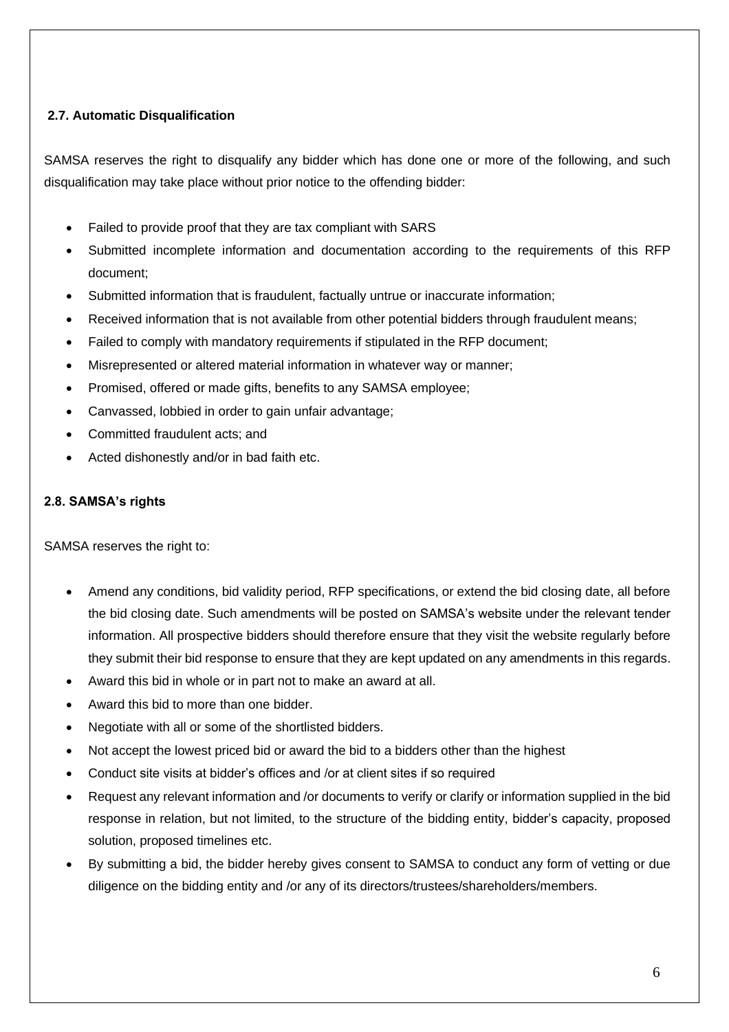### 2.7. Automatic Disqualification

SAMSA reserves the right to disqualify any bidder which has done one or more of the following, and such disqualification may take place without prior notice to the offending bidder:

- Failed to provide proof that they are tax compliant with SARS
- Submitted incomplete information and documentation according to the requirements of this RFP document;
- Submitted information that is fraudulent, factually untrue or inaccurate information;
- Received information that is not available from other potential bidders through fraudulent means;
- Failed to comply with mandatory requirements if stipulated in the RFP document;
- Misrepresented or altered material information in whatever way or manner;
- Promised, offered or made gifts, benefits to any SAMSA employee;
- Canvassed, lobbied in order to gain unfair advantage;
- Committed fraudulent acts; and
- Acted dishonestly and/or in bad faith etc.

### 2.8. SAMSA's rights

SAMSA reserves the right to:

- Amend any conditions, bid validity period, RFP specifications, or extend the bid closing date, all before the bid closing date. Such amendments will be posted on SAMSA's website under the relevant tender information. All prospective bidders should therefore ensure that they visit the website regularly before they submit their bid response to ensure that they are kept updated on any amendments in this regards.
- Award this bid in whole or in part not to make an award at all.
- Award this bid to more than one bidder.
- Negotiate with all or some of the shortlisted bidders.
- Not accept the lowest priced bid or award the bid to a bidders other than the highest
- Conduct site visits at bidder's offices and /or at client sites if so required
- Request any relevant information and /or documents to verify or clarify or information supplied in the bid response in relation, but not limited, to the structure of the bidding entity, bidder's capacity, proposed solution, proposed timelines etc.
- By submitting a bid, the bidder hereby gives consent to SAMSA to conduct any form of vetting or due diligence on the bidding entity and /or any of its directors/trustees/shareholders/members.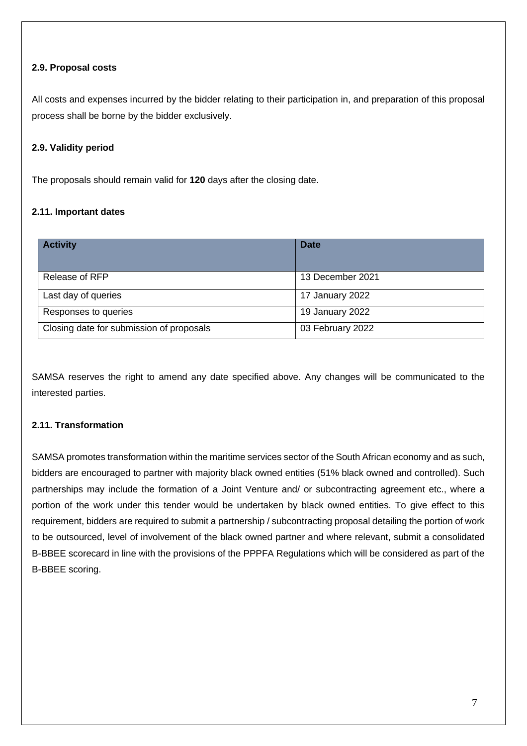#### 2.9. Proposal costs

All costs and expenses incurred by the bidder relating to their participation in, and preparation of this proposal process shall be borne by the bidder exclusively.

#### 2.9. Validity period

The proposals should remain valid for **120** days after the closing date.

#### 2.11. Important dates

| Activity | Date |
|---|---|
| Release of RFP | 13 December 2021 |
| Last day of queries | 17 January 2022 |
| Responses to queries | 19 January 2022 |
| Closing date for submission of proposals | 03 February 2022 |

SAMSA reserves the right to amend any date specified above. Any changes will be communicated to the interested parties.

#### 2.11. Transformation

SAMSA promotes transformation within the maritime services sector of the South African economy and as such, bidders are encouraged to partner with majority black owned entities (51% black owned and controlled). Such partnerships may include the formation of a Joint Venture and/ or subcontracting agreement etc., where a portion of the work under this tender would be undertaken by black owned entities. To give effect to this requirement, bidders are required to submit a partnership / subcontracting proposal detailing the portion of work to be outsourced, level of involvement of the black owned partner and where relevant, submit a consolidated B-BBEE scorecard in line with the provisions of the PPPFA Regulations which will be considered as part of the B-BBEE scoring.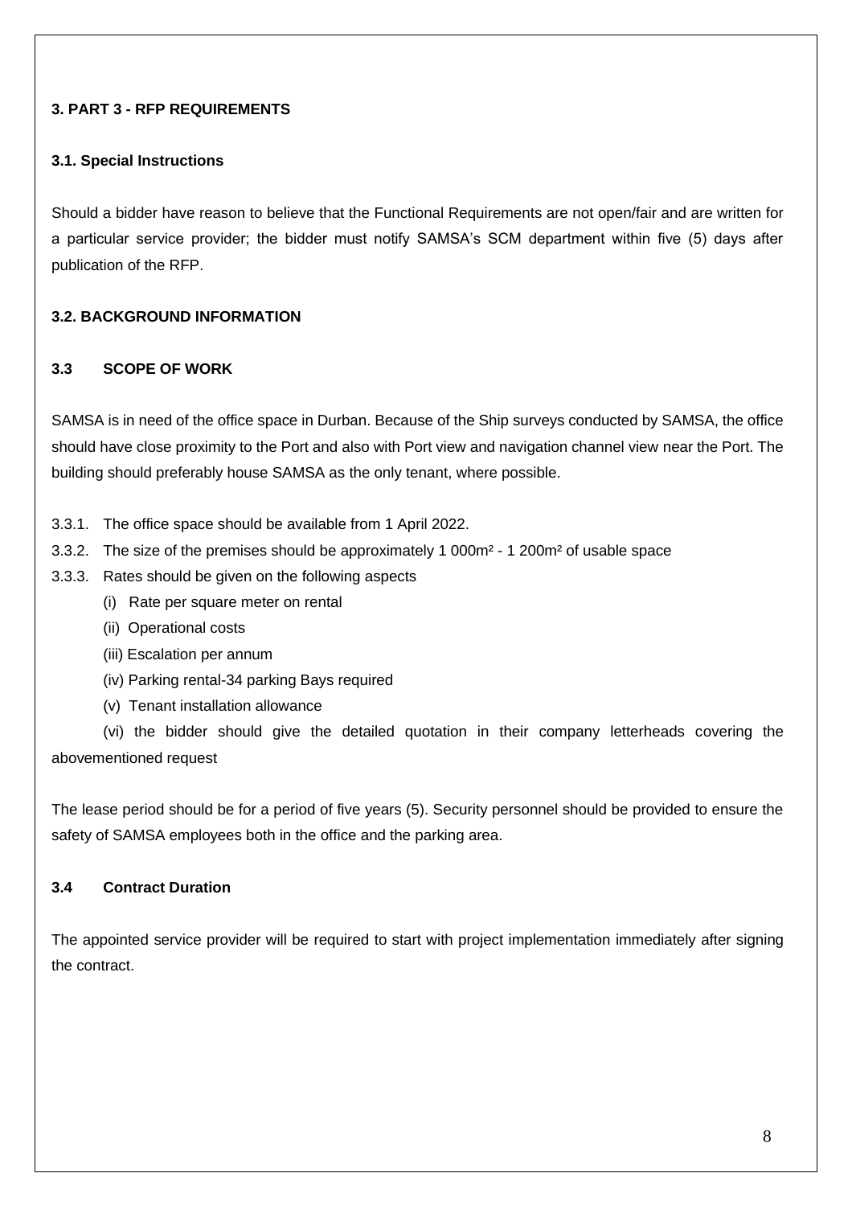### 3. PART 3 - RFP REQUIREMENTS

#### 3.1. Special Instructions

Should a bidder have reason to believe that the Functional Requirements are not open/fair and are written for a particular service provider; the bidder must notify SAMSA's SCM department within five (5) days after publication of the RFP.

#### 3.2. BACKGROUND INFORMATION

#### 3.3 SCOPE OF WORK

SAMSA is in need of the office space in Durban. Because of the Ship surveys conducted by SAMSA, the office should have close proximity to the Port and also with Port view and navigation channel view near the Port. The building should preferably house SAMSA as the only tenant, where possible.

3.3.1. The office space should be available from 1 April 2022.

3.3.2. The size of the premises should be approximately 1 000m² - 1 200m² of usable space

3.3.3. Rates should be given on the following aspects

- (i) Rate per square meter on rental
- (ii) Operational costs
- (iii) Escalation per annum
- (iv) Parking rental-34 parking Bays required
- (v) Tenant installation allowance
- (vi) the bidder should give the detailed quotation in their company letterheads covering the abovementioned request

The lease period should be for a period of five years (5). Security personnel should be provided to ensure the safety of SAMSA employees both in the office and the parking area.

#### 3.4 Contract Duration

The appointed service provider will be required to start with project implementation immediately after signing the contract.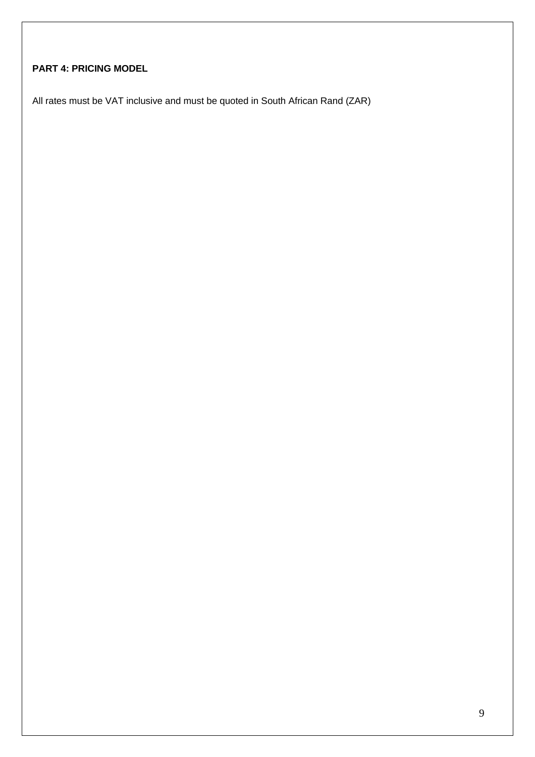**PART 4: PRICING MODEL**

All rates must be VAT inclusive and must be quoted in South African Rand (ZAR)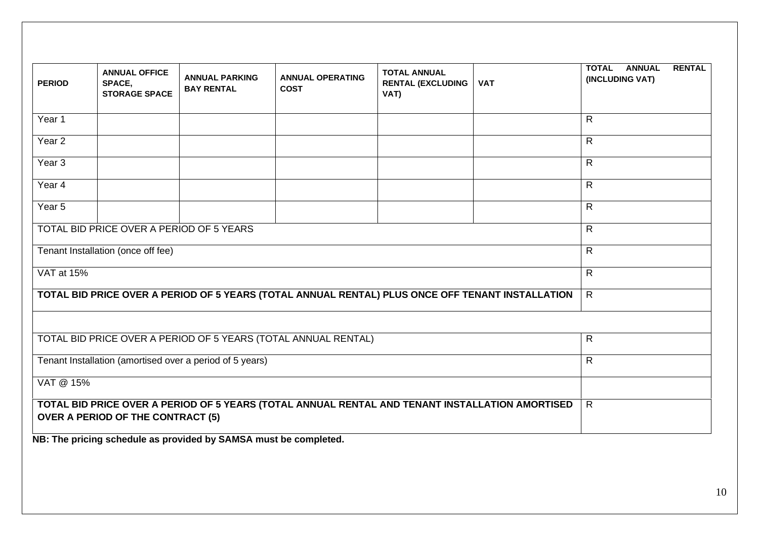| PERIOD | ANNUAL OFFICE SPACE, STORAGE SPACE | ANNUAL PARKING BAY RENTAL | ANNUAL OPERATING COST | TOTAL ANNUAL RENTAL (EXCLUDING VAT) | VAT | TOTAL ANNUAL RENTAL (INCLUDING VAT) |
|---|---|---|---|---|---|---|
| Year 1 | | | | | | R |
| Year 2 | | | | | | R |
| Year 3 | | | | | | R |
| Year 4 | | | | | | R |
| Year 5 | | | | | | R |
| TOTAL BID PRICE OVER A PERIOD OF 5 YEARS | | | | | | R |
| Tenant Installation (once off fee) | | | | | | R |
| VAT at 15% | | | | | | R |
| **TOTAL BID PRICE OVER A PERIOD OF 5 YEARS (TOTAL ANNUAL RENTAL) PLUS ONCE OFF TENANT INSTALLATION** | | | | | | R |
| | | | | | | |
| TOTAL BID PRICE OVER A PERIOD OF 5 YEARS (TOTAL ANNUAL RENTAL) | | | | | | R |
| Tenant Installation (amortised over a period of 5 years) | | | | | | R |
| VAT @ 15% | | | | | | |
| **TOTAL BID PRICE OVER A PERIOD OF 5 YEARS (TOTAL ANNUAL RENTAL AND TENANT INSTALLATION AMORTISED OVER A PERIOD OF THE CONTRACT (5)** | | | | | | R |

**NB: The pricing schedule as provided by SAMSA must be completed.**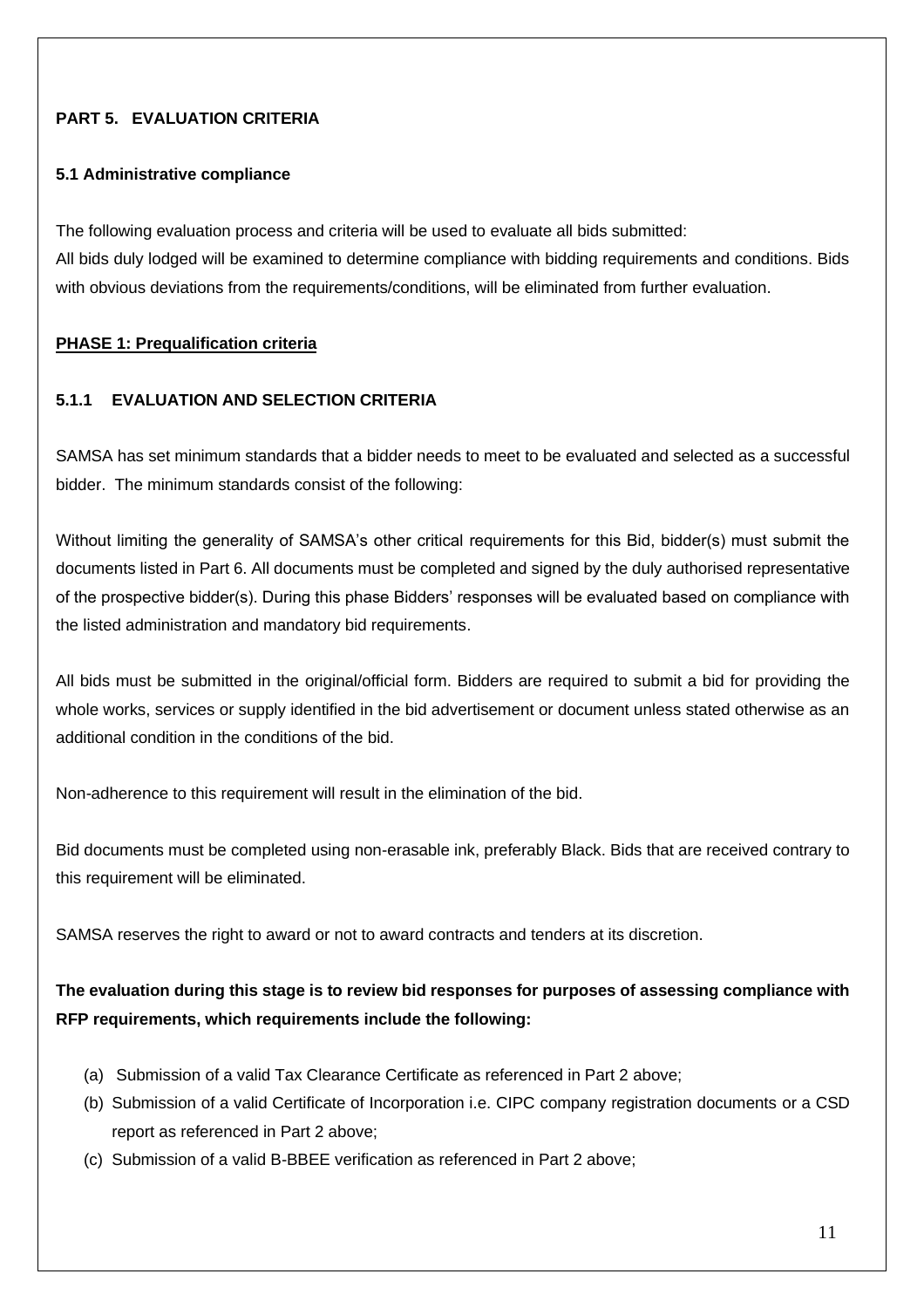**PART 5. EVALUATION CRITERIA**

**5.1 Administrative compliance**

The following evaluation process and criteria will be used to evaluate all bids submitted:
All bids duly lodged will be examined to determine compliance with bidding requirements and conditions. Bids with obvious deviations from the requirements/conditions, will be eliminated from further evaluation.

**PHASE 1: Prequalification criteria**

**5.1.1 EVALUATION AND SELECTION CRITERIA**

SAMSA has set minimum standards that a bidder needs to meet to be evaluated and selected as a successful bidder. The minimum standards consist of the following:

Without limiting the generality of SAMSA's other critical requirements for this Bid, bidder(s) must submit the documents listed in Part 6. All documents must be completed and signed by the duly authorised representative of the prospective bidder(s). During this phase Bidders' responses will be evaluated based on compliance with the listed administration and mandatory bid requirements.

All bids must be submitted in the original/official form. Bidders are required to submit a bid for providing the whole works, services or supply identified in the bid advertisement or document unless stated otherwise as an additional condition in the conditions of the bid.

Non-adherence to this requirement will result in the elimination of the bid.

Bid documents must be completed using non-erasable ink, preferably Black. Bids that are received contrary to this requirement will be eliminated.

SAMSA reserves the right to award or not to award contracts and tenders at its discretion.

**The evaluation during this stage is to review bid responses for purposes of assessing compliance with RFP requirements, which requirements include the following:**

(a) Submission of a valid Tax Clearance Certificate as referenced in Part 2 above;
(b) Submission of a valid Certificate of Incorporation i.e. CIPC company registration documents or a CSD report as referenced in Part 2 above;
(c) Submission of a valid B-BBEE verification as referenced in Part 2 above;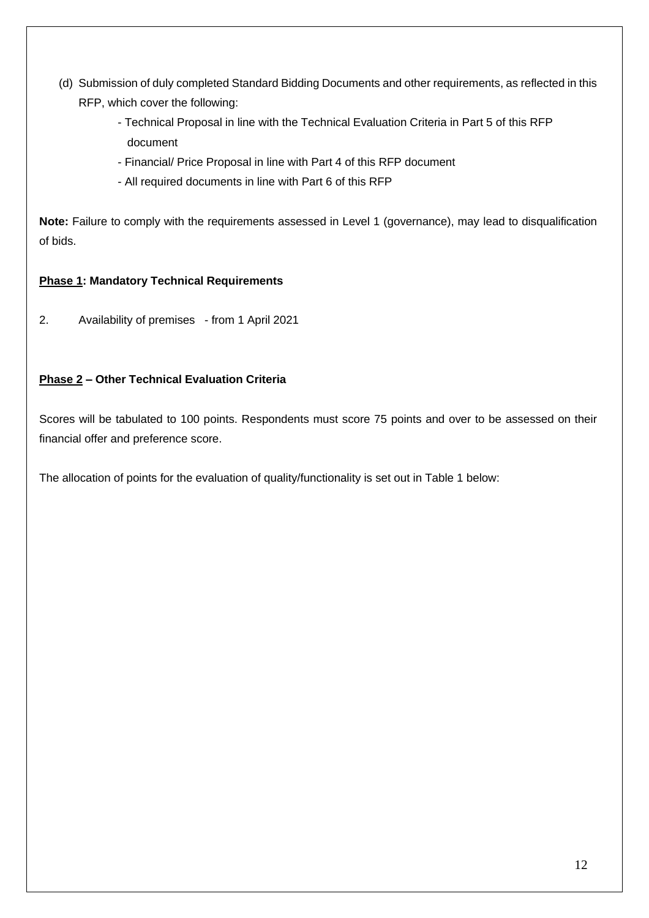(d) Submission of duly completed Standard Bidding Documents and other requirements, as reflected in this RFP, which cover the following:

- Technical Proposal in line with the Technical Evaluation Criteria in Part 5 of this RFP document
- Financial/ Price Proposal in line with Part 4 of this RFP document
- All required documents in line with Part 6 of this RFP

**Note:** Failure to comply with the requirements assessed in Level 1 (governance), may lead to disqualification of bids.

**Phase 1: Mandatory Technical Requirements**

2. Availability of premises - from 1 April 2021

**Phase 2 – Other Technical Evaluation Criteria**

Scores will be tabulated to 100 points. Respondents must score 75 points and over to be assessed on their financial offer and preference score.

The allocation of points for the evaluation of quality/functionality is set out in Table 1 below: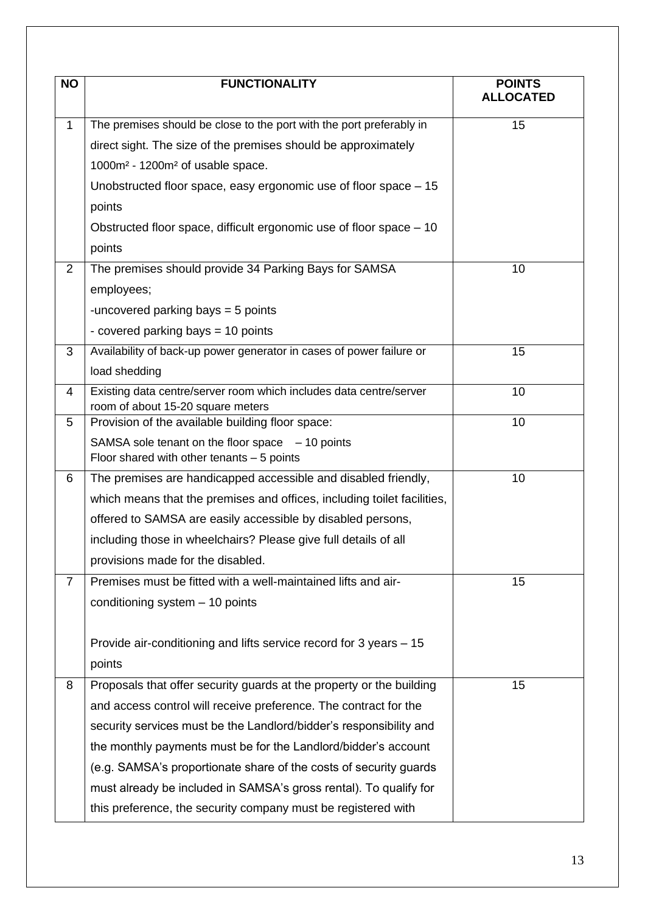| NO | FUNCTIONALITY | POINTS ALLOCATED |
|---|---|---|
| 1 | The premises should be close to the port with the port preferably in direct sight. The size of the premises should be approximately 1000m² - 1200m² of usable space.<br>Unobstructed floor space, easy ergonomic use of floor space – 15 points<br>Obstructed floor space, difficult ergonomic use of floor space – 10 points | 15 |
| 2 | The premises should provide 34 Parking Bays for SAMSA employees;<br>-uncovered parking bays = 5 points<br>- covered parking bays = 10 points | 10 |
| 3 | Availability of back-up power generator in cases of power failure or load shedding | 15 |
| 4 | Existing data centre/server room which includes data centre/server room of about 15-20 square meters | 10 |
| 5 | Provision of the available building floor space:<br>SAMSA sole tenant on the floor space – 10 points<br>Floor shared with other tenants – 5 points | 10 |
| 6 | The premises are handicapped accessible and disabled friendly, which means that the premises and offices, including toilet facilities, offered to SAMSA are easily accessible by disabled persons, including those in wheelchairs? Please give full details of all provisions made for the disabled. | 10 |
| 7 | Premises must be fitted with a well-maintained lifts and air-conditioning system – 10 points<br><br>Provide air-conditioning and lifts service record for 3 years – 15 points | 15 |
| 8 | Proposals that offer security guards at the property or the building and access control will receive preference. The contract for the security services must be the Landlord/bidder's responsibility and the monthly payments must be for the Landlord/bidder's account (e.g. SAMSA's proportionate share of the costs of security guards must already be included in SAMSA's gross rental). To qualify for this preference, the security company must be registered with | 15 |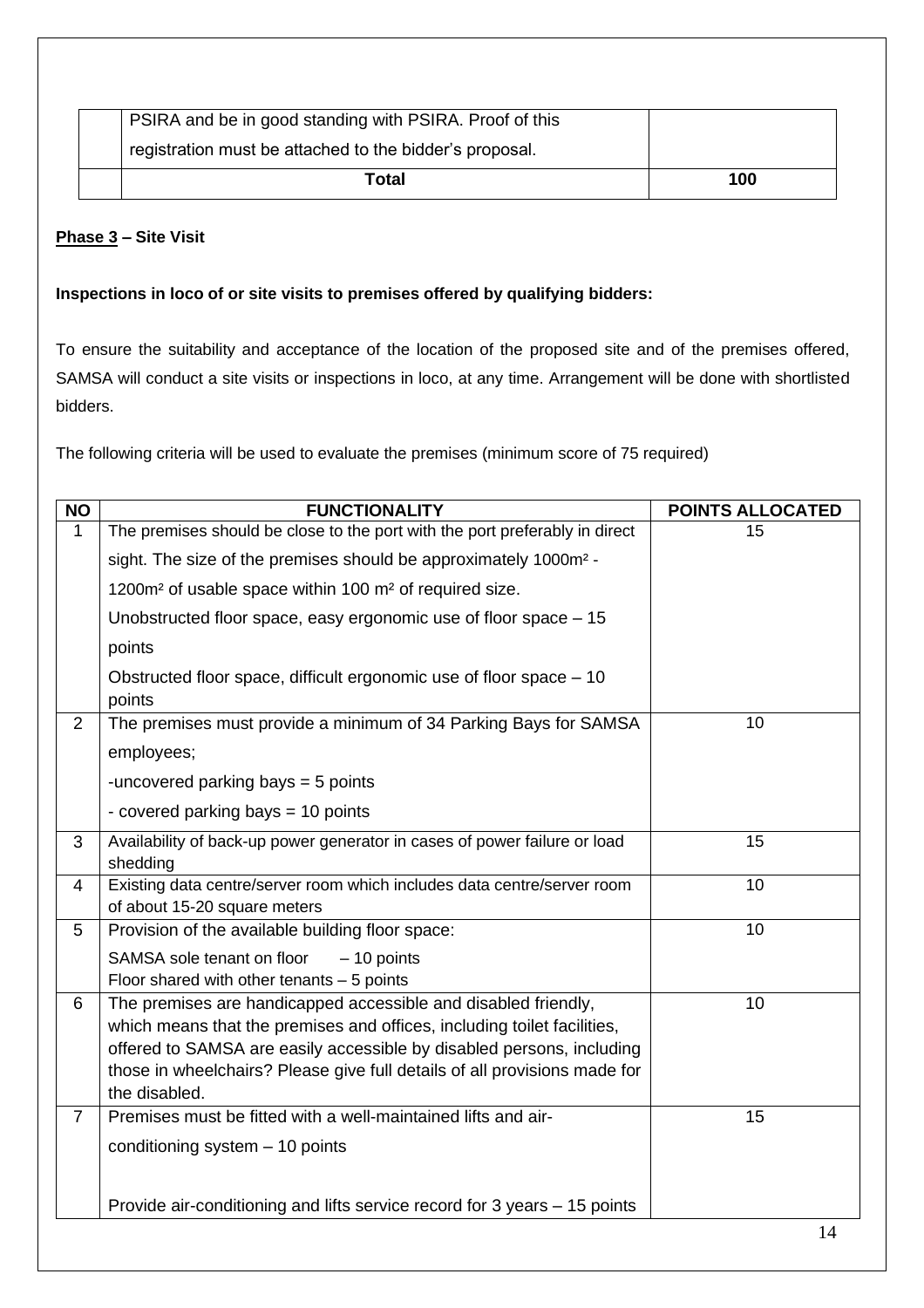| | PSIRA and be in good standing with PSIRA. Proof of this registration must be attached to the bidder's proposal. | |
|---|---|---|
| | **Total** | **100** |

**Phase 3 – Site Visit**

**Inspections in loco of or site visits to premises offered by qualifying bidders:**

To ensure the suitability and acceptance of the location of the proposed site and of the premises offered, SAMSA will conduct a site visits or inspections in loco, at any time. Arrangement will be done with shortlisted bidders.

The following criteria will be used to evaluate the premises (minimum score of 75 required)

| NO | FUNCTIONALITY | POINTS ALLOCATED |
|---|---|---|
| 1 | The premises should be close to the port with the port preferably in direct sight. The size of the premises should be approximately 1000m² - 1200m² of usable space within 100 m² of required size.<br><br>Unobstructed floor space, easy ergonomic use of floor space – 15 points<br><br>Obstructed floor space, difficult ergonomic use of floor space – 10 points | 15 |
| 2 | The premises must provide a minimum of 34 Parking Bays for SAMSA employees;<br><br>-uncovered parking bays = 5 points<br><br>- covered parking bays = 10 points | 10 |
| 3 | Availability of back-up power generator in cases of power failure or load shedding | 15 |
| 4 | Existing data centre/server room which includes data centre/server room of about 15-20 square meters | 10 |
| 5 | Provision of the available building floor space:<br><br>SAMSA sole tenant on floor – 10 points<br>Floor shared with other tenants – 5 points | 10 |
| 6 | The premises are handicapped accessible and disabled friendly, which means that the premises and offices, including toilet facilities, offered to SAMSA are easily accessible by disabled persons, including those in wheelchairs? Please give full details of all provisions made for the disabled. | 10 |
| 7 | Premises must be fitted with a well-maintained lifts and air-conditioning system – 10 points<br><br>Provide air-conditioning and lifts service record for 3 years – 15 points | 15 |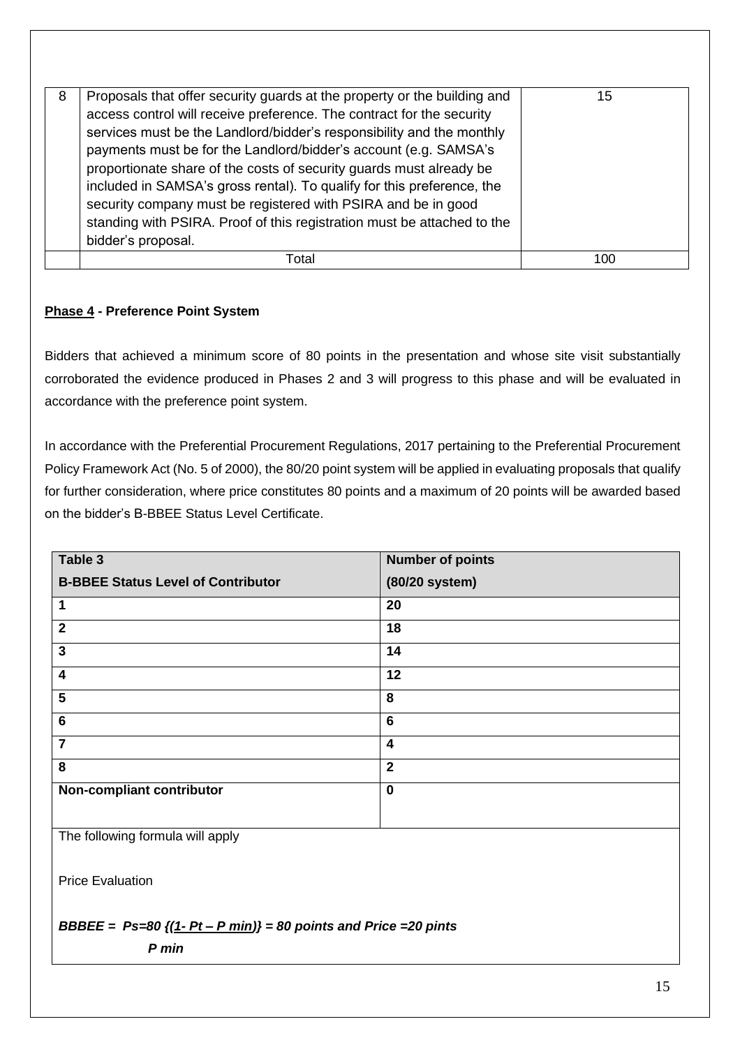| 8 | Proposals that offer security guards at the property or the building and access control will receive preference. The contract for the security services must be the Landlord/bidder's responsibility and the monthly payments must be for the Landlord/bidder's account (e.g. SAMSA's proportionate share of the costs of security guards must already be included in SAMSA's gross rental). To qualify for this preference, the security company must be registered with PSIRA and be in good standing with PSIRA. Proof of this registration must be attached to the bidder's proposal. | 15 |
|---|---|---|
| | Total | 100 |

**Phase 4 - Preference Point System**

Bidders that achieved a minimum score of 80 points in the presentation and whose site visit substantially corroborated the evidence produced in Phases 2 and 3 will progress to this phase and will be evaluated in accordance with the preference point system.

In accordance with the Preferential Procurement Regulations, 2017 pertaining to the Preferential Procurement Policy Framework Act (No. 5 of 2000), the 80/20 point system will be applied in evaluating proposals that qualify for further consideration, where price constitutes 80 points and a maximum of 20 points will be awarded based on the bidder's B-BBEE Status Level Certificate.

| **Table 3**<br>**B-BBEE Status Level of Contributor** | **Number of points**<br>**(80/20 system)** |
|---|---|
| **1** | **20** |
| **2** | **18** |
| **3** | **14** |
| **4** | **12** |
| **5** | **8** |
| **6** | **6** |
| **7** | **4** |
| **8** | **2** |
| **Non-compliant contributor** | **0** |

The following formula will apply

Price Evaluation

***BBBEE =*** $Ps = 80\left(1 - \frac{Pt - P\,min}{P\,min}\right)$ ***= 80 points and Price =20 pints***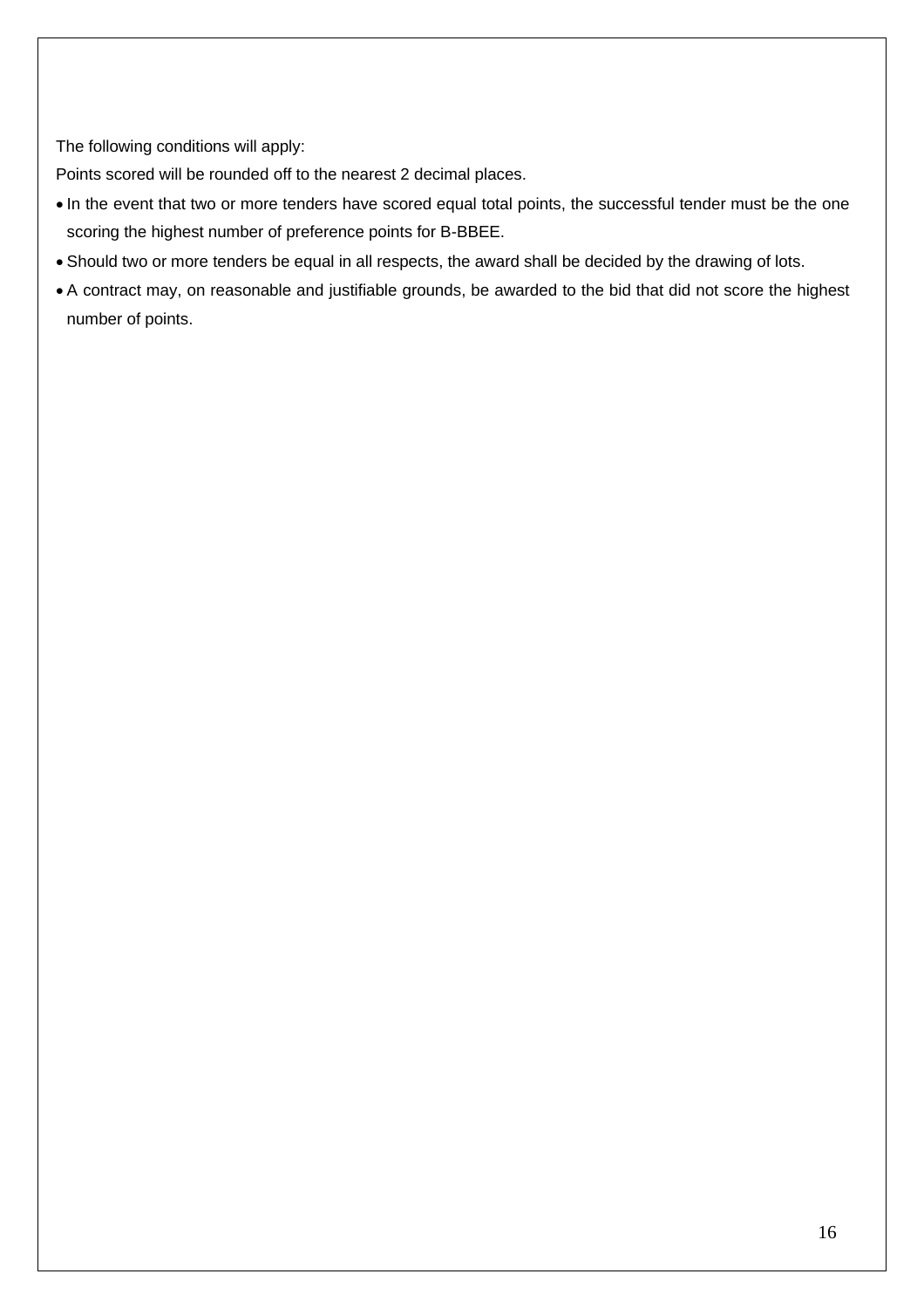The following conditions will apply:

Points scored will be rounded off to the nearest 2 decimal places.

- In the event that two or more tenders have scored equal total points, the successful tender must be the one scoring the highest number of preference points for B-BBEE.
- Should two or more tenders be equal in all respects, the award shall be decided by the drawing of lots.
- A contract may, on reasonable and justifiable grounds, be awarded to the bid that did not score the highest number of points.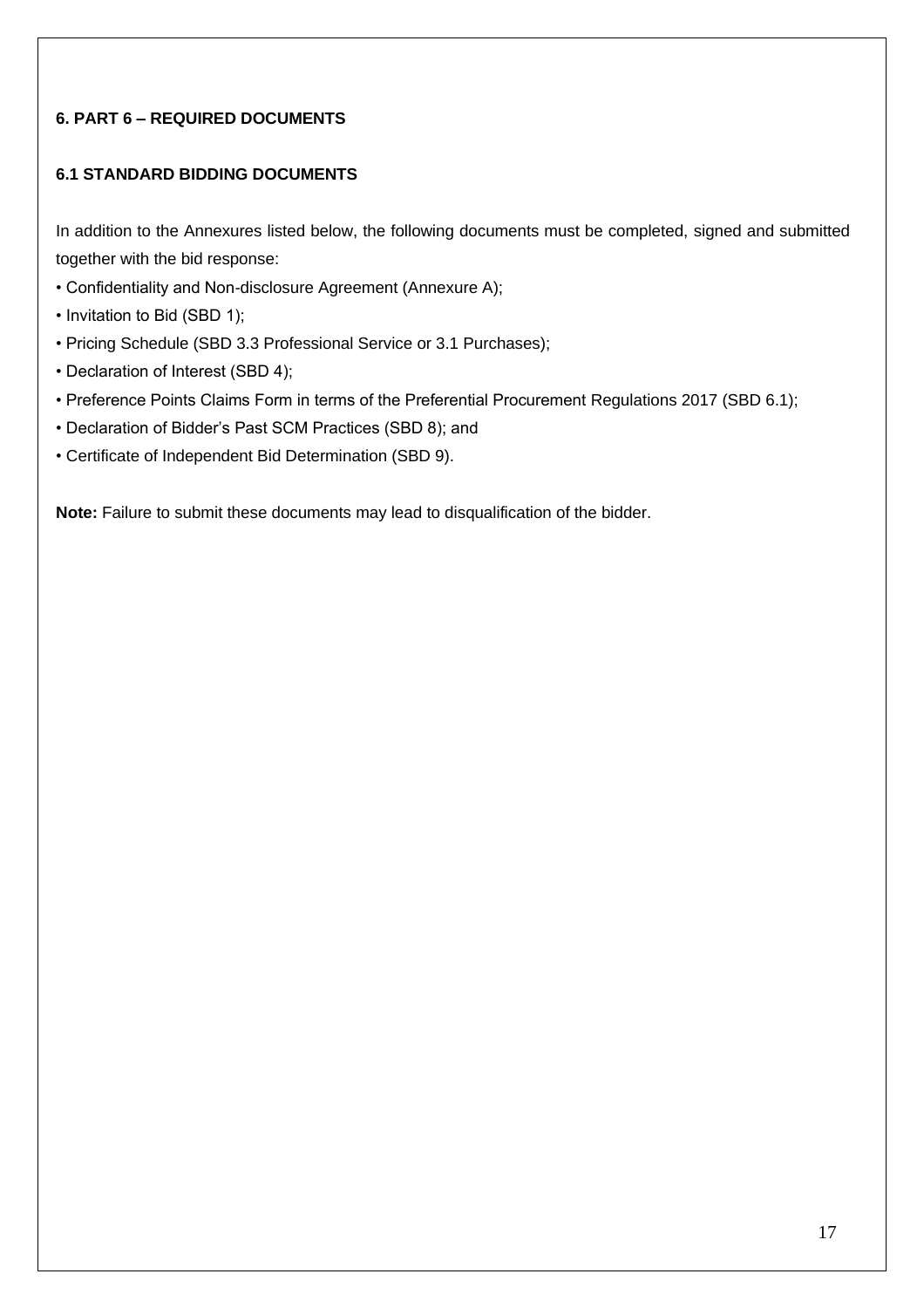## 6. PART 6 – REQUIRED DOCUMENTS

### 6.1 STANDARD BIDDING DOCUMENTS

In addition to the Annexures listed below, the following documents must be completed, signed and submitted together with the bid response:

- Confidentiality and Non-disclosure Agreement (Annexure A);
- Invitation to Bid (SBD 1);
- Pricing Schedule (SBD 3.3 Professional Service or 3.1 Purchases);
- Declaration of Interest (SBD 4);
- Preference Points Claims Form in terms of the Preferential Procurement Regulations 2017 (SBD 6.1);
- Declaration of Bidder's Past SCM Practices (SBD 8); and
- Certificate of Independent Bid Determination (SBD 9).

**Note:** Failure to submit these documents may lead to disqualification of the bidder.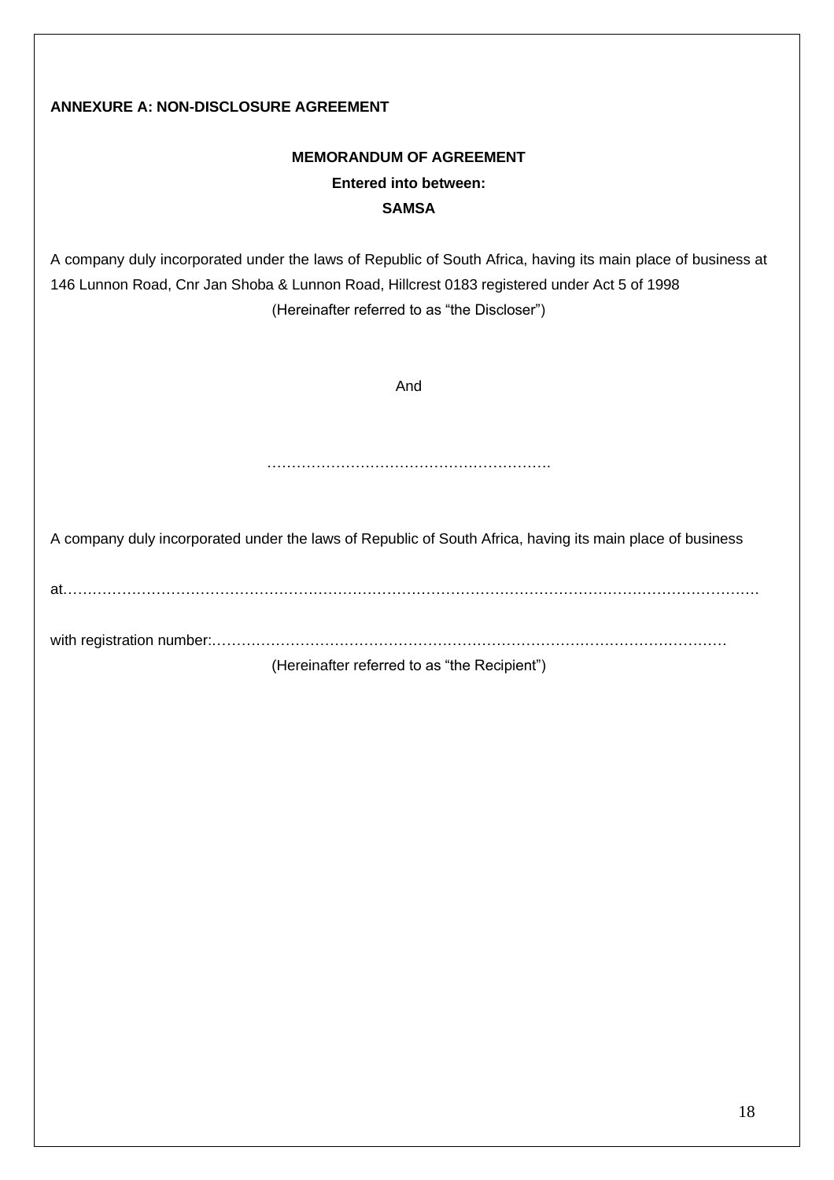**ANNEXURE A: NON-DISCLOSURE AGREEMENT**

**MEMORANDUM OF AGREEMENT**

**Entered into between:**

**SAMSA**

A company duly incorporated under the laws of Republic of South Africa, having its main place of business at 146 Lunnon Road, Cnr Jan Shoba & Lunnon Road, Hillcrest 0183 registered under Act 5 of 1998

(Hereinafter referred to as "the Discloser")

And

………………………………………………….

A company duly incorporated under the laws of Republic of South Africa, having its main place of business

at………………………………………………………………………………………………………………………

with registration number:……………………………………………………………………………………

(Hereinafter referred to as "the Recipient")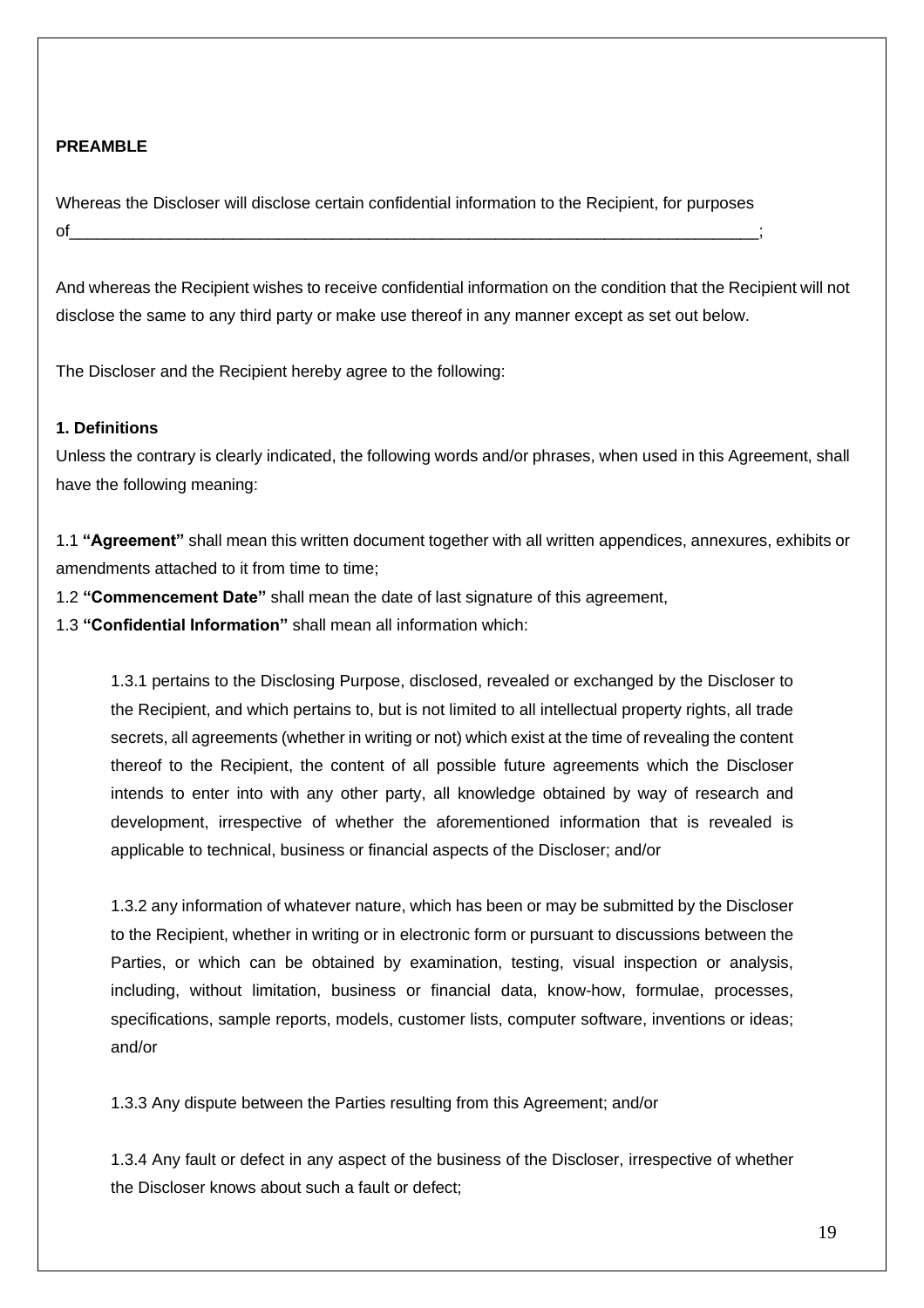**PREAMBLE**

Whereas the Discloser will disclose certain confidential information to the Recipient, for purposes of_____________________________________________________________________________;

And whereas the Recipient wishes to receive confidential information on the condition that the Recipient will not disclose the same to any third party or make use thereof in any manner except as set out below.

The Discloser and the Recipient hereby agree to the following:

**1. Definitions**

Unless the contrary is clearly indicated, the following words and/or phrases, when used in this Agreement, shall have the following meaning:

1.1 **"Agreement"** shall mean this written document together with all written appendices, annexures, exhibits or amendments attached to it from time to time;

1.2 **"Commencement Date"** shall mean the date of last signature of this agreement,

1.3 **"Confidential Information"** shall mean all information which:

> 1.3.1 pertains to the Disclosing Purpose, disclosed, revealed or exchanged by the Discloser to the Recipient, and which pertains to, but is not limited to all intellectual property rights, all trade secrets, all agreements (whether in writing or not) which exist at the time of revealing the content thereof to the Recipient, the content of all possible future agreements which the Discloser intends to enter into with any other party, all knowledge obtained by way of research and development, irrespective of whether the aforementioned information that is revealed is applicable to technical, business or financial aspects of the Discloser; and/or
>
> 1.3.2 any information of whatever nature, which has been or may be submitted by the Discloser to the Recipient, whether in writing or in electronic form or pursuant to discussions between the Parties, or which can be obtained by examination, testing, visual inspection or analysis, including, without limitation, business or financial data, know-how, formulae, processes, specifications, sample reports, models, customer lists, computer software, inventions or ideas; and/or
>
> 1.3.3 Any dispute between the Parties resulting from this Agreement; and/or
>
> 1.3.4 Any fault or defect in any aspect of the business of the Discloser, irrespective of whether the Discloser knows about such a fault or defect;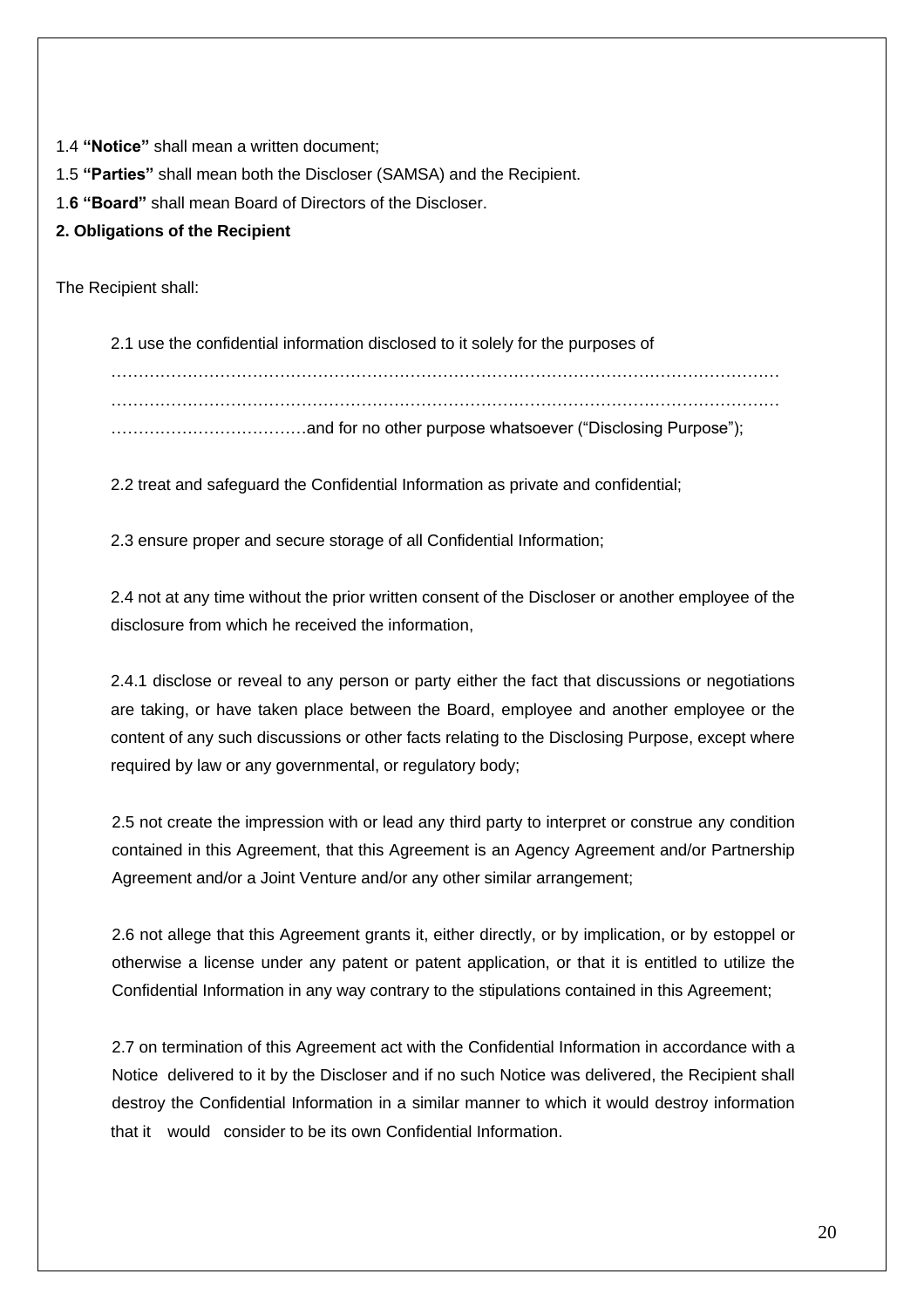1.4 **"Notice"** shall mean a written document;

1.5 **"Parties"** shall mean both the Discloser (SAMSA) and the Recipient.

1.**6 "Board"** shall mean Board of Directors of the Discloser.

**2. Obligations of the Recipient**

The Recipient shall:

2.1 use the confidential information disclosed to it solely for the purposes of ………………………………………………………………………………………………………… ………………………………………………………………………………………………………… ………………………………and for no other purpose whatsoever ("Disclosing Purpose");

2.2 treat and safeguard the Confidential Information as private and confidential;

2.3 ensure proper and secure storage of all Confidential Information;

2.4 not at any time without the prior written consent of the Discloser or another employee of the disclosure from which he received the information,

2.4.1 disclose or reveal to any person or party either the fact that discussions or negotiations are taking, or have taken place between the Board, employee and another employee or the content of any such discussions or other facts relating to the Disclosing Purpose, except where required by law or any governmental, or regulatory body;

2.5 not create the impression with or lead any third party to interpret or construe any condition contained in this Agreement, that this Agreement is an Agency Agreement and/or Partnership Agreement and/or a Joint Venture and/or any other similar arrangement;

2.6 not allege that this Agreement grants it, either directly, or by implication, or by estoppel or otherwise a license under any patent or patent application, or that it is entitled to utilize the Confidential Information in any way contrary to the stipulations contained in this Agreement;

2.7 on termination of this Agreement act with the Confidential Information in accordance with a Notice delivered to it by the Discloser and if no such Notice was delivered, the Recipient shall destroy the Confidential Information in a similar manner to which it would destroy information that it would consider to be its own Confidential Information.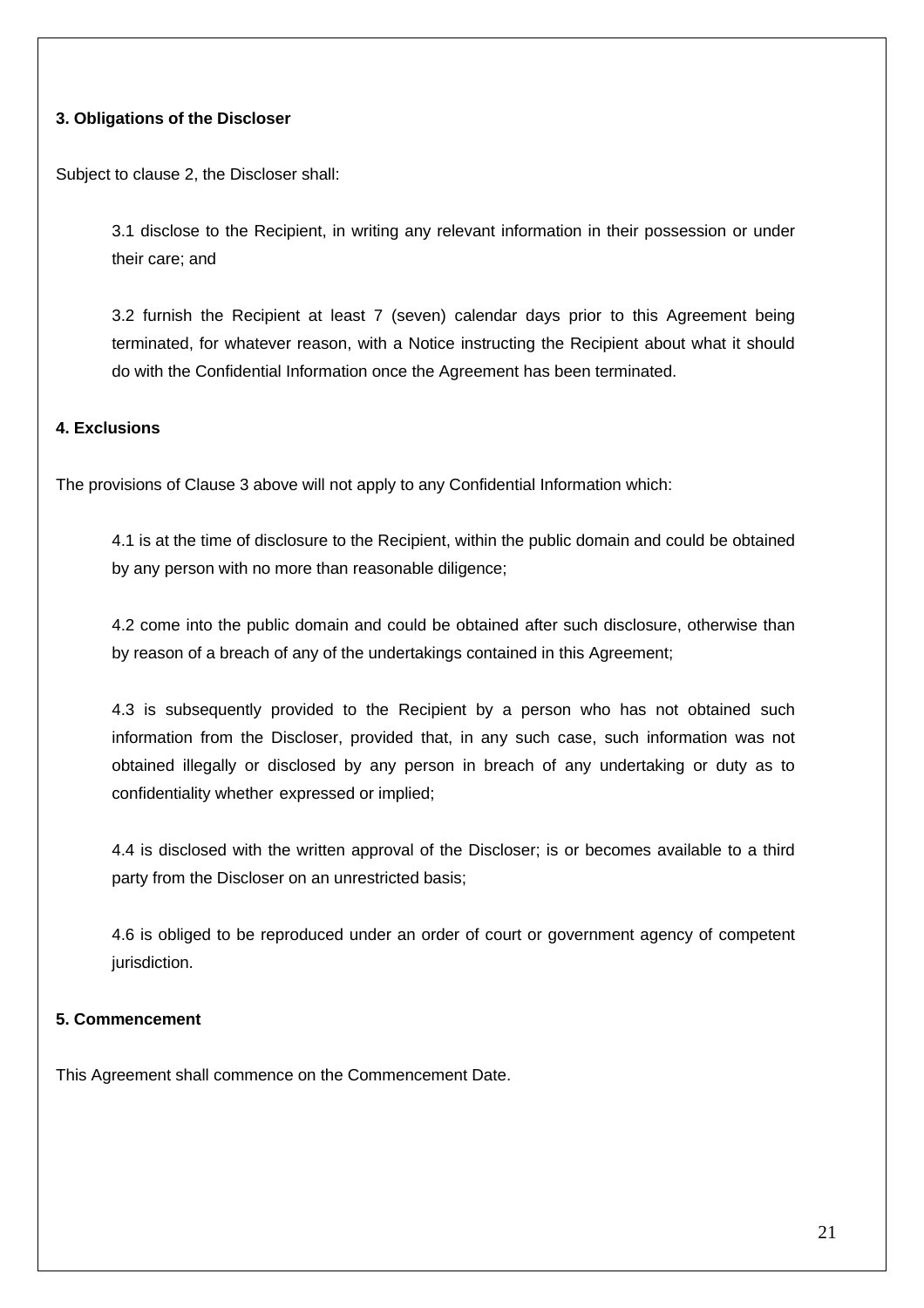**3. Obligations of the Discloser**

Subject to clause 2, the Discloser shall:

3.1 disclose to the Recipient, in writing any relevant information in their possession or under their care; and

3.2 furnish the Recipient at least 7 (seven) calendar days prior to this Agreement being terminated, for whatever reason, with a Notice instructing the Recipient about what it should do with the Confidential Information once the Agreement has been terminated.

**4. Exclusions**

The provisions of Clause 3 above will not apply to any Confidential Information which:

4.1 is at the time of disclosure to the Recipient, within the public domain and could be obtained by any person with no more than reasonable diligence;

4.2 come into the public domain and could be obtained after such disclosure, otherwise than by reason of a breach of any of the undertakings contained in this Agreement;

4.3 is subsequently provided to the Recipient by a person who has not obtained such information from the Discloser, provided that, in any such case, such information was not obtained illegally or disclosed by any person in breach of any undertaking or duty as to confidentiality whether expressed or implied;

4.4 is disclosed with the written approval of the Discloser; is or becomes available to a third party from the Discloser on an unrestricted basis;

4.6 is obliged to be reproduced under an order of court or government agency of competent jurisdiction.

**5. Commencement**

This Agreement shall commence on the Commencement Date.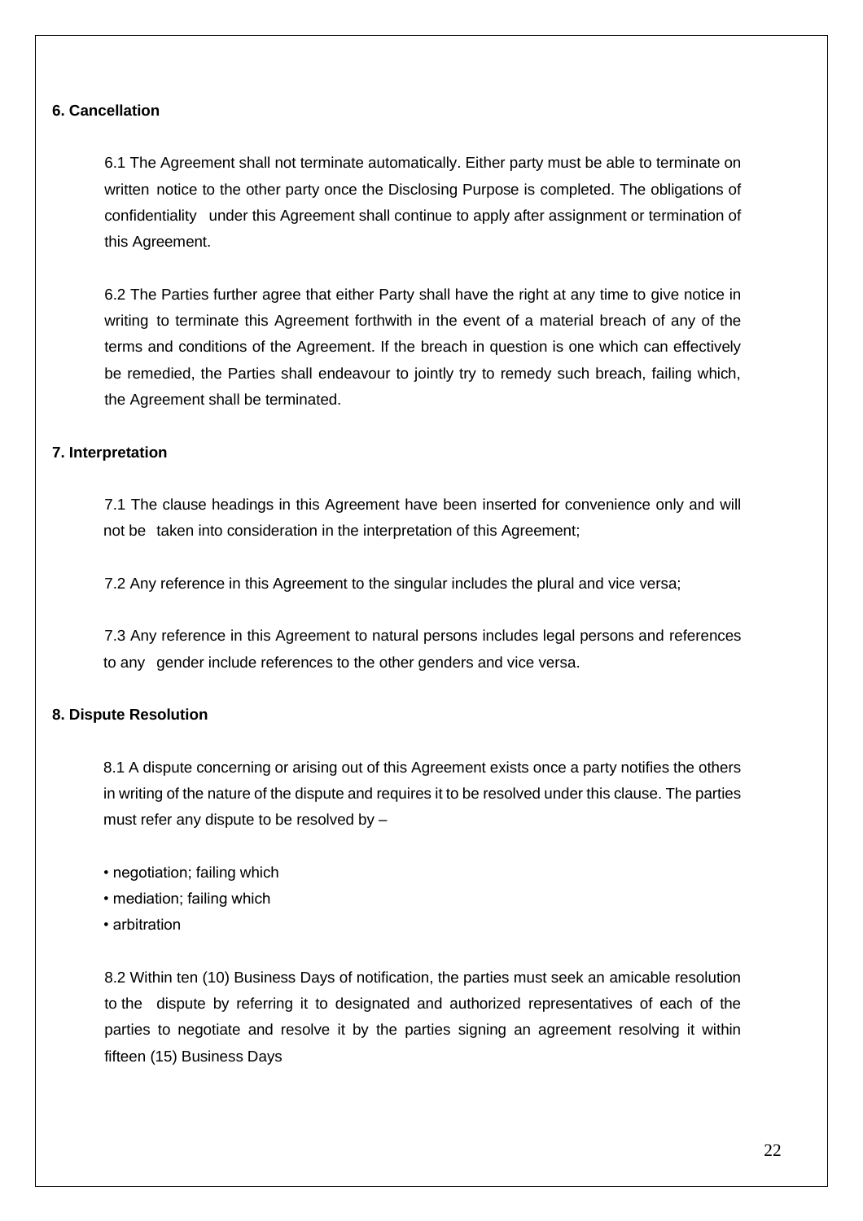**6. Cancellation**

6.1 The Agreement shall not terminate automatically. Either party must be able to terminate on written notice to the other party once the Disclosing Purpose is completed. The obligations of confidentiality under this Agreement shall continue to apply after assignment or termination of this Agreement.

6.2 The Parties further agree that either Party shall have the right at any time to give notice in writing to terminate this Agreement forthwith in the event of a material breach of any of the terms and conditions of the Agreement. If the breach in question is one which can effectively be remedied, the Parties shall endeavour to jointly try to remedy such breach, failing which, the Agreement shall be terminated.

**7. Interpretation**

7.1 The clause headings in this Agreement have been inserted for convenience only and will not be taken into consideration in the interpretation of this Agreement;

7.2 Any reference in this Agreement to the singular includes the plural and vice versa;

7.3 Any reference in this Agreement to natural persons includes legal persons and references to any gender include references to the other genders and vice versa.

**8. Dispute Resolution**

8.1 A dispute concerning or arising out of this Agreement exists once a party notifies the others in writing of the nature of the dispute and requires it to be resolved under this clause. The parties must refer any dispute to be resolved by –

- negotiation; failing which
- mediation; failing which
- arbitration

8.2 Within ten (10) Business Days of notification, the parties must seek an amicable resolution to the dispute by referring it to designated and authorized representatives of each of the parties to negotiate and resolve it by the parties signing an agreement resolving it within fifteen (15) Business Days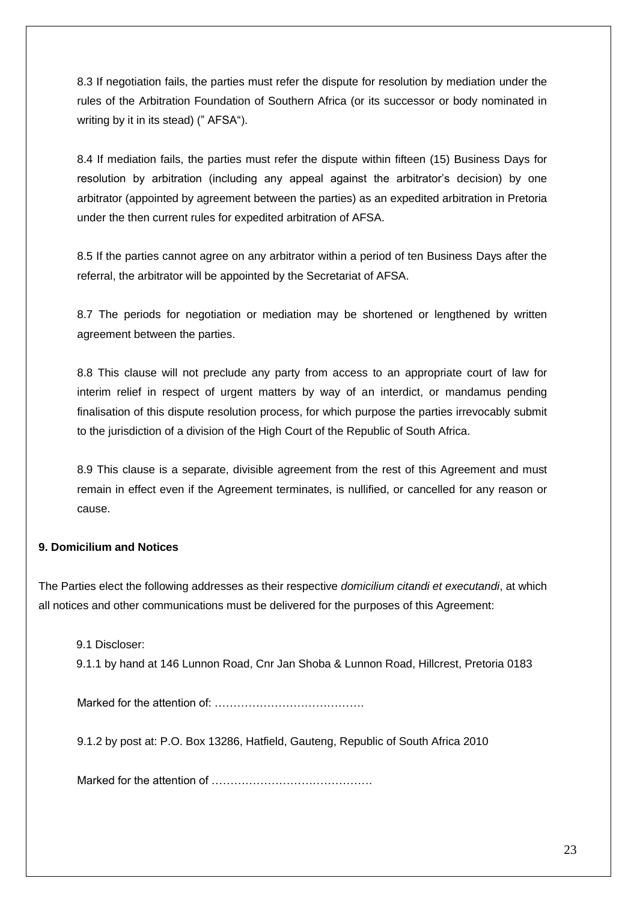8.3 If negotiation fails, the parties must refer the dispute for resolution by mediation under the rules of the Arbitration Foundation of Southern Africa (or its successor or body nominated in writing by it in its stead) (" AFSA").

8.4 If mediation fails, the parties must refer the dispute within fifteen (15) Business Days for resolution by arbitration (including any appeal against the arbitrator's decision) by one arbitrator (appointed by agreement between the parties) as an expedited arbitration in Pretoria under the then current rules for expedited arbitration of AFSA.

8.5 If the parties cannot agree on any arbitrator within a period of ten Business Days after the referral, the arbitrator will be appointed by the Secretariat of AFSA.

8.7 The periods for negotiation or mediation may be shortened or lengthened by written agreement between the parties.

8.8 This clause will not preclude any party from access to an appropriate court of law for interim relief in respect of urgent matters by way of an interdict, or mandamus pending finalisation of this dispute resolution process, for which purpose the parties irrevocably submit to the jurisdiction of a division of the High Court of the Republic of South Africa.

8.9 This clause is a separate, divisible agreement from the rest of this Agreement and must remain in effect even if the Agreement terminates, is nullified, or cancelled for any reason or cause.

**9. Domicilium and Notices**

The Parties elect the following addresses as their respective *domicilium citandi et executandi*, at which all notices and other communications must be delivered for the purposes of this Agreement:

9.1 Discloser:

9.1.1 by hand at 146 Lunnon Road, Cnr Jan Shoba & Lunnon Road, Hillcrest, Pretoria 0183

Marked for the attention of: ………………………………….

9.1.2 by post at: P.O. Box 13286, Hatfield, Gauteng, Republic of South Africa 2010

Marked for the attention of ……………………………………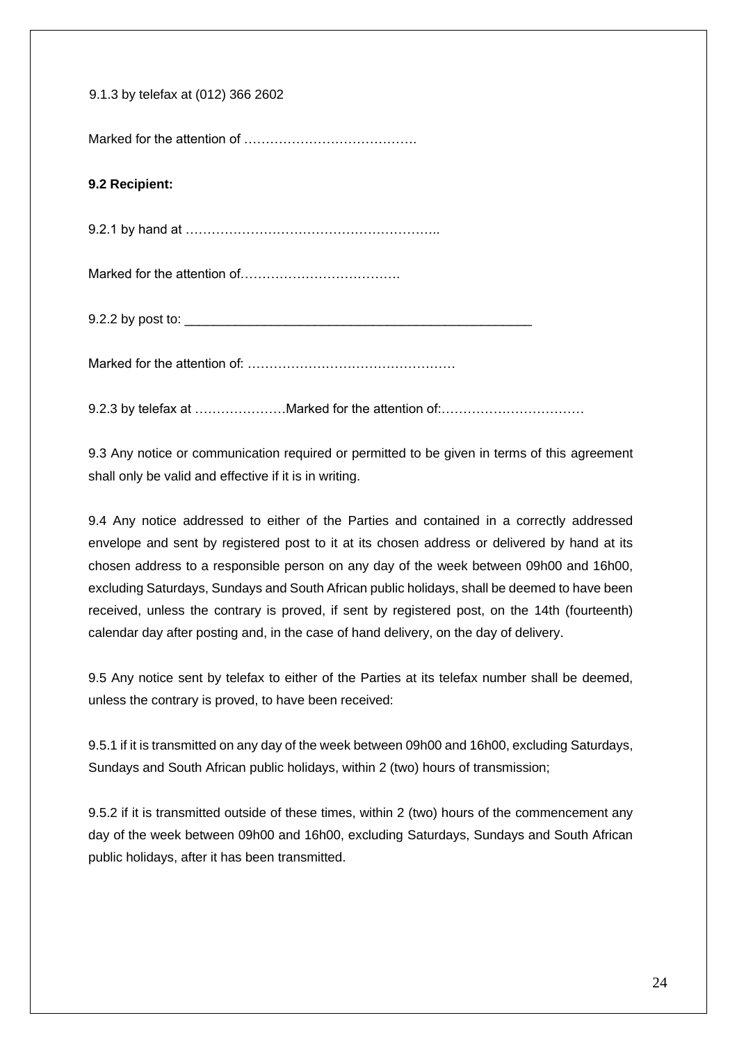9.1.3 by telefax at (012) 366 2602

Marked for the attention of ………………………………….

**9.2 Recipient:**

9.2.1 by hand at …………………………………………………..

Marked for the attention of……………………………….

9.2.2 by post to: ________________________________________________

Marked for the attention of: …………………………………………

9.2.3 by telefax at …………………Marked for the attention of:……………………………

9.3 Any notice or communication required or permitted to be given in terms of this agreement shall only be valid and effective if it is in writing.

9.4 Any notice addressed to either of the Parties and contained in a correctly addressed envelope and sent by registered post to it at its chosen address or delivered by hand at its chosen address to a responsible person on any day of the week between 09h00 and 16h00, excluding Saturdays, Sundays and South African public holidays, shall be deemed to have been received, unless the contrary is proved, if sent by registered post, on the 14th (fourteenth) calendar day after posting and, in the case of hand delivery, on the day of delivery.

9.5 Any notice sent by telefax to either of the Parties at its telefax number shall be deemed, unless the contrary is proved, to have been received:

9.5.1 if it is transmitted on any day of the week between 09h00 and 16h00, excluding Saturdays, Sundays and South African public holidays, within 2 (two) hours of transmission;

9.5.2 if it is transmitted outside of these times, within 2 (two) hours of the commencement any day of the week between 09h00 and 16h00, excluding Saturdays, Sundays and South African public holidays, after it has been transmitted.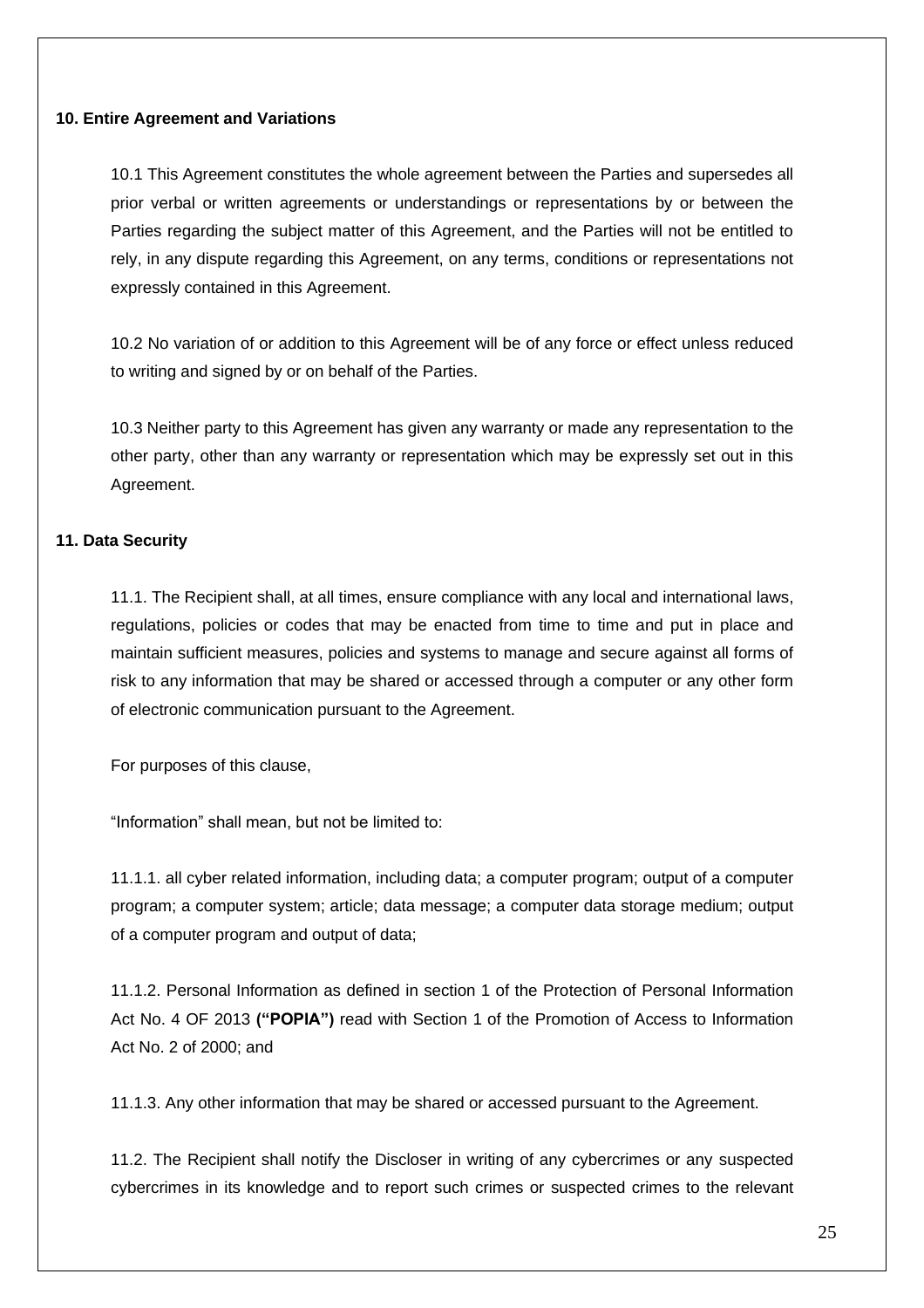**10. Entire Agreement and Variations**

10.1 This Agreement constitutes the whole agreement between the Parties and supersedes all prior verbal or written agreements or understandings or representations by or between the Parties regarding the subject matter of this Agreement, and the Parties will not be entitled to rely, in any dispute regarding this Agreement, on any terms, conditions or representations not expressly contained in this Agreement.

10.2 No variation of or addition to this Agreement will be of any force or effect unless reduced to writing and signed by or on behalf of the Parties.

10.3 Neither party to this Agreement has given any warranty or made any representation to the other party, other than any warranty or representation which may be expressly set out in this Agreement.

**11. Data Security**

11.1. The Recipient shall, at all times, ensure compliance with any local and international laws, regulations, policies or codes that may be enacted from time to time and put in place and maintain sufficient measures, policies and systems to manage and secure against all forms of risk to any information that may be shared or accessed through a computer or any other form of electronic communication pursuant to the Agreement.

For purposes of this clause,

"Information" shall mean, but not be limited to:

11.1.1. all cyber related information, including data; a computer program; output of a computer program; a computer system; article; data message; a computer data storage medium; output of a computer program and output of data;

11.1.2. Personal Information as defined in section 1 of the Protection of Personal Information Act No. 4 OF 2013 **("POPIA")** read with Section 1 of the Promotion of Access to Information Act No. 2 of 2000; and

11.1.3. Any other information that may be shared or accessed pursuant to the Agreement.

11.2. The Recipient shall notify the Discloser in writing of any cybercrimes or any suspected cybercrimes in its knowledge and to report such crimes or suspected crimes to the relevant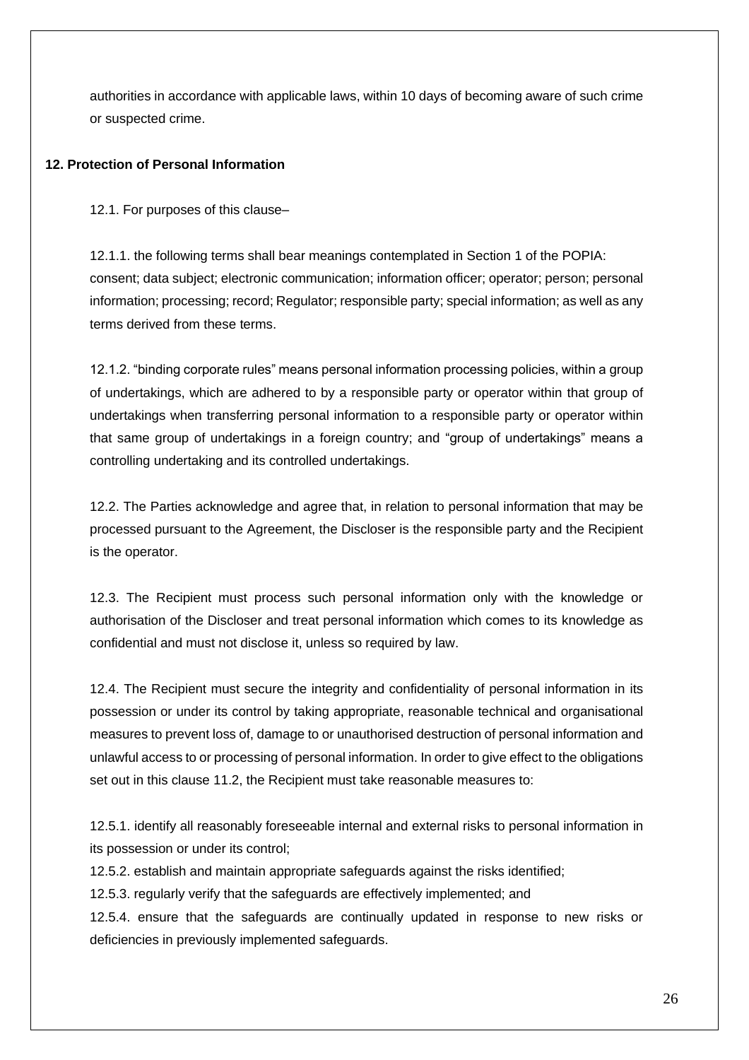authorities in accordance with applicable laws, within 10 days of becoming aware of such crime or suspected crime.

**12. Protection of Personal Information**

12.1. For purposes of this clause–

12.1.1. the following terms shall bear meanings contemplated in Section 1 of the POPIA: consent; data subject; electronic communication; information officer; operator; person; personal information; processing; record; Regulator; responsible party; special information; as well as any terms derived from these terms.

12.1.2. "binding corporate rules" means personal information processing policies, within a group of undertakings, which are adhered to by a responsible party or operator within that group of undertakings when transferring personal information to a responsible party or operator within that same group of undertakings in a foreign country; and "group of undertakings" means a controlling undertaking and its controlled undertakings.

12.2. The Parties acknowledge and agree that, in relation to personal information that may be processed pursuant to the Agreement, the Discloser is the responsible party and the Recipient is the operator.

12.3. The Recipient must process such personal information only with the knowledge or authorisation of the Discloser and treat personal information which comes to its knowledge as confidential and must not disclose it, unless so required by law.

12.4. The Recipient must secure the integrity and confidentiality of personal information in its possession or under its control by taking appropriate, reasonable technical and organisational measures to prevent loss of, damage to or unauthorised destruction of personal information and unlawful access to or processing of personal information. In order to give effect to the obligations set out in this clause 11.2, the Recipient must take reasonable measures to:

12.5.1. identify all reasonably foreseeable internal and external risks to personal information in its possession or under its control;

12.5.2. establish and maintain appropriate safeguards against the risks identified;

12.5.3. regularly verify that the safeguards are effectively implemented; and

12.5.4. ensure that the safeguards are continually updated in response to new risks or deficiencies in previously implemented safeguards.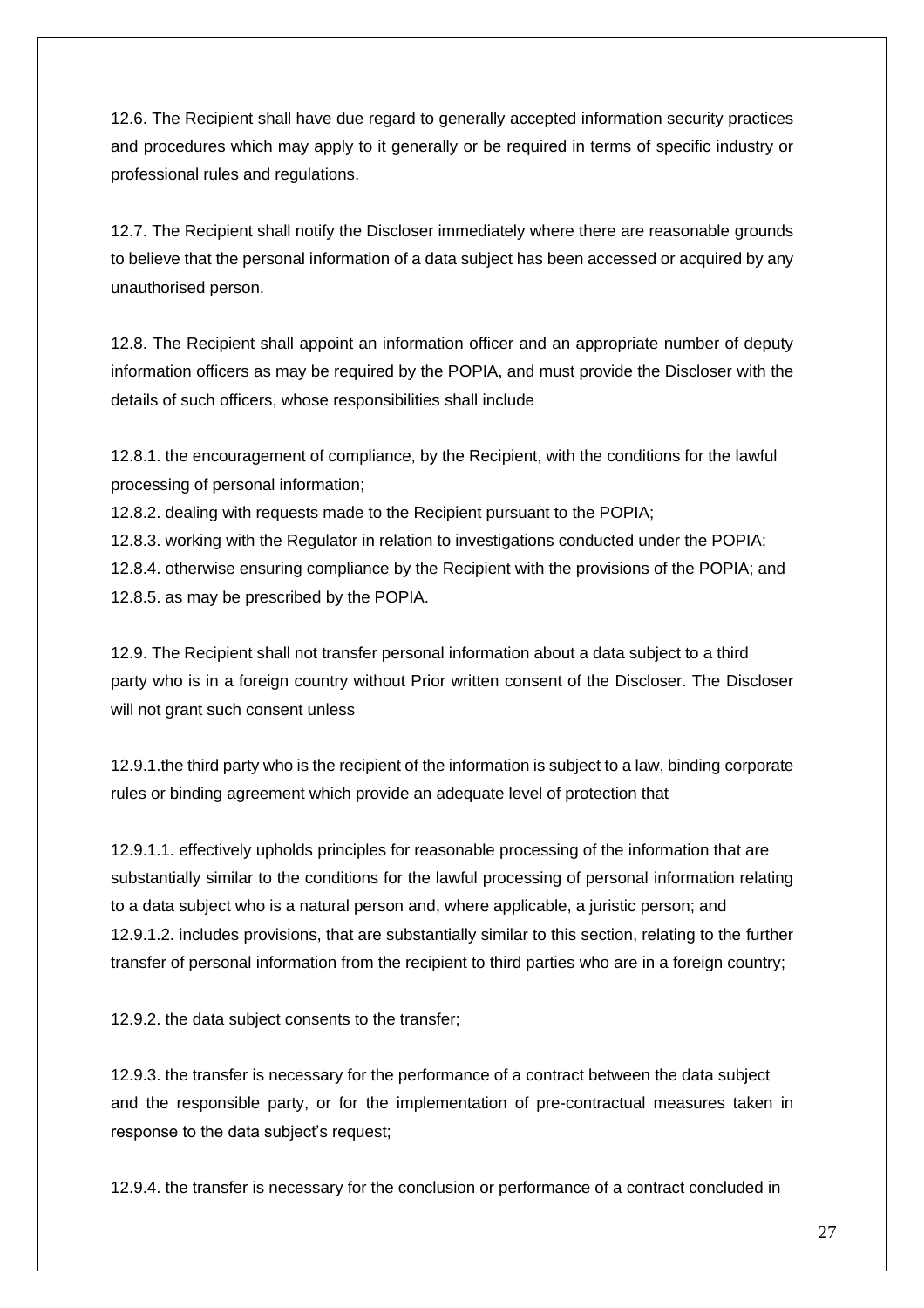12.6. The Recipient shall have due regard to generally accepted information security practices and procedures which may apply to it generally or be required in terms of specific industry or professional rules and regulations.

12.7. The Recipient shall notify the Discloser immediately where there are reasonable grounds to believe that the personal information of a data subject has been accessed or acquired by any unauthorised person.

12.8. The Recipient shall appoint an information officer and an appropriate number of deputy information officers as may be required by the POPIA, and must provide the Discloser with the details of such officers, whose responsibilities shall include

12.8.1. the encouragement of compliance, by the Recipient, with the conditions for the lawful processing of personal information;
12.8.2. dealing with requests made to the Recipient pursuant to the POPIA;
12.8.3. working with the Regulator in relation to investigations conducted under the POPIA;
12.8.4. otherwise ensuring compliance by the Recipient with the provisions of the POPIA; and
12.8.5. as may be prescribed by the POPIA.

12.9. The Recipient shall not transfer personal information about a data subject to a third party who is in a foreign country without Prior written consent of the Discloser. The Discloser will not grant such consent unless

12.9.1.the third party who is the recipient of the information is subject to a law, binding corporate rules or binding agreement which provide an adequate level of protection that

12.9.1.1. effectively upholds principles for reasonable processing of the information that are substantially similar to the conditions for the lawful processing of personal information relating to a data subject who is a natural person and, where applicable, a juristic person; and
12.9.1.2. includes provisions, that are substantially similar to this section, relating to the further transfer of personal information from the recipient to third parties who are in a foreign country;

12.9.2. the data subject consents to the transfer;

12.9.3. the transfer is necessary for the performance of a contract between the data subject and the responsible party, or for the implementation of pre-contractual measures taken in response to the data subject's request;

12.9.4. the transfer is necessary for the conclusion or performance of a contract concluded in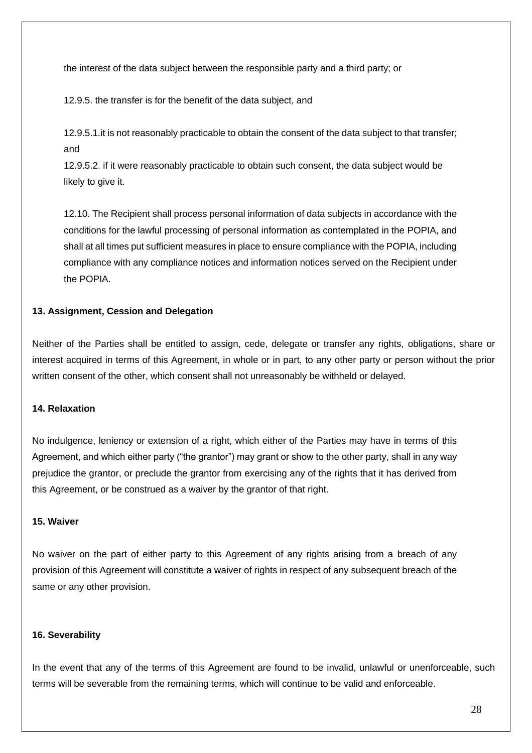the interest of the data subject between the responsible party and a third party; or

12.9.5. the transfer is for the benefit of the data subject, and

12.9.5.1.it is not reasonably practicable to obtain the consent of the data subject to that transfer; and

12.9.5.2. if it were reasonably practicable to obtain such consent, the data subject would be likely to give it.

12.10. The Recipient shall process personal information of data subjects in accordance with the conditions for the lawful processing of personal information as contemplated in the POPIA, and shall at all times put sufficient measures in place to ensure compliance with the POPIA, including compliance with any compliance notices and information notices served on the Recipient under the POPIA.

**13. Assignment, Cession and Delegation**

Neither of the Parties shall be entitled to assign, cede, delegate or transfer any rights, obligations, share or interest acquired in terms of this Agreement, in whole or in part, to any other party or person without the prior written consent of the other, which consent shall not unreasonably be withheld or delayed.

**14. Relaxation**

No indulgence, leniency or extension of a right, which either of the Parties may have in terms of this Agreement, and which either party ("the grantor") may grant or show to the other party, shall in any way prejudice the grantor, or preclude the grantor from exercising any of the rights that it has derived from this Agreement, or be construed as a waiver by the grantor of that right.

**15. Waiver**

No waiver on the part of either party to this Agreement of any rights arising from a breach of any provision of this Agreement will constitute a waiver of rights in respect of any subsequent breach of the same or any other provision.

**16. Severability**

In the event that any of the terms of this Agreement are found to be invalid, unlawful or unenforceable, such terms will be severable from the remaining terms, which will continue to be valid and enforceable.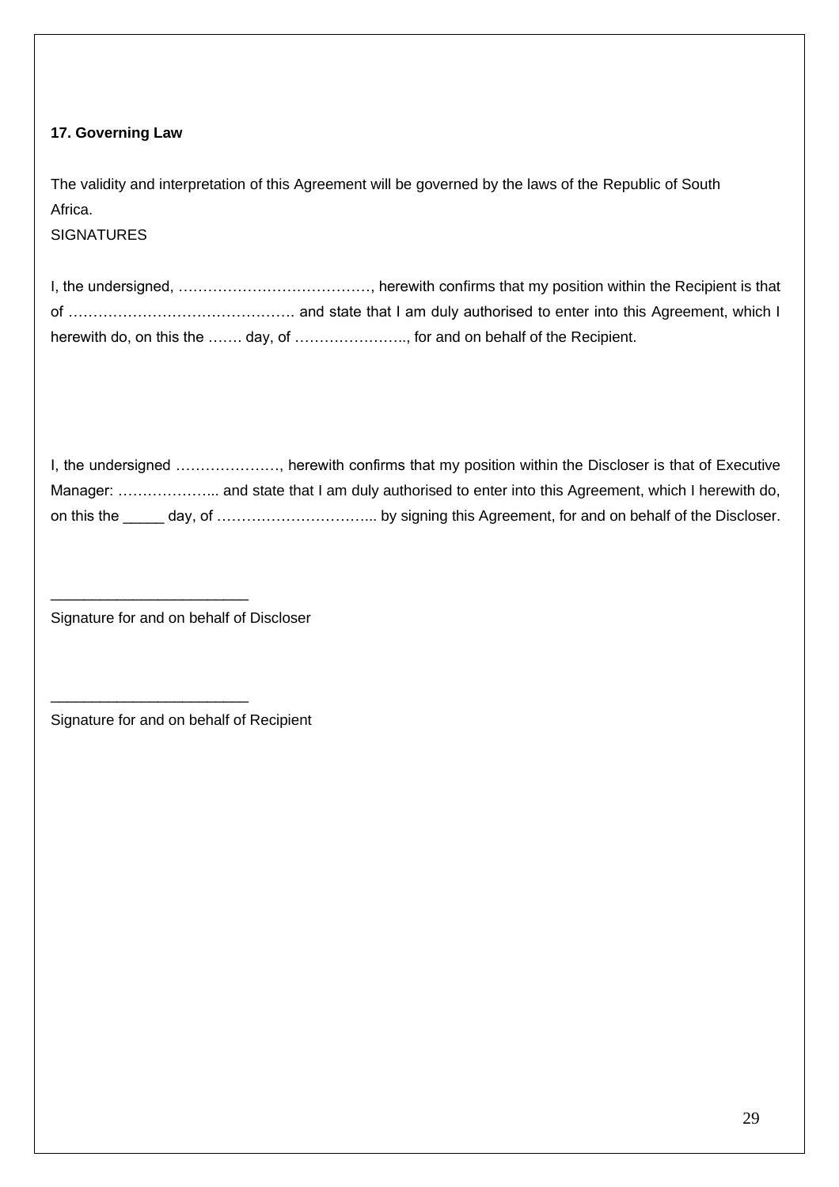**17. Governing Law**

The validity and interpretation of this Agreement will be governed by the laws of the Republic of South Africa.

SIGNATURES

I, the undersigned, …………………………………, herewith confirms that my position within the Recipient is that of ………………………………………. and state that I am duly authorised to enter into this Agreement, which I herewith do, on this the ……. day, of ………………….., for and on behalf of the Recipient.

I, the undersigned …………………, herewith confirms that my position within the Discloser is that of Executive Manager: ………………... and state that I am duly authorised to enter into this Agreement, which I herewith do, on this the _____ day, of …………………………... by signing this Agreement, for and on behalf of the Discloser.

_______________________

Signature for and on behalf of Discloser

_______________________

Signature for and on behalf of Recipient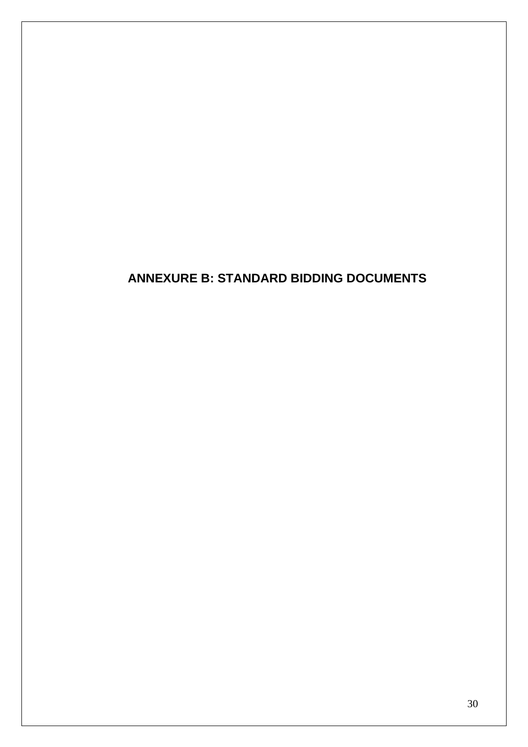# ANNEXURE B: STANDARD BIDDING DOCUMENTS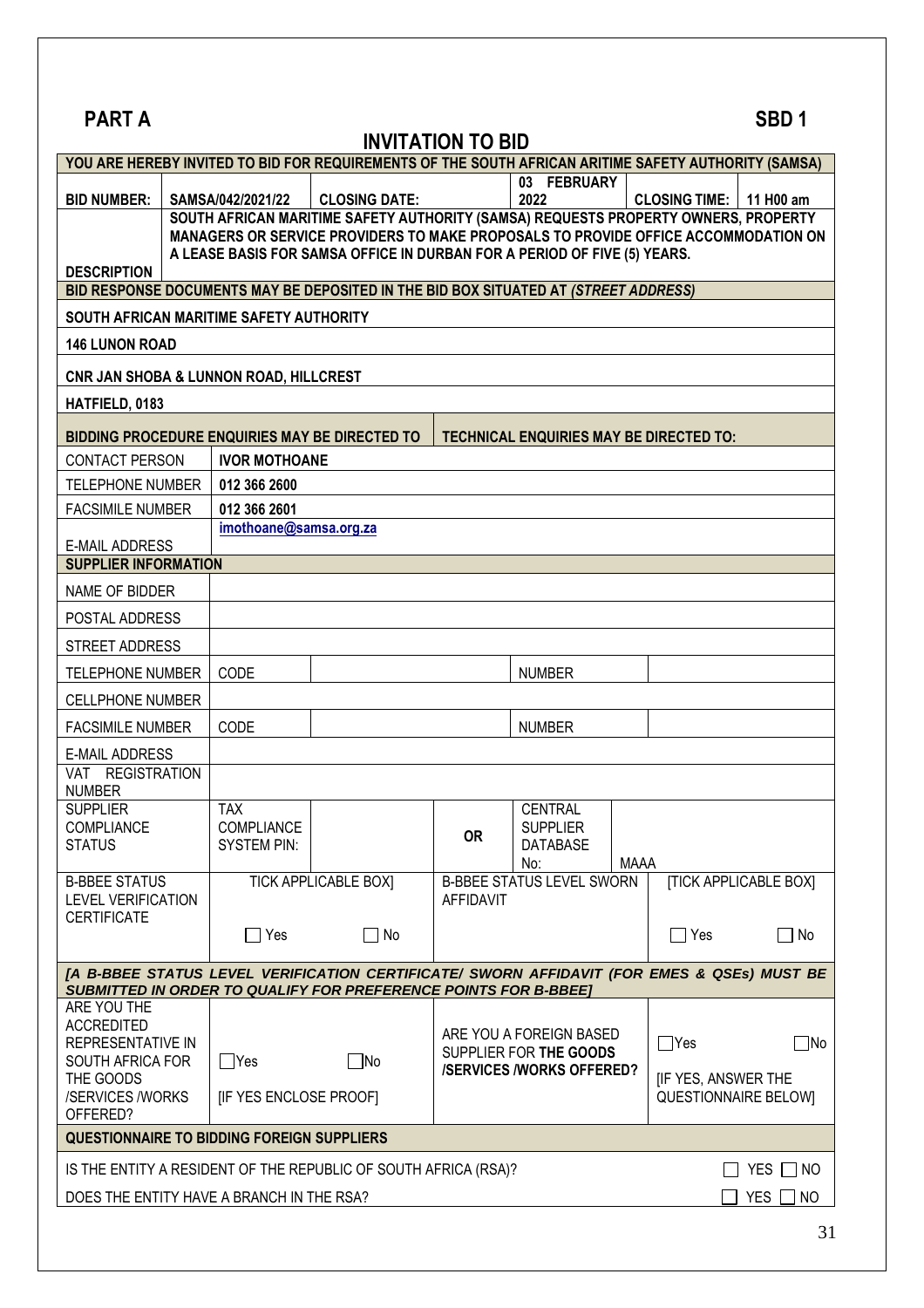**PART A** **SBD 1**

# INVITATION TO BID

| YOU ARE HEREBY INVITED TO BID FOR REQUIREMENTS OF THE SOUTH AFRICAN ARITIME SAFETY AUTHORITY (SAMSA) | | | | | | |
|---|---|---|---|---|---|---|
| **BID NUMBER:** | **SAMSA/042/2021/22** | **CLOSING DATE:** | **03 FEBRUARY 2022** | | **CLOSING TIME:** | **11 H00 am** |
| **DESCRIPTION** | **SOUTH AFRICAN MARITIME SAFETY AUTHORITY (SAMSA) REQUESTS PROPERTY OWNERS, PROPERTY MANAGERS OR SERVICE PROVIDERS TO MAKE PROPOSALS TO PROVIDE OFFICE ACCOMMODATION ON A LEASE BASIS FOR SAMSA OFFICE IN DURBAN FOR A PERIOD OF FIVE (5) YEARS.** | | | | | |
| **BID RESPONSE DOCUMENTS MAY BE DEPOSITED IN THE BID BOX SITUATED AT *(STREET ADDRESS)*** | | | | | | |
| **SOUTH AFRICAN MARITIME SAFETY AUTHORITY** | | | | | | |
| **146 LUNON ROAD** | | | | | | |
| **CNR JAN SHOBA & LUNNON ROAD, HILLCREST** | | | | | | |
| **HATFIELD, 0183** | | | | | | |

| **BIDDING PROCEDURE ENQUIRIES MAY BE DIRECTED TO** | **TECHNICAL ENQUIRIES MAY BE DIRECTED TO:** |
|---|---|
| CONTACT PERSON | **IVOR MOTHOANE** |
| TELEPHONE NUMBER | **012 366 2600** |
| FACSIMILE NUMBER | **012 366 2601** |
| E-MAIL ADDRESS | **imothoane@samsa.org.za** |

| **SUPPLIER INFORMATION** | | | | | |
|---|---|---|---|---|---|
| NAME OF BIDDER | | | | | |
| POSTAL ADDRESS | | | | | |
| STREET ADDRESS | | | | | |
| TELEPHONE NUMBER | CODE | | | NUMBER | |
| CELLPHONE NUMBER | | | | | |
| FACSIMILE NUMBER | CODE | | | NUMBER | |
| E-MAIL ADDRESS | | | | | |
| VAT REGISTRATION NUMBER | | | | | |
| SUPPLIER COMPLIANCE STATUS | TAX COMPLIANCE SYSTEM PIN: | | **OR** | CENTRAL SUPPLIER DATABASE No: | MAAA |
| B-BBEE STATUS LEVEL VERIFICATION CERTIFICATE | TICK APPLICABLE BOX] ☐ Yes ☐ No | | B-BBEE STATUS LEVEL SWORN AFFIDAVIT | | [TICK APPLICABLE BOX] ☐ Yes ☐ No |

***[A B-BBEE STATUS LEVEL VERIFICATION CERTIFICATE/ SWORN AFFIDAVIT (FOR EMES & QSEs) MUST BE SUBMITTED IN ORDER TO QUALIFY FOR PREFERENCE POINTS FOR B-BBEE]***

| ARE YOU THE ACCREDITED REPRESENTATIVE IN SOUTH AFRICA FOR THE GOODS /SERVICES /WORKS OFFERED? | ☐Yes ☐No [IF YES ENCLOSE PROOF] | ARE YOU A FOREIGN BASED SUPPLIER FOR **THE GOODS /SERVICES /WORKS OFFERED?** | ☐Yes ☐No [IF YES, ANSWER THE QUESTIONNAIRE BELOW] |
|---|---|---|---|

| **QUESTIONNAIRE TO BIDDING FOREIGN SUPPLIERS** | |
|---|---|
| IS THE ENTITY A RESIDENT OF THE REPUBLIC OF SOUTH AFRICA (RSA)? | ☐ YES ☐ NO |
| DOES THE ENTITY HAVE A BRANCH IN THE RSA? | ☐ YES ☐ NO |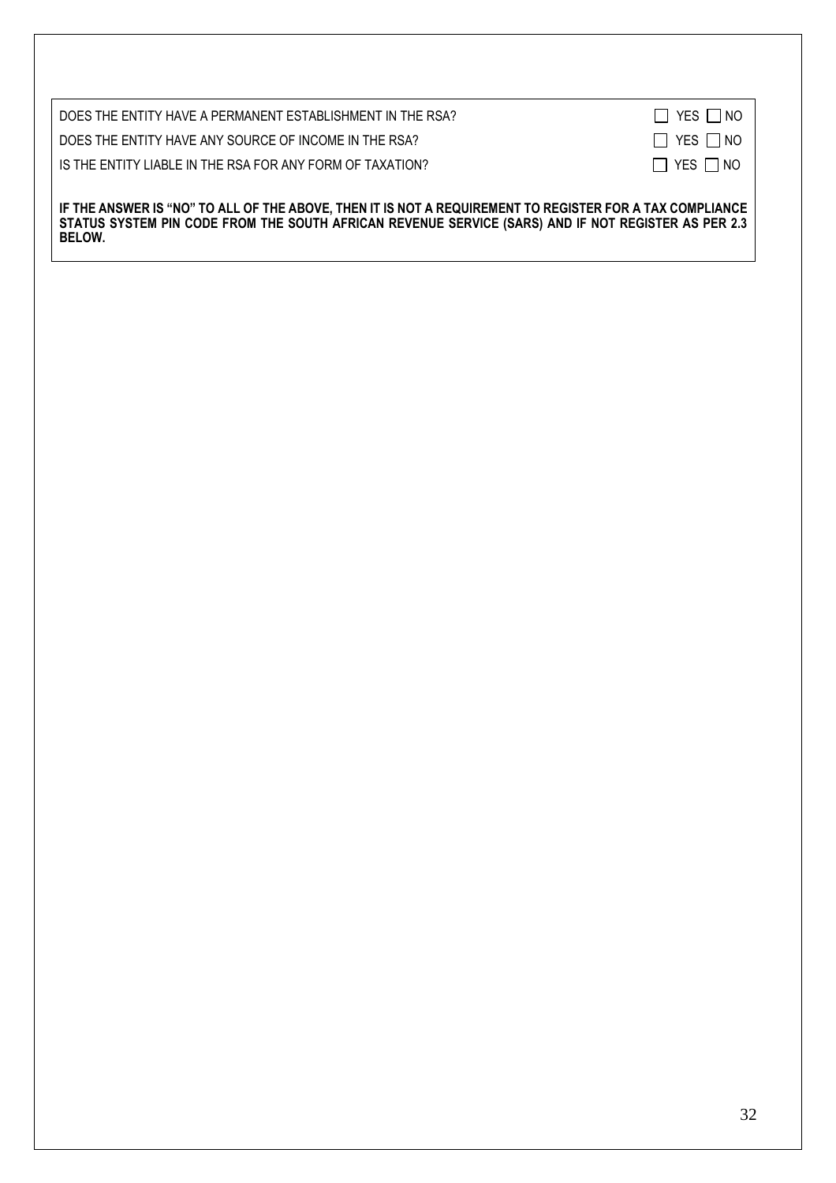| | |
|---|---|
| DOES THE ENTITY HAVE A PERMANENT ESTABLISHMENT IN THE RSA? | ☐ YES ☐ NO |
| DOES THE ENTITY HAVE ANY SOURCE OF INCOME IN THE RSA? | ☐ YES ☐ NO |
| IS THE ENTITY LIABLE IN THE RSA FOR ANY FORM OF TAXATION? | ☐ YES ☐ NO |

**IF THE ANSWER IS "NO" TO ALL OF THE ABOVE, THEN IT IS NOT A REQUIREMENT TO REGISTER FOR A TAX COMPLIANCE STATUS SYSTEM PIN CODE FROM THE SOUTH AFRICAN REVENUE SERVICE (SARS) AND IF NOT REGISTER AS PER 2.3 BELOW.**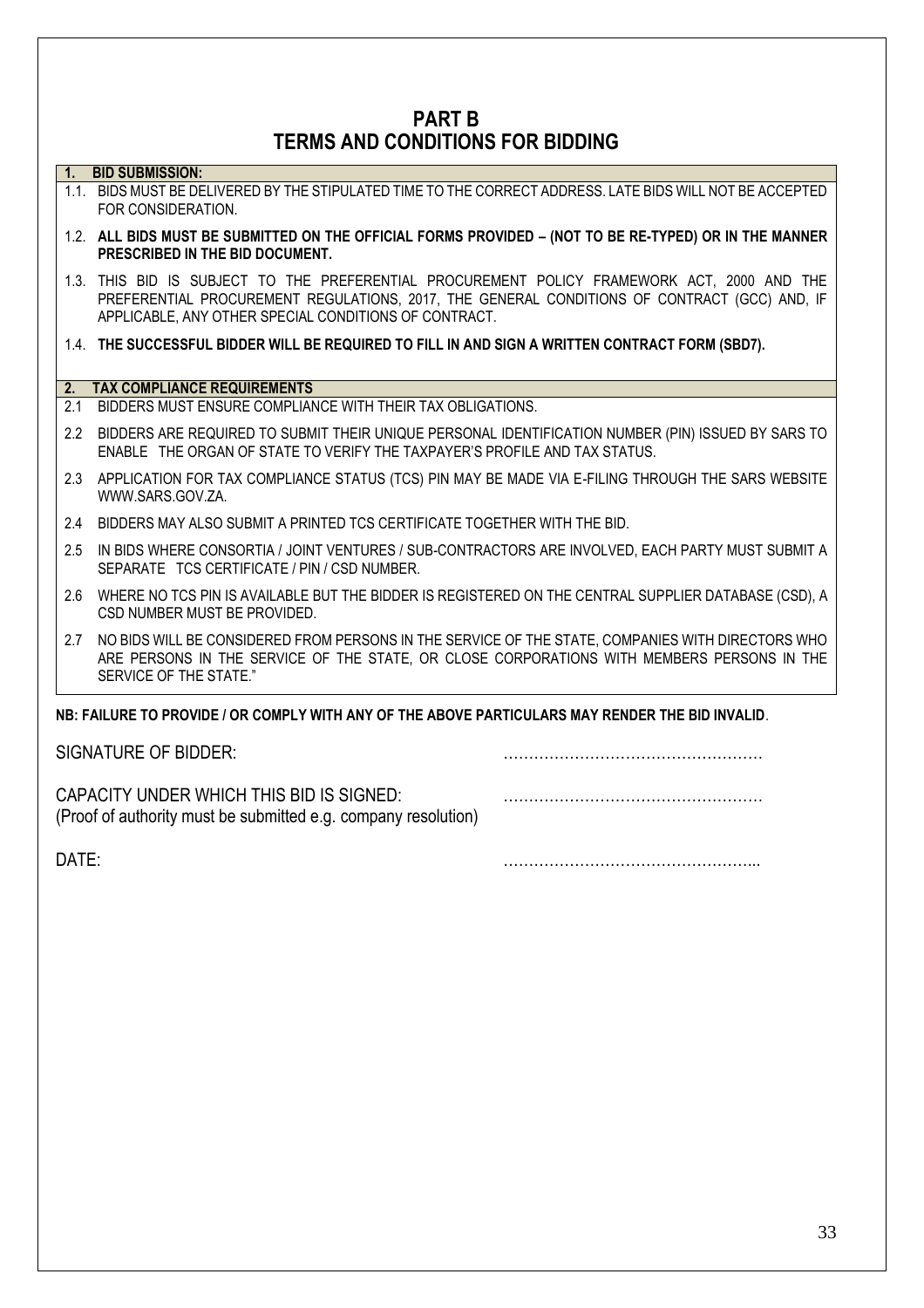# PART B
# TERMS AND CONDITIONS FOR BIDDING

**1. BID SUBMISSION:**

1.1. BIDS MUST BE DELIVERED BY THE STIPULATED TIME TO THE CORRECT ADDRESS. LATE BIDS WILL NOT BE ACCEPTED FOR CONSIDERATION.

1.2. **ALL BIDS MUST BE SUBMITTED ON THE OFFICIAL FORMS PROVIDED – (NOT TO BE RE-TYPED) OR IN THE MANNER PRESCRIBED IN THE BID DOCUMENT.**

1.3. THIS BID IS SUBJECT TO THE PREFERENTIAL PROCUREMENT POLICY FRAMEWORK ACT, 2000 AND THE PREFERENTIAL PROCUREMENT REGULATIONS, 2017, THE GENERAL CONDITIONS OF CONTRACT (GCC) AND, IF APPLICABLE, ANY OTHER SPECIAL CONDITIONS OF CONTRACT.

1.4. **THE SUCCESSFUL BIDDER WILL BE REQUIRED TO FILL IN AND SIGN A WRITTEN CONTRACT FORM (SBD7).**

**2. TAX COMPLIANCE REQUIREMENTS**

2.1 BIDDERS MUST ENSURE COMPLIANCE WITH THEIR TAX OBLIGATIONS.

2.2 BIDDERS ARE REQUIRED TO SUBMIT THEIR UNIQUE PERSONAL IDENTIFICATION NUMBER (PIN) ISSUED BY SARS TO ENABLE THE ORGAN OF STATE TO VERIFY THE TAXPAYER'S PROFILE AND TAX STATUS.

2.3 APPLICATION FOR TAX COMPLIANCE STATUS (TCS) PIN MAY BE MADE VIA E-FILING THROUGH THE SARS WEBSITE WWW.SARS.GOV.ZA.

2.4 BIDDERS MAY ALSO SUBMIT A PRINTED TCS CERTIFICATE TOGETHER WITH THE BID.

2.5 IN BIDS WHERE CONSORTIA / JOINT VENTURES / SUB-CONTRACTORS ARE INVOLVED, EACH PARTY MUST SUBMIT A SEPARATE TCS CERTIFICATE / PIN / CSD NUMBER.

2.6 WHERE NO TCS PIN IS AVAILABLE BUT THE BIDDER IS REGISTERED ON THE CENTRAL SUPPLIER DATABASE (CSD), A CSD NUMBER MUST BE PROVIDED.

2.7 NO BIDS WILL BE CONSIDERED FROM PERSONS IN THE SERVICE OF THE STATE, COMPANIES WITH DIRECTORS WHO ARE PERSONS IN THE SERVICE OF THE STATE, OR CLOSE CORPORATIONS WITH MEMBERS PERSONS IN THE SERVICE OF THE STATE."

**NB: FAILURE TO PROVIDE / OR COMPLY WITH ANY OF THE ABOVE PARTICULARS MAY RENDER THE BID INVALID**.

SIGNATURE OF BIDDER: ……………………………………………

CAPACITY UNDER WHICH THIS BID IS SIGNED: ……………………………………………
(Proof of authority must be submitted e.g. company resolution)

DATE: …………………………………………...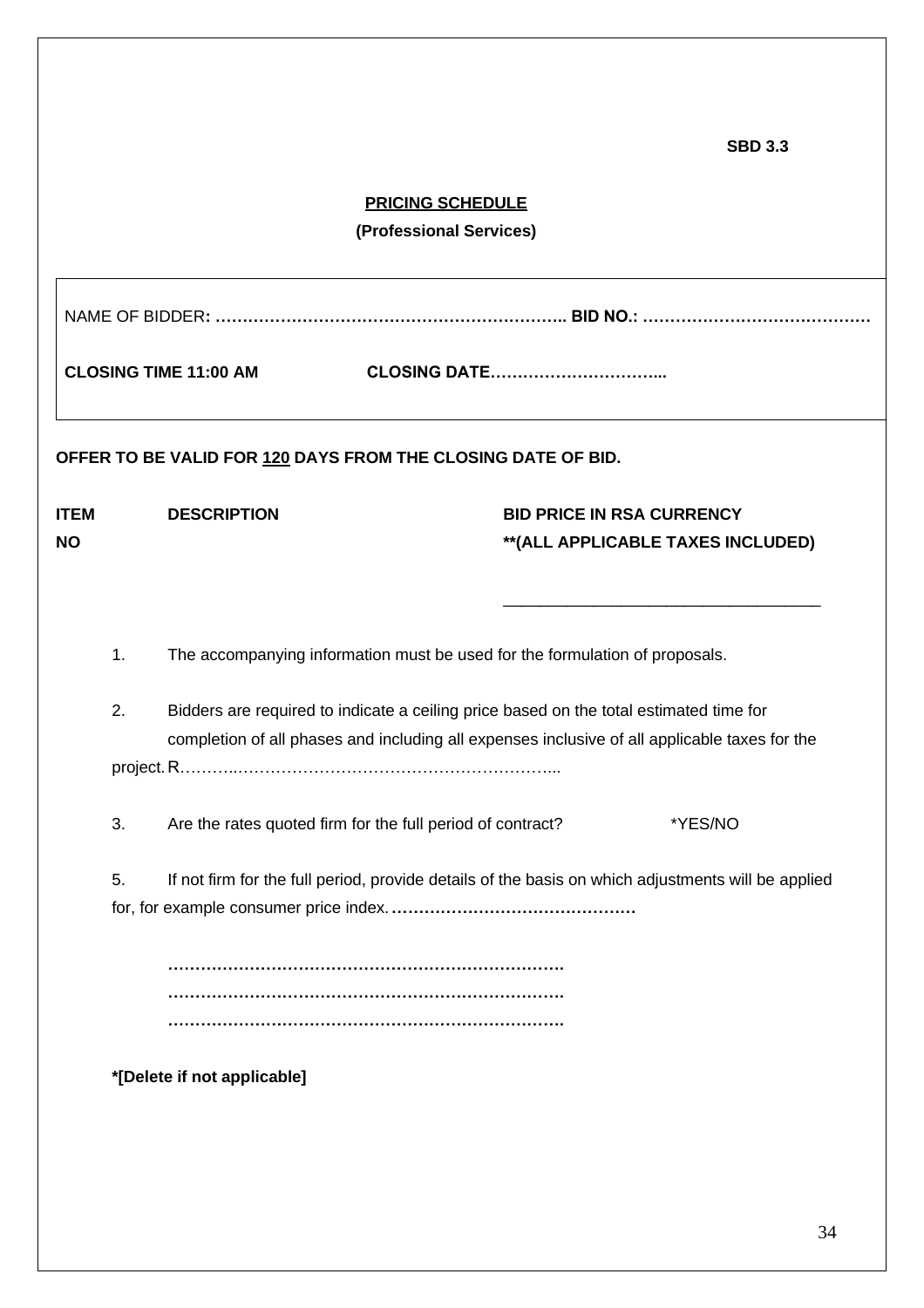**SBD 3.3**

**PRICING SCHEDULE**

**(Professional Services)**

NAME OF BIDDER**: ……………………………………………………….. BID NO.: ……………………………………**

**CLOSING TIME 11:00 AM CLOSING DATE…………………………...**

**OFFER TO BE VALID FOR 120 DAYS FROM THE CLOSING DATE OF BID.**

| ITEM NO | DESCRIPTION | BID PRICE IN RSA CURRENCY **(ALL APPLICABLE TAXES INCLUDED) |
|---|---|---|
| | | ___________________________________ |

1. The accompanying information must be used for the formulation of proposals.

2. Bidders are required to indicate a ceiling price based on the total estimated time for completion of all phases and including all expenses inclusive of all applicable taxes for the project. R………..………………………………………………...

3. Are the rates quoted firm for the full period of contract? *YES/NO

5. If not firm for the full period, provide details of the basis on which adjustments will be applied for, for example consumer price index. **………………………………………**

**……………………………………………………………….**
**……………………………………………………………….**
**……………………………………………………………….**

**\*[Delete if not applicable]**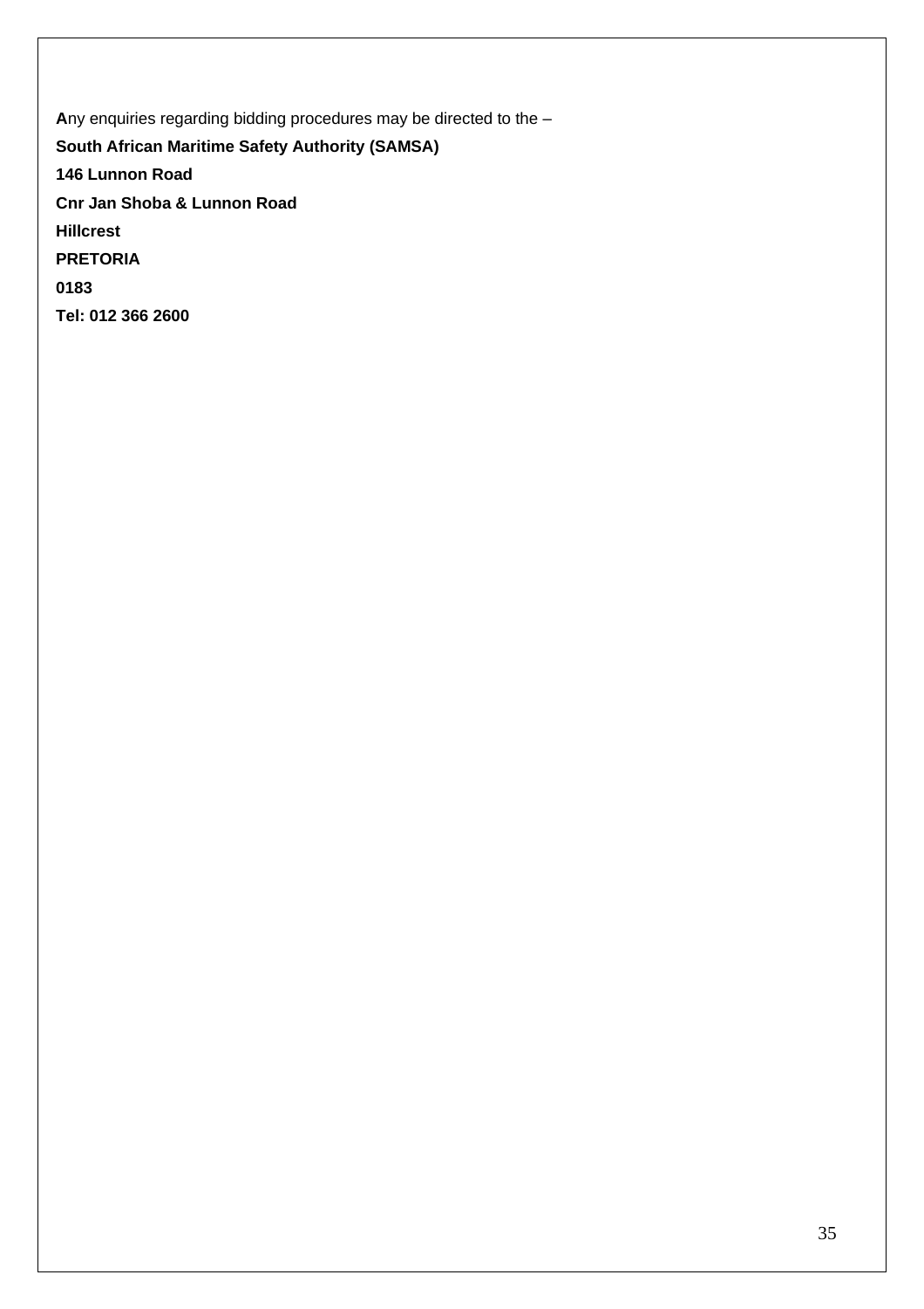**A**ny enquiries regarding bidding procedures may be directed to the –

**South African Maritime Safety Authority (SAMSA)**

**146 Lunnon Road**

**Cnr Jan Shoba & Lunnon Road**

**Hillcrest**

**PRETORIA**

**0183**

**Tel: 012 366 2600**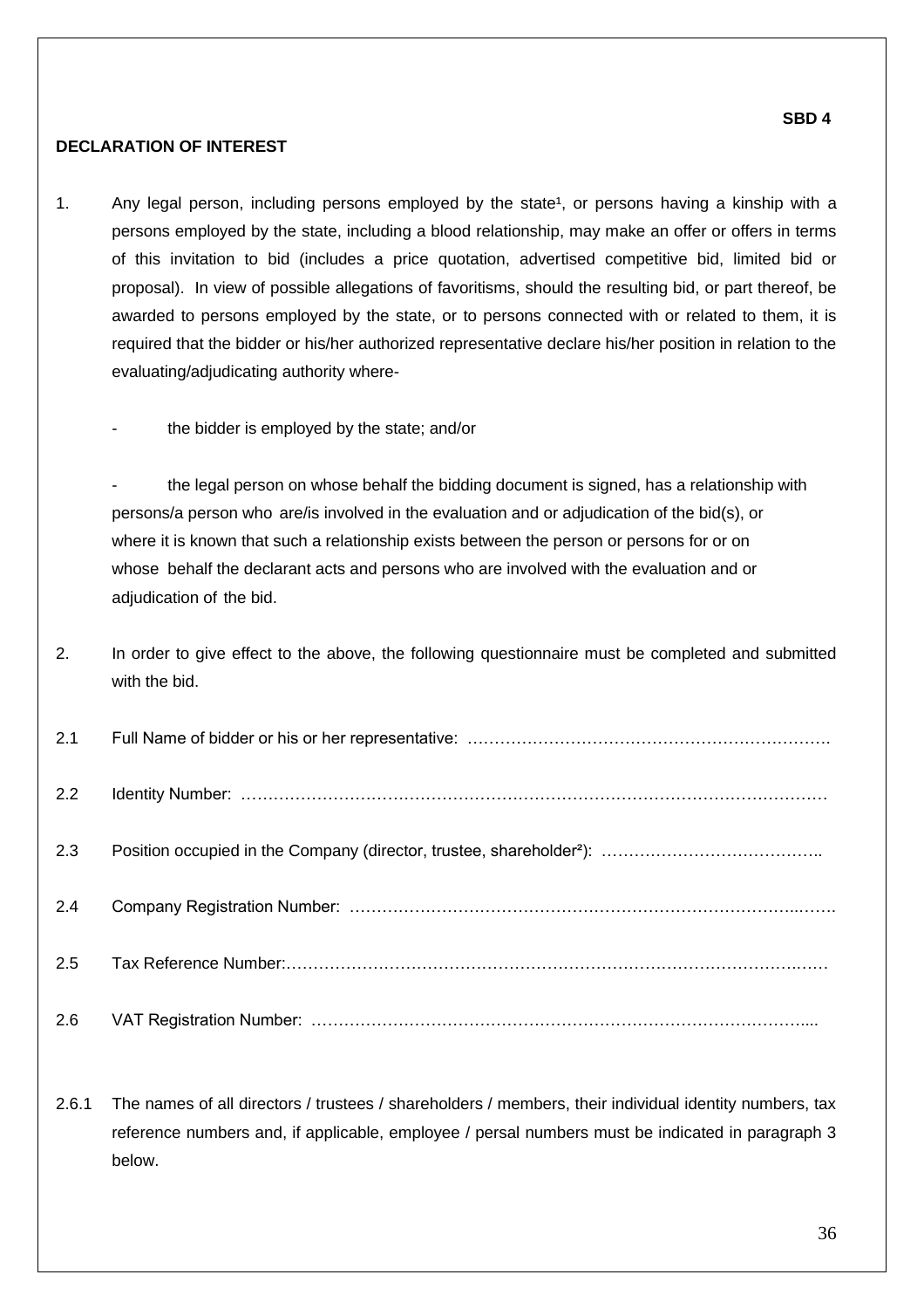**SBD 4**

**DECLARATION OF INTEREST**

1. Any legal person, including persons employed by the state[1], or persons having a kinship with a persons employed by the state, including a blood relationship, may make an offer or offers in terms of this invitation to bid (includes a price quotation, advertised competitive bid, limited bid or proposal). In view of possible allegations of favoritisms, should the resulting bid, or part thereof, be awarded to persons employed by the state, or to persons connected with or related to them, it is required that the bidder or his/her authorized representative declare his/her position in relation to the evaluating/adjudicating authority where-

   - the bidder is employed by the state; and/or

   - the legal person on whose behalf the bidding document is signed, has a relationship with persons/a person who are/is involved in the evaluation and or adjudication of the bid(s), or where it is known that such a relationship exists between the person or persons for or on whose behalf the declarant acts and persons who are involved with the evaluation and or adjudication of the bid.

2. In order to give effect to the above, the following questionnaire must be completed and submitted with the bid.

2.1 Full Name of bidder or his or her representative: ………………………………………………………….

2.2 Identity Number: ……………………………………………………………………………………………

2.3 Position occupied in the Company (director, trustee, shareholder[2]): …………………………………..

2.4 Company Registration Number: …………………………………………………………………..…….

2.5 Tax Reference Number:………………………………………………………………………………….…

2.6 VAT Registration Number: …………………………………………………………………………....

2.6.1 The names of all directors / trustees / shareholders / members, their individual identity numbers, tax reference numbers and, if applicable, employee / persal numbers must be indicated in paragraph 3 below.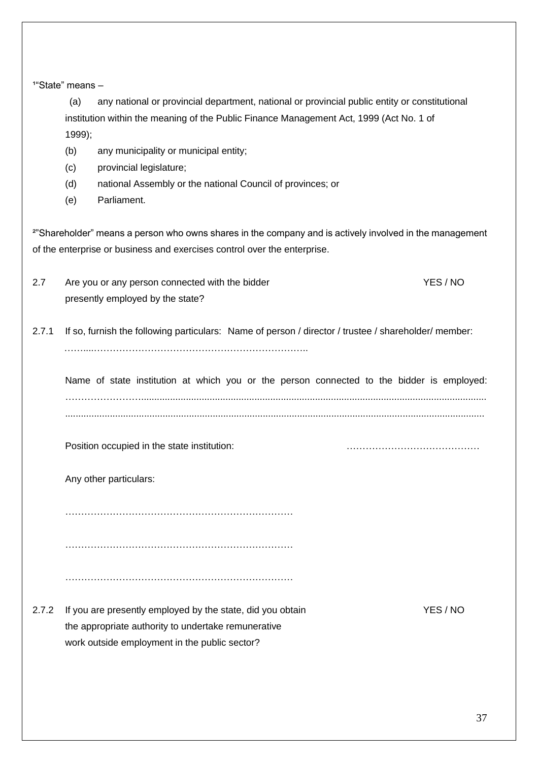[1]"State" means –

(a) any national or provincial department, national or provincial public entity or constitutional institution within the meaning of the Public Finance Management Act, 1999 (Act No. 1 of 1999);

(b) any municipality or municipal entity;

(c) provincial legislature;

(d) national Assembly or the national Council of provinces; or

(e) Parliament.

[2]"Shareholder" means a person who owns shares in the company and is actively involved in the management of the enterprise or business and exercises control over the enterprise.

2.7 Are you or any person connected with the bidder presently employed by the state? YES / NO

2.7.1 If so, furnish the following particulars: Name of person / director / trustee / shareholder/ member: ……....……………………………………………………………..

Name of state institution at which you or the person connected to the bidder is employed: …………………….............................................................................................................................................................................................................................................................................................

Position occupied in the state institution: ……………………………………

Any other particulars:

………………………………………………………………

………………………………………………………………

………………………………………………………………

2.7.2 If you are presently employed by the state, did you obtain the appropriate authority to undertake remunerative work outside employment in the public sector? YES / NO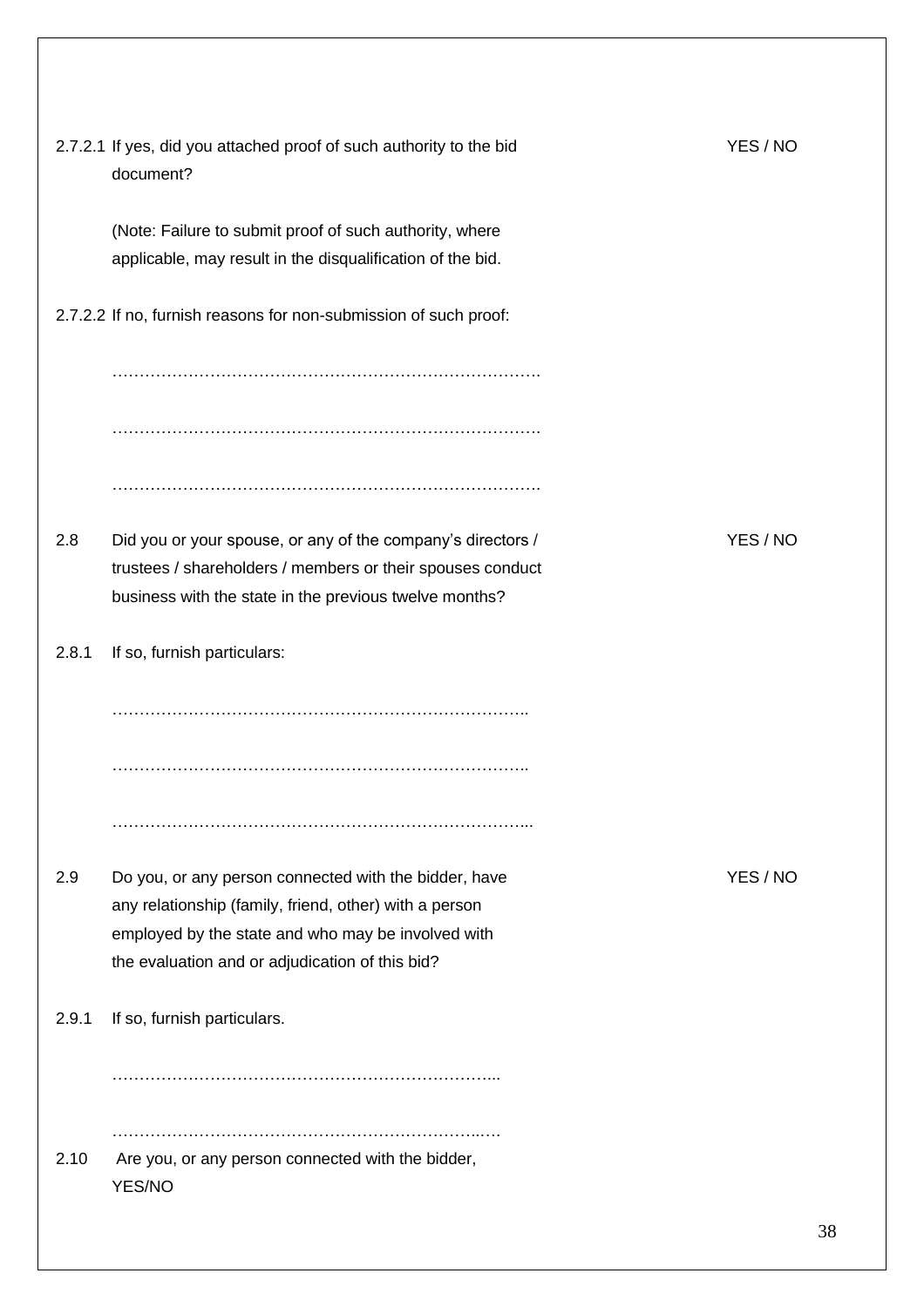2.7.2.1 If yes, did you attached proof of such authority to the bid document? YES / NO

(Note: Failure to submit proof of such authority, where applicable, may result in the disqualification of the bid.

2.7.2.2 If no, furnish reasons for non-submission of such proof:

…………………………………………………………………….

…………………………………………………………………….

…………………………………………………………………….

2.8 Did you or your spouse, or any of the company's directors / trustees / shareholders / members or their spouses conduct business with the state in the previous twelve months? YES / NO

2.8.1 If so, furnish particulars:

…………………………………………………………………..

…………………………………………………………………..

…………………………………………………………………...

2.9 Do you, or any person connected with the bidder, have any relationship (family, friend, other) with a person employed by the state and who may be involved with the evaluation and or adjudication of this bid? YES / NO

2.9.1 If so, furnish particulars.

……………………………………………………………...

…………………………………………………………..…

2.10 Are you, or any person connected with the bidder, YES/NO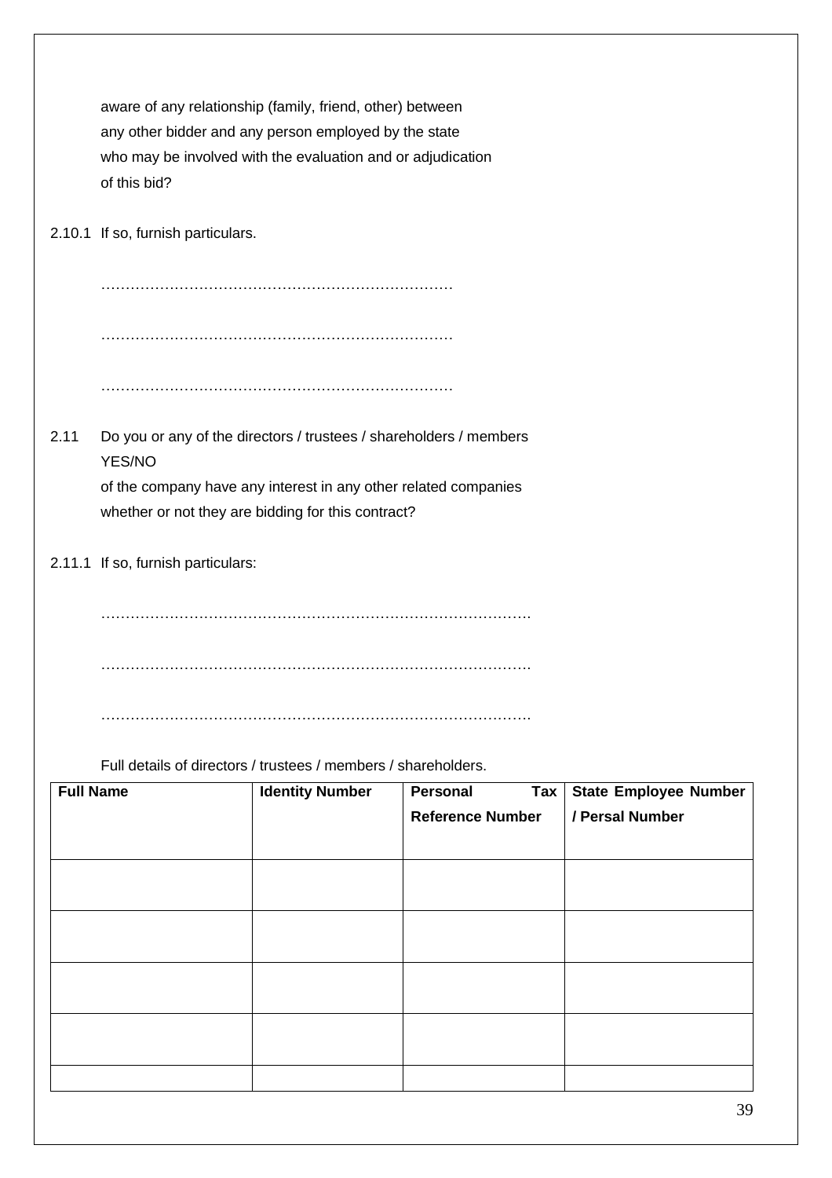aware of any relationship (family, friend, other) between any other bidder and any person employed by the state who may be involved with the evaluation and or adjudication of this bid?

2.10.1 If so, furnish particulars.

………………………………………………………………

………………………………………………………………

………………………………………………………………

2.11 Do you or any of the directors / trustees / shareholders / members YES/NO of the company have any interest in any other related companies whether or not they are bidding for this contract?

2.11.1 If so, furnish particulars:

…………………………………………………………………………….

…………………………………………………………………………….

…………………………………………………………………………….

Full details of directors / trustees / members / shareholders.

| Full Name | Identity Number | Personal Tax Reference Number | State Employee Number / Persal Number |
|---|---|---|---|
| | | | |
| | | | |
| | | | |
| | | | |
| | | | |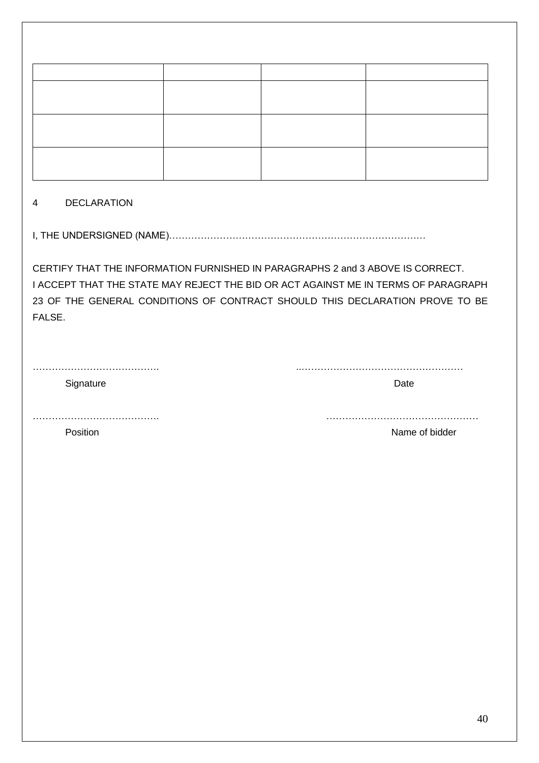| | | | |
|---|---|---|---|
| | | | |
| | | | |
| | | | |

4 DECLARATION

I, THE UNDERSIGNED (NAME)……………………………………………………………………………

CERTIFY THAT THE INFORMATION FURNISHED IN PARAGRAPHS 2 and 3 ABOVE IS CORRECT.
I ACCEPT THAT THE STATE MAY REJECT THE BID OR ACT AGAINST ME IN TERMS OF PARAGRAPH 23 OF THE GENERAL CONDITIONS OF CONTRACT SHOULD THIS DECLARATION PROVE TO BE FALSE.

………………………………… ..……………………………………………
Signature Date

………………………………… …………………………………………
Position Name of bidder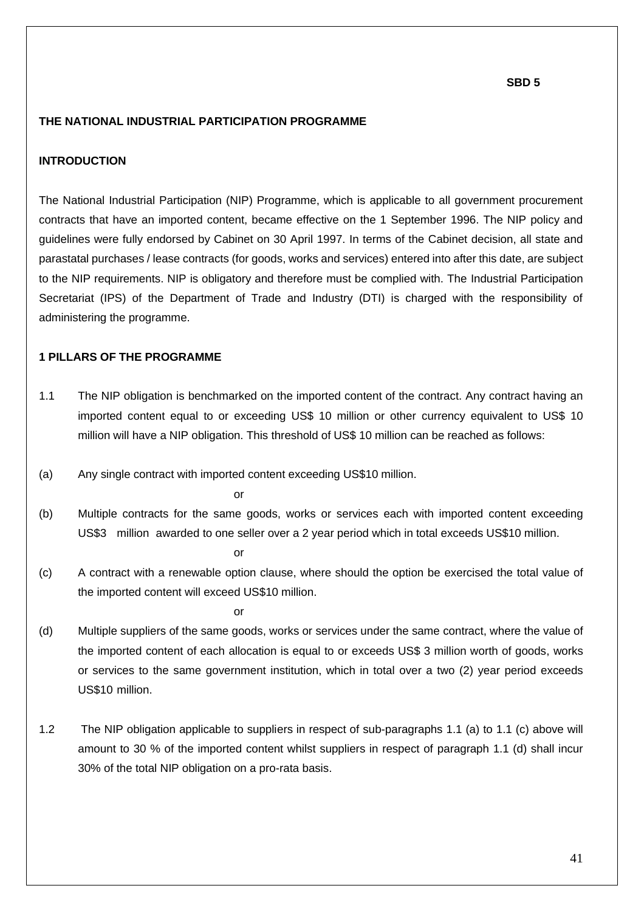**SBD 5**

**THE NATIONAL INDUSTRIAL PARTICIPATION PROGRAMME**

**INTRODUCTION**

The National Industrial Participation (NIP) Programme, which is applicable to all government procurement contracts that have an imported content, became effective on the 1 September 1996. The NIP policy and guidelines were fully endorsed by Cabinet on 30 April 1997. In terms of the Cabinet decision, all state and parastatal purchases / lease contracts (for goods, works and services) entered into after this date, are subject to the NIP requirements. NIP is obligatory and therefore must be complied with. The Industrial Participation Secretariat (IPS) of the Department of Trade and Industry (DTI) is charged with the responsibility of administering the programme.

**1 PILLARS OF THE PROGRAMME**

1.1 The NIP obligation is benchmarked on the imported content of the contract. Any contract having an imported content equal to or exceeding US$ 10 million or other currency equivalent to US$ 10 million will have a NIP obligation. This threshold of US$ 10 million can be reached as follows:

(a) Any single contract with imported content exceeding US$10 million.

or

(b) Multiple contracts for the same goods, works or services each with imported content exceeding US$3 million awarded to one seller over a 2 year period which in total exceeds US$10 million.

or

(c) A contract with a renewable option clause, where should the option be exercised the total value of the imported content will exceed US$10 million.

or

(d) Multiple suppliers of the same goods, works or services under the same contract, where the value of the imported content of each allocation is equal to or exceeds US$ 3 million worth of goods, works or services to the same government institution, which in total over a two (2) year period exceeds US$10 million.

1.2 The NIP obligation applicable to suppliers in respect of sub-paragraphs 1.1 (a) to 1.1 (c) above will amount to 30 % of the imported content whilst suppliers in respect of paragraph 1.1 (d) shall incur 30% of the total NIP obligation on a pro-rata basis.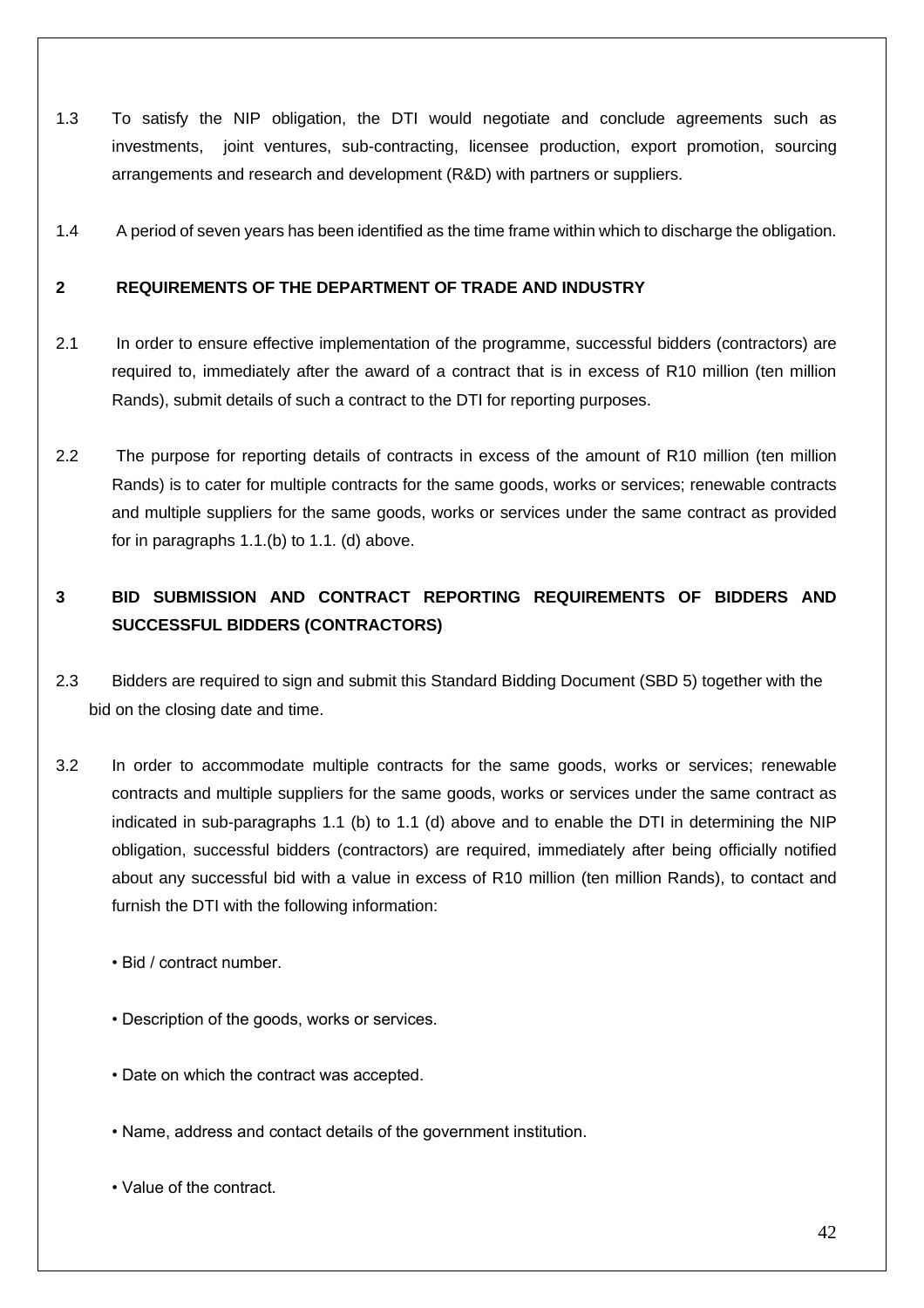1.3 To satisfy the NIP obligation, the DTI would negotiate and conclude agreements such as investments, joint ventures, sub-contracting, licensee production, export promotion, sourcing arrangements and research and development (R&D) with partners or suppliers.

1.4 A period of seven years has been identified as the time frame within which to discharge the obligation.

## 2 REQUIREMENTS OF THE DEPARTMENT OF TRADE AND INDUSTRY

2.1 In order to ensure effective implementation of the programme, successful bidders (contractors) are required to, immediately after the award of a contract that is in excess of R10 million (ten million Rands), submit details of such a contract to the DTI for reporting purposes.

2.2 The purpose for reporting details of contracts in excess of the amount of R10 million (ten million Rands) is to cater for multiple contracts for the same goods, works or services; renewable contracts and multiple suppliers for the same goods, works or services under the same contract as provided for in paragraphs 1.1.(b) to 1.1. (d) above.

## 3 BID SUBMISSION AND CONTRACT REPORTING REQUIREMENTS OF BIDDERS AND SUCCESSFUL BIDDERS (CONTRACTORS)

2.3 Bidders are required to sign and submit this Standard Bidding Document (SBD 5) together with the bid on the closing date and time.

3.2 In order to accommodate multiple contracts for the same goods, works or services; renewable contracts and multiple suppliers for the same goods, works or services under the same contract as indicated in sub-paragraphs 1.1 (b) to 1.1 (d) above and to enable the DTI in determining the NIP obligation, successful bidders (contractors) are required, immediately after being officially notified about any successful bid with a value in excess of R10 million (ten million Rands), to contact and furnish the DTI with the following information:

- Bid / contract number.
- Description of the goods, works or services.
- Date on which the contract was accepted.
- Name, address and contact details of the government institution.
- Value of the contract.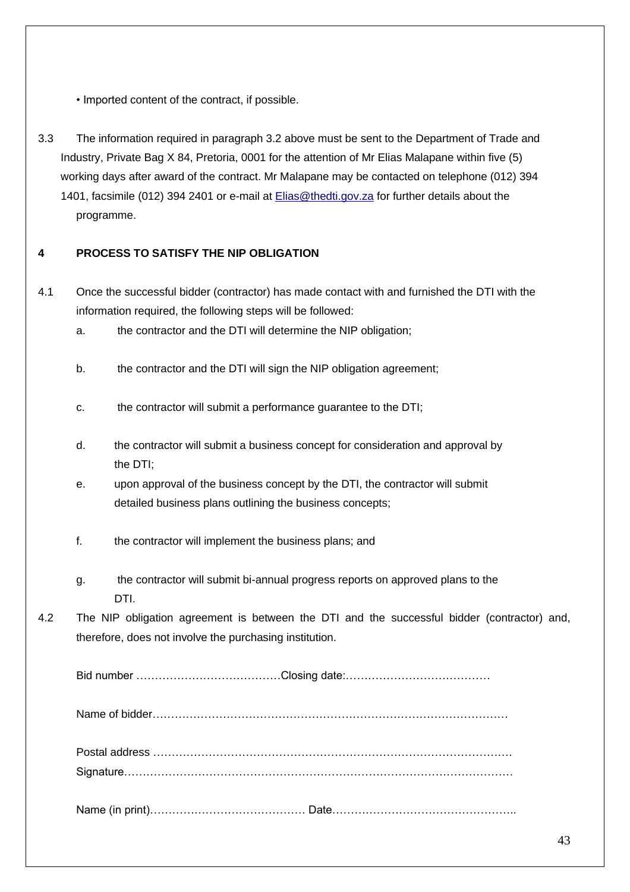- Imported content of the contract, if possible.

3.3 The information required in paragraph 3.2 above must be sent to the Department of Trade and Industry, Private Bag X 84, Pretoria, 0001 for the attention of Mr Elias Malapane within five (5) working days after award of the contract. Mr Malapane may be contacted on telephone (012) 394 1401, facsimile (012) 394 2401 or e-mail at Elias@thedti.gov.za for further details about the programme.

## 4 PROCESS TO SATISFY THE NIP OBLIGATION

4.1 Once the successful bidder (contractor) has made contact with and furnished the DTI with the information required, the following steps will be followed:

a. the contractor and the DTI will determine the NIP obligation;

b. the contractor and the DTI will sign the NIP obligation agreement;

c. the contractor will submit a performance guarantee to the DTI;

d. the contractor will submit a business concept for consideration and approval by the DTI;

e. upon approval of the business concept by the DTI, the contractor will submit detailed business plans outlining the business concepts;

f. the contractor will implement the business plans; and

g. the contractor will submit bi-annual progress reports on approved plans to the DTI.

4.2 The NIP obligation agreement is between the DTI and the successful bidder (contractor) and, therefore, does not involve the purchasing institution.

Bid number …………………………………Closing date:…………………………………

Name of bidder……………………………………………………………………………………

Postal address ……………………………………………………………………………………

Signature…………………………………………………………………………………………

Name (in print)…………………………………… Date……………………………………..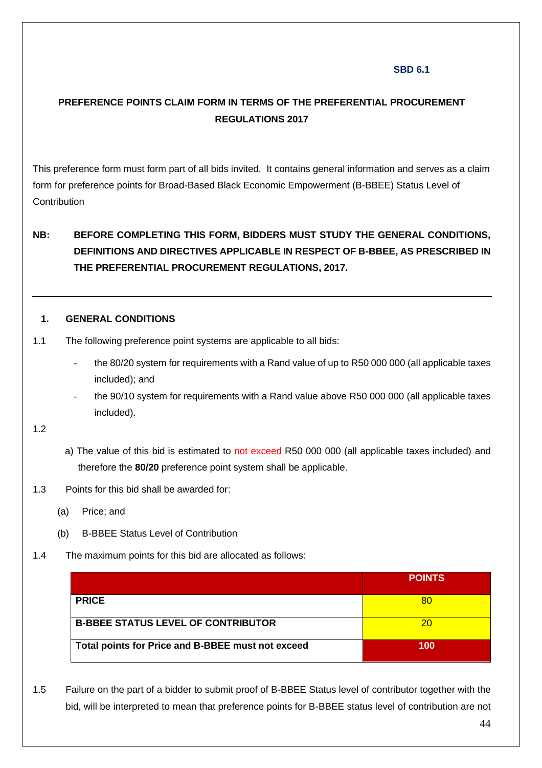**SBD 6.1**

## PREFERENCE POINTS CLAIM FORM IN TERMS OF THE PREFERENTIAL PROCUREMENT REGULATIONS 2017

This preference form must form part of all bids invited. It contains general information and serves as a claim form for preference points for Broad-Based Black Economic Empowerment (B-BBEE) Status Level of Contribution

**NB: BEFORE COMPLETING THIS FORM, BIDDERS MUST STUDY THE GENERAL CONDITIONS, DEFINITIONS AND DIRECTIVES APPLICABLE IN RESPECT OF B-BBEE, AS PRESCRIBED IN THE PREFERENTIAL PROCUREMENT REGULATIONS, 2017.**

---

### 1. GENERAL CONDITIONS

1.1 The following preference point systems are applicable to all bids:

- the 80/20 system for requirements with a Rand value of up to R50 000 000 (all applicable taxes included); and
- the 90/10 system for requirements with a Rand value above R50 000 000 (all applicable taxes included).

1.2

a) The value of this bid is estimated to not exceed R50 000 000 (all applicable taxes included) and therefore the **80/20** preference point system shall be applicable.

1.3 Points for this bid shall be awarded for:

(a) Price; and

(b) B-BBEE Status Level of Contribution

1.4 The maximum points for this bid are allocated as follows:

| | POINTS |
|---|---|
| **PRICE** | 80 |
| **B-BBEE STATUS LEVEL OF CONTRIBUTOR** | 20 |
| **Total points for Price and B-BBEE must not exceed** | **100** |

1.5 Failure on the part of a bidder to submit proof of B-BBEE Status level of contributor together with the bid, will be interpreted to mean that preference points for B-BBEE status level of contribution are not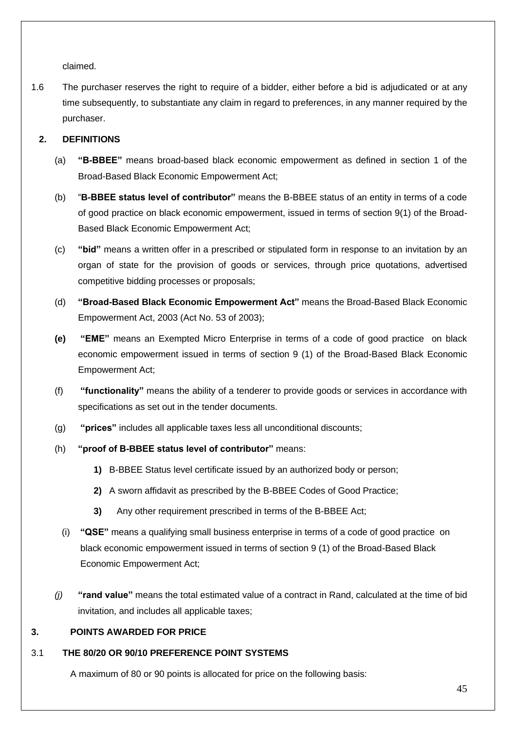claimed.

1.6 The purchaser reserves the right to require of a bidder, either before a bid is adjudicated or at any time subsequently, to substantiate any claim in regard to preferences, in any manner required by the purchaser.

## 2. DEFINITIONS

(a) **"B-BBEE"** means broad-based black economic empowerment as defined in section 1 of the Broad-Based Black Economic Empowerment Act;

(b) "**B-BBEE status level of contributor"** means the B-BBEE status of an entity in terms of a code of good practice on black economic empowerment, issued in terms of section 9(1) of the Broad-Based Black Economic Empowerment Act;

(c) **"bid"** means a written offer in a prescribed or stipulated form in response to an invitation by an organ of state for the provision of goods or services, through price quotations, advertised competitive bidding processes or proposals;

(d) **"Broad-Based Black Economic Empowerment Act"** means the Broad-Based Black Economic Empowerment Act, 2003 (Act No. 53 of 2003);

**(e)** **"EME"** means an Exempted Micro Enterprise in terms of a code of good practice on black economic empowerment issued in terms of section 9 (1) of the Broad-Based Black Economic Empowerment Act;

(f) **"functionality"** means the ability of a tenderer to provide goods or services in accordance with specifications as set out in the tender documents.

(g) **"prices"** includes all applicable taxes less all unconditional discounts;

(h) **"proof of B-BBEE status level of contributor"** means:

**1)** B-BBEE Status level certificate issued by an authorized body or person;

**2)** A sworn affidavit as prescribed by the B-BBEE Codes of Good Practice;

**3)** Any other requirement prescribed in terms of the B-BBEE Act;

(i) **"QSE"** means a qualifying small business enterprise in terms of a code of good practice on black economic empowerment issued in terms of section 9 (1) of the Broad-Based Black Economic Empowerment Act;

*(j)* **"rand value"** means the total estimated value of a contract in Rand, calculated at the time of bid invitation, and includes all applicable taxes;

## 3. POINTS AWARDED FOR PRICE

### 3.1 THE 80/20 OR 90/10 PREFERENCE POINT SYSTEMS

A maximum of 80 or 90 points is allocated for price on the following basis: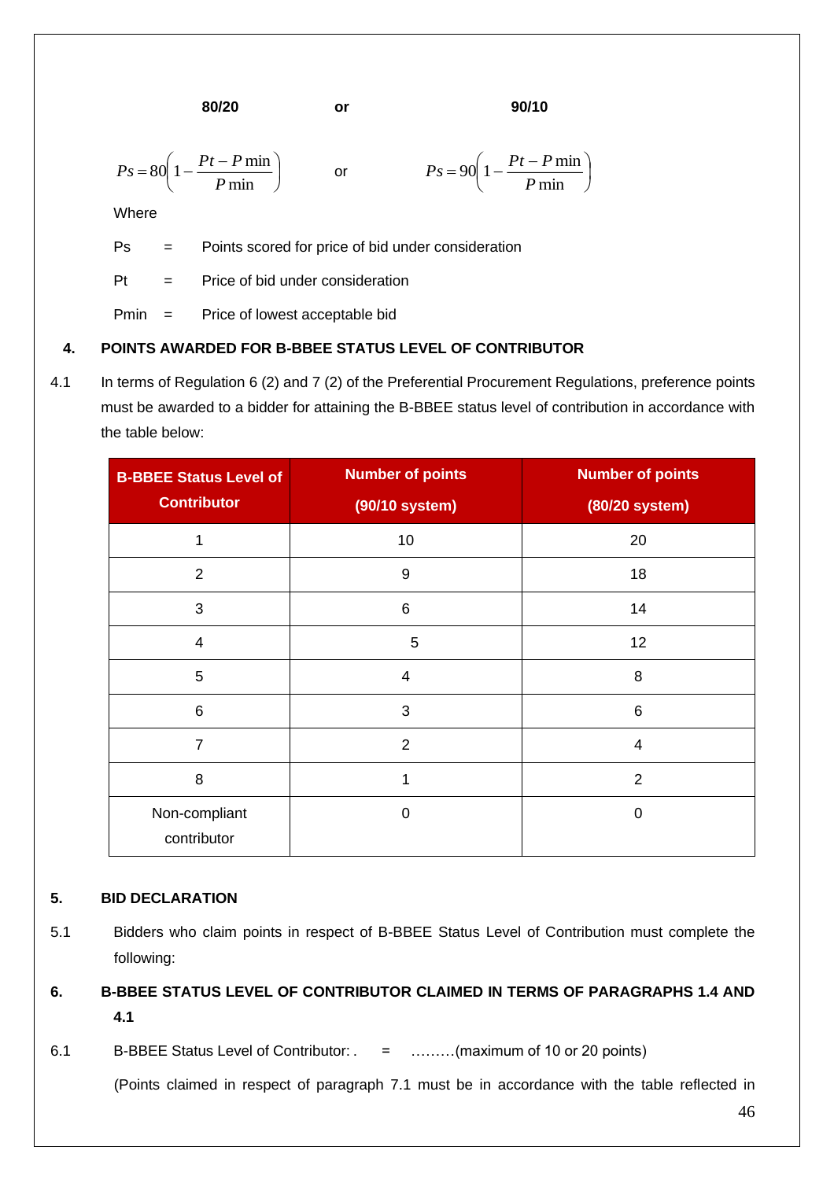**80/20** or **90/10**

$$Ps = 80\left(1 - \frac{Pt - P\min}{P\min}\right) \quad \text{or} \quad Ps = 90\left(1 - \frac{Pt - P\min}{P\min}\right)$$

Where

Ps = Points scored for price of bid under consideration

Pt = Price of bid under consideration

Pmin = Price of lowest acceptable bid

**4. POINTS AWARDED FOR B-BBEE STATUS LEVEL OF CONTRIBUTOR**

4.1 In terms of Regulation 6 (2) and 7 (2) of the Preferential Procurement Regulations, preference points must be awarded to a bidder for attaining the B-BBEE status level of contribution in accordance with the table below:

| B-BBEE Status Level of Contributor | Number of points (90/10 system) | Number of points (80/20 system) |
|---|---|---|
| 1 | 10 | 20 |
| 2 | 9 | 18 |
| 3 | 6 | 14 |
| 4 | 5 | 12 |
| 5 | 4 | 8 |
| 6 | 3 | 6 |
| 7 | 2 | 4 |
| 8 | 1 | 2 |
| Non-compliant contributor | 0 | 0 |

**5. BID DECLARATION**

5.1 Bidders who claim points in respect of B-BBEE Status Level of Contribution must complete the following:

**6. B-BBEE STATUS LEVEL OF CONTRIBUTOR CLAIMED IN TERMS OF PARAGRAPHS 1.4 AND 4.1**

6.1 B-BBEE Status Level of Contributor: . = ………(maximum of 10 or 20 points)

(Points claimed in respect of paragraph 7.1 must be in accordance with the table reflected in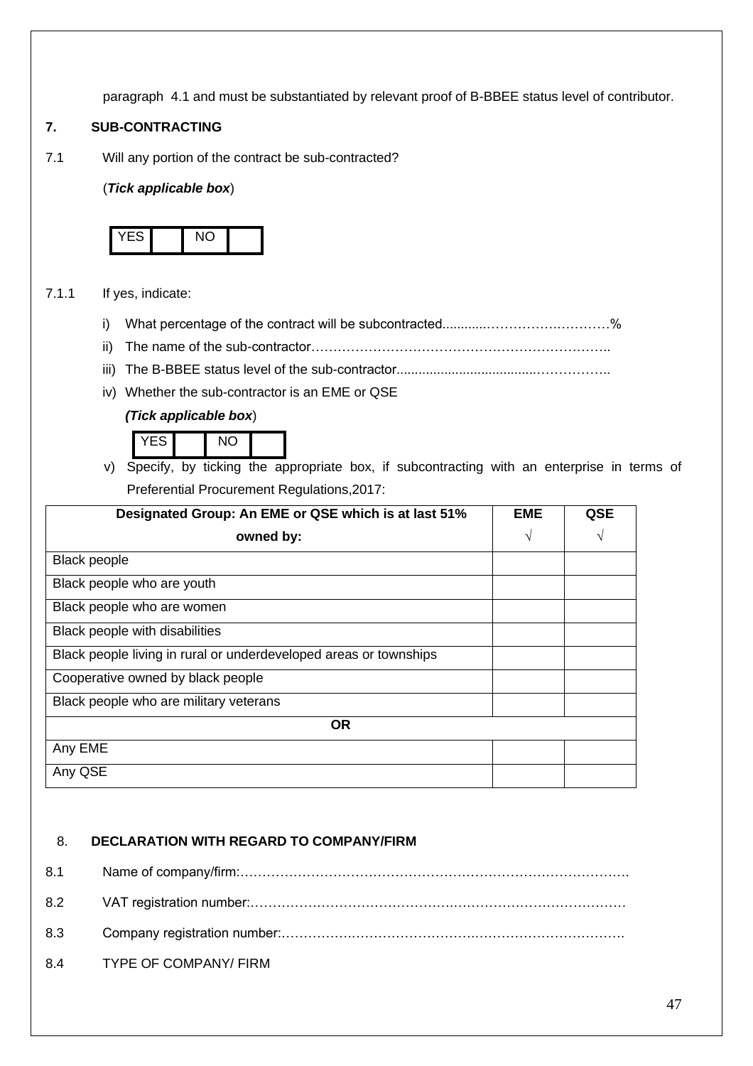paragraph 4.1 and must be substantiated by relevant proof of B-BBEE status level of contributor.

## 7. SUB-CONTRACTING

7.1 Will any portion of the contract be sub-contracted?

(***Tick applicable box***)

| YES | | NO | |
|---|---|---|---|

7.1.1 If yes, indicate:

i) What percentage of the contract will be subcontracted............……………….…………%

ii) The name of the sub-contractor…………………………………………………………..

iii) The B-BBEE status level of the sub-contractor......................................……………..

iv) Whether the sub-contractor is an EME or QSE

***(Tick applicable box***)

| YES | | NO | |
|---|---|---|---|

v) Specify, by ticking the appropriate box, if subcontracting with an enterprise in terms of Preferential Procurement Regulations,2017:

| Designated Group: An EME or QSE which is at last 51% owned by: | EME √ | QSE √ |
|---|---|---|
| Black people | | |
| Black people who are youth | | |
| Black people who are women | | |
| Black people with disabilities | | |
| Black people living in rural or underdeveloped areas or townships | | |
| Cooperative owned by black people | | |
| Black people who are military veterans | | |
| **OR** | | |
| Any EME | | |
| Any QSE | | |

## 8. DECLARATION WITH REGARD TO COMPANY/FIRM

8.1 Name of company/firm:…………………………………………………………………………….

8.2 VAT registration number:……………………………………….…………………………………

8.3 Company registration number:…………….……………………….…………………………….

8.4 TYPE OF COMPANY/ FIRM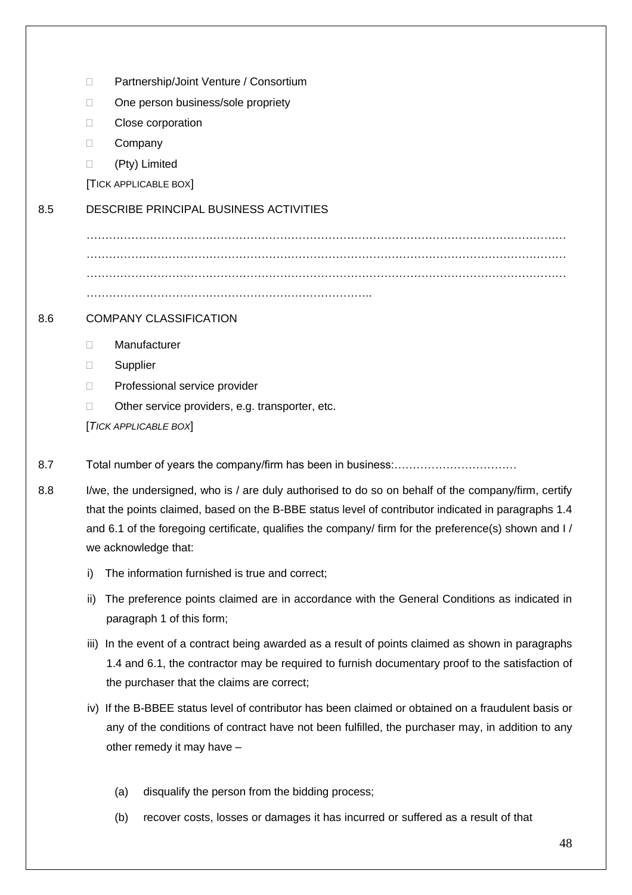- Partnership/Joint Venture / Consortium
- One person business/sole propriety
- Close corporation
- Company
- (Pty) Limited

[TICK APPLICABLE BOX]

8.5 DESCRIBE PRINCIPAL BUSINESS ACTIVITIES

……………………………………………………………………………………………………………………
……………………………………………………………………………………………………………………
……………………………………………………………………………………………………………………
…………………………………………………………………..

8.6 COMPANY CLASSIFICATION

- Manufacturer
- Supplier
- Professional service provider
- Other service providers, e.g. transporter, etc.

[*TICK APPLICABLE BOX*]

8.7 Total number of years the company/firm has been in business:……………………………

8.8 I/we, the undersigned, who is / are duly authorised to do so on behalf of the company/firm, certify that the points claimed, based on the B-BBE status level of contributor indicated in paragraphs 1.4 and 6.1 of the foregoing certificate, qualifies the company/ firm for the preference(s) shown and I / we acknowledge that:

i) The information furnished is true and correct;

ii) The preference points claimed are in accordance with the General Conditions as indicated in paragraph 1 of this form;

iii) In the event of a contract being awarded as a result of points claimed as shown in paragraphs 1.4 and 6.1, the contractor may be required to furnish documentary proof to the satisfaction of the purchaser that the claims are correct;

iv) If the B-BBEE status level of contributor has been claimed or obtained on a fraudulent basis or any of the conditions of contract have not been fulfilled, the purchaser may, in addition to any other remedy it may have –

(a) disqualify the person from the bidding process;

(b) recover costs, losses or damages it has incurred or suffered as a result of that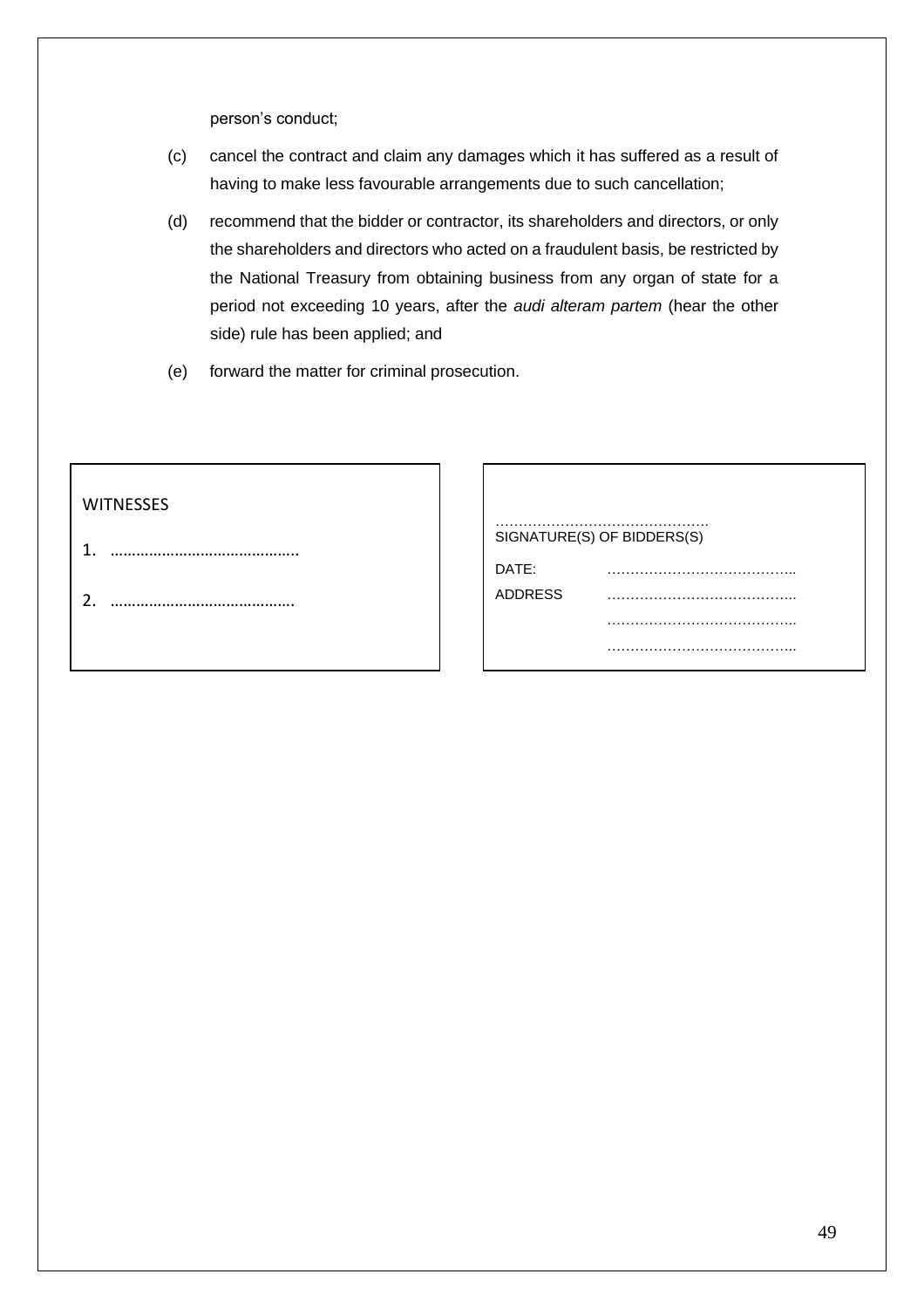person's conduct;

(c) cancel the contract and claim any damages which it has suffered as a result of having to make less favourable arrangements due to such cancellation;

(d) recommend that the bidder or contractor, its shareholders and directors, or only the shareholders and directors who acted on a fraudulent basis, be restricted by the National Treasury from obtaining business from any organ of state for a period not exceeding 10 years, after the *audi alteram partem* (hear the other side) rule has been applied; and

(e) forward the matter for criminal prosecution.

| WITNESSES | |
|---|---|
| 1. ……………………………………. | ……………………………………… SIGNATURE(S) OF BIDDERS(S) |
| 2. ……………………………………. | DATE: ………………………………….. |
| | ADDRESS ………………………………….. |
| | ………………………………….. |
| | ………………………………….. |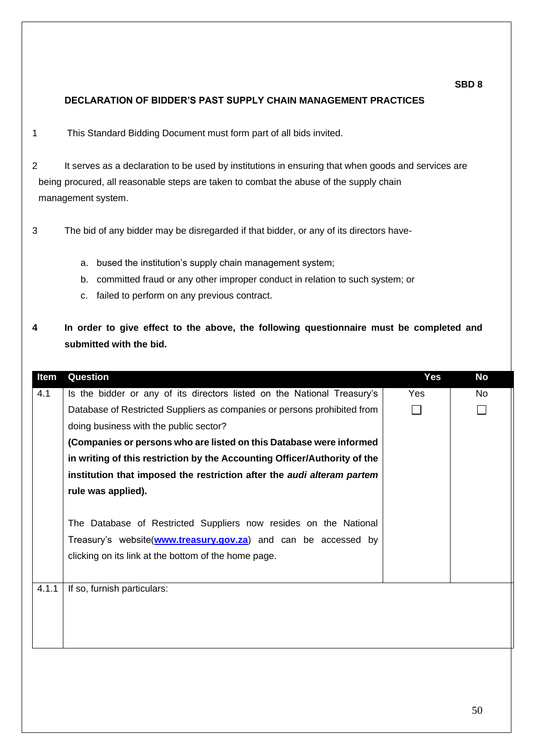**SBD 8**

**DECLARATION OF BIDDER'S PAST SUPPLY CHAIN MANAGEMENT PRACTICES**

1. This Standard Bidding Document must form part of all bids invited.

2. It serves as a declaration to be used by institutions in ensuring that when goods and services are being procured, all reasonable steps are taken to combat the abuse of the supply chain management system.

3. The bid of any bidder may be disregarded if that bidder, or any of its directors have-

   a. bused the institution's supply chain management system;
   b. committed fraud or any other improper conduct in relation to such system; or
   c. failed to perform on any previous contract.

**4 In order to give effect to the above, the following questionnaire must be completed and submitted with the bid.**

| Item | Question | Yes | No |
|---|---|---|---|
| 4.1 | Is the bidder or any of its directors listed on the National Treasury's Database of Restricted Suppliers as companies or persons prohibited from doing business with the public sector? **(Companies or persons who are listed on this Database were informed in writing of this restriction by the Accounting Officer/Authority of the institution that imposed the restriction after the *audi alteram partem* rule was applied).** The Database of Restricted Suppliers now resides on the National Treasury's website(**[www.treasury.gov.za](http://www.treasury.gov.za)**) and can be accessed by clicking on its link at the bottom of the home page. | Yes ☐ | No ☐ |
| 4.1.1 | If so, furnish particulars: | | |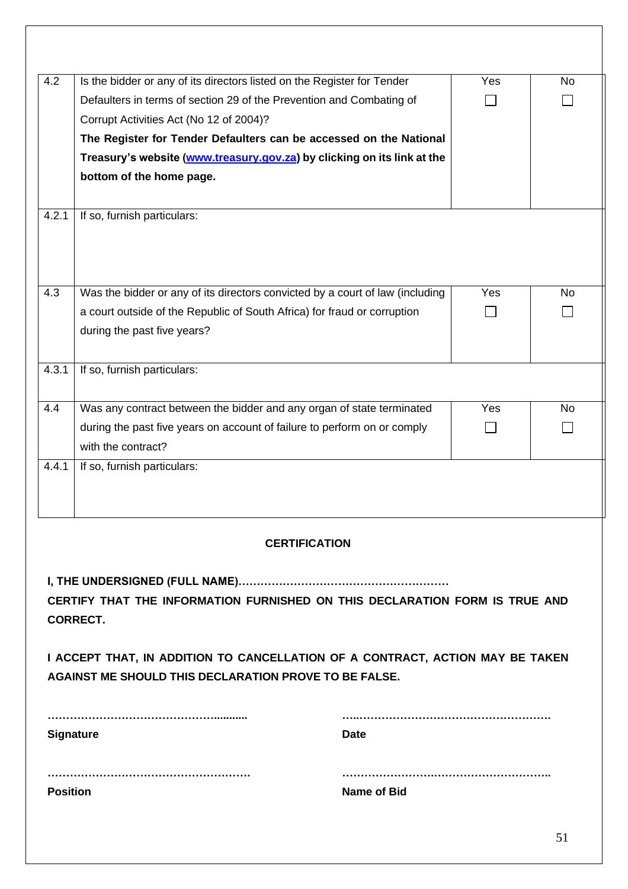| | | Yes | No |
|---|---|---|---|
| 4.2 | Is the bidder or any of its directors listed on the Register for Tender Defaulters in terms of section 29 of the Prevention and Combating of Corrupt Activities Act (No 12 of 2004)? **The Register for Tender Defaulters can be accessed on the National Treasury's website ([www.treasury.gov.za](http://www.treasury.gov.za)) by clicking on its link at the bottom of the home page.** | ☐ | ☐ |
| 4.2.1 | If so, furnish particulars: | | |
| 4.3 | Was the bidder or any of its directors convicted by a court of law (including a court outside of the Republic of South Africa) for fraud or corruption during the past five years? | Yes ☐ | No ☐ |
| 4.3.1 | If so, furnish particulars: | | |
| 4.4 | Was any contract between the bidder and any organ of state terminated during the past five years on account of failure to perform on or comply with the contract? | Yes ☐ | No ☐ |
| 4.4.1 | If so, furnish particulars: | | |

**CERTIFICATION**

**I, THE UNDERSIGNED (FULL NAME)…………………………………………………**
**CERTIFY THAT THE INFORMATION FURNISHED ON THIS DECLARATION FORM IS TRUE AND CORRECT.**

**I ACCEPT THAT, IN ADDITION TO CANCELLATION OF A CONTRACT, ACTION MAY BE TAKEN AGAINST ME SHOULD THIS DECLARATION PROVE TO BE FALSE.**

………………………………………..........  …..…………………………………………….
**Signature**  **Date**

……………………………………………….  ………………………………………………..
**Position**  **Name of Bid**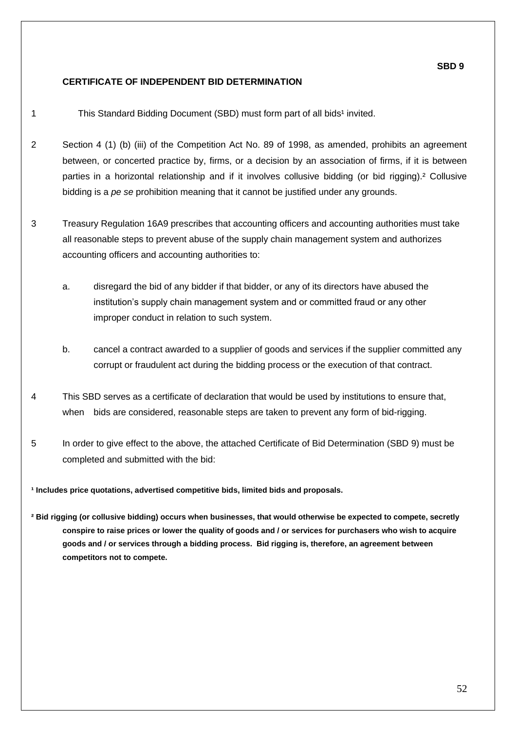**SBD 9**

## CERTIFICATE OF INDEPENDENT BID DETERMINATION

1 This Standard Bidding Document (SBD) must form part of all bids[1] invited.

2 Section 4 (1) (b) (iii) of the Competition Act No. 89 of 1998, as amended, prohibits an agreement between, or concerted practice by, firms, or a decision by an association of firms, if it is between parties in a horizontal relationship and if it involves collusive bidding (or bid rigging).[2] Collusive bidding is a *pe se* prohibition meaning that it cannot be justified under any grounds.

3 Treasury Regulation 16A9 prescribes that accounting officers and accounting authorities must take all reasonable steps to prevent abuse of the supply chain management system and authorizes accounting officers and accounting authorities to:

a. disregard the bid of any bidder if that bidder, or any of its directors have abused the institution's supply chain management system and or committed fraud or any other improper conduct in relation to such system.

b. cancel a contract awarded to a supplier of goods and services if the supplier committed any corrupt or fraudulent act during the bidding process or the execution of that contract.

4 This SBD serves as a certificate of declaration that would be used by institutions to ensure that, when bids are considered, reasonable steps are taken to prevent any form of bid-rigging.

5 In order to give effect to the above, the attached Certificate of Bid Determination (SBD 9) must be completed and submitted with the bid:

**[1] Includes price quotations, advertised competitive bids, limited bids and proposals.**

**[2] Bid rigging (or collusive bidding) occurs when businesses, that would otherwise be expected to compete, secretly conspire to raise prices or lower the quality of goods and / or services for purchasers who wish to acquire goods and / or services through a bidding process. Bid rigging is, therefore, an agreement between competitors not to compete.**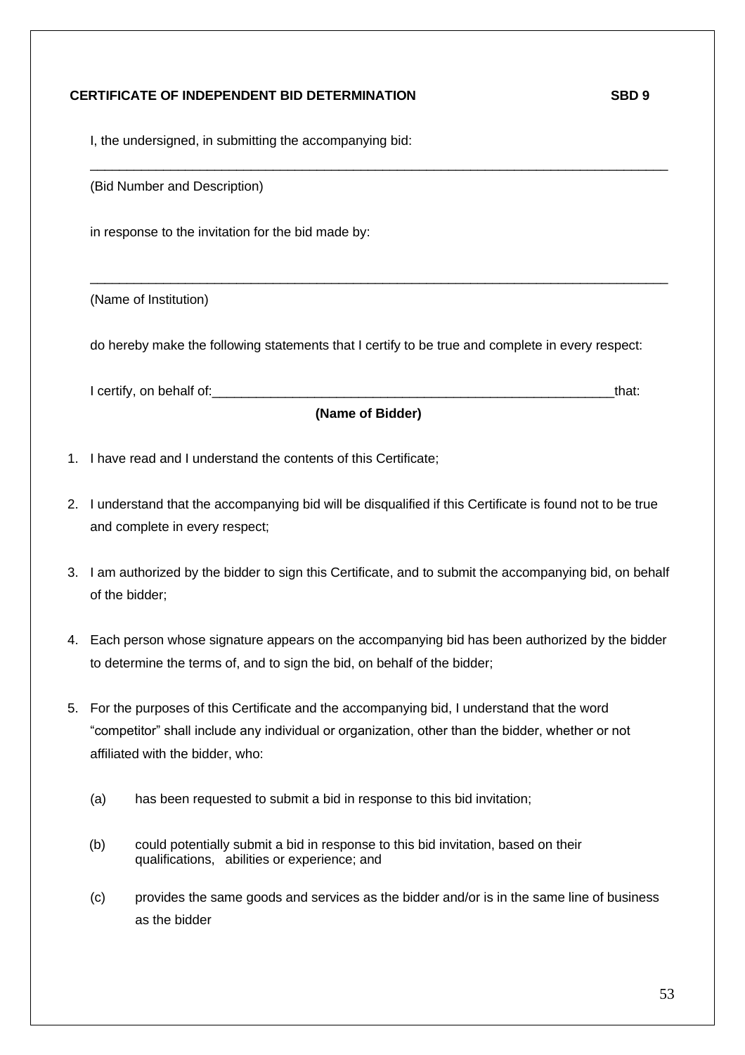**CERTIFICATE OF INDEPENDENT BID DETERMINATION** **SBD 9**

I, the undersigned, in submitting the accompanying bid:

___________________________________________________________________________

(Bid Number and Description)

in response to the invitation for the bid made by:

___________________________________________________________________________

(Name of Institution)

do hereby make the following statements that I certify to be true and complete in every respect:

I certify, on behalf of:_____________________________________________________that:

**(Name of Bidder)**

1. I have read and I understand the contents of this Certificate;

2. I understand that the accompanying bid will be disqualified if this Certificate is found not to be true and complete in every respect;

3. I am authorized by the bidder to sign this Certificate, and to submit the accompanying bid, on behalf of the bidder;

4. Each person whose signature appears on the accompanying bid has been authorized by the bidder to determine the terms of, and to sign the bid, on behalf of the bidder;

5. For the purposes of this Certificate and the accompanying bid, I understand that the word "competitor" shall include any individual or organization, other than the bidder, whether or not affiliated with the bidder, who:

   (a) has been requested to submit a bid in response to this bid invitation;

   (b) could potentially submit a bid in response to this bid invitation, based on their qualifications, abilities or experience; and

   (c) provides the same goods and services as the bidder and/or is in the same line of business as the bidder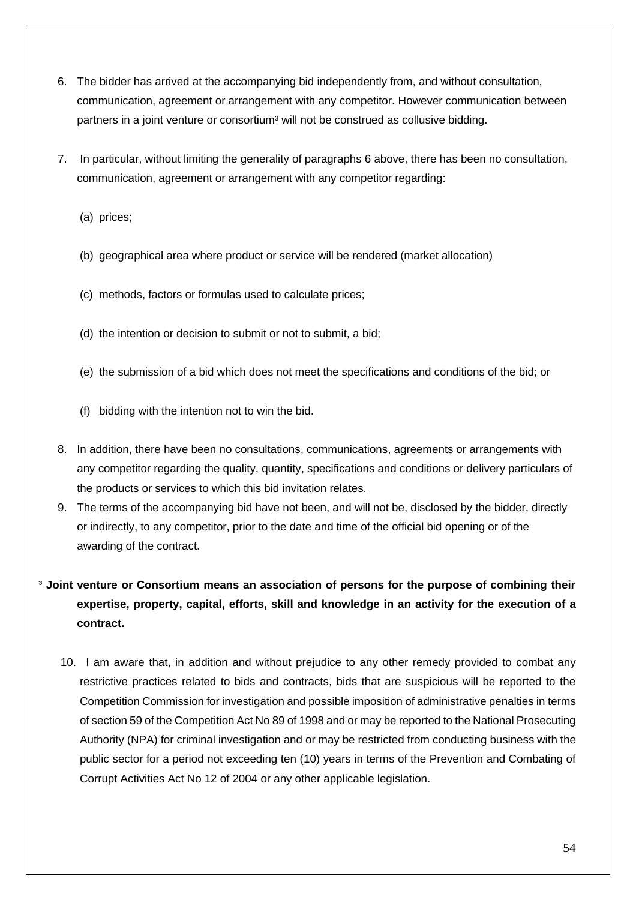6. The bidder has arrived at the accompanying bid independently from, and without consultation, communication, agreement or arrangement with any competitor. However communication between partners in a joint venture or consortium[3] will not be construed as collusive bidding.

7. In particular, without limiting the generality of paragraphs 6 above, there has been no consultation, communication, agreement or arrangement with any competitor regarding:

   (a) prices;

   (b) geographical area where product or service will be rendered (market allocation)

   (c) methods, factors or formulas used to calculate prices;

   (d) the intention or decision to submit or not to submit, a bid;

   (e) the submission of a bid which does not meet the specifications and conditions of the bid; or

   (f) bidding with the intention not to win the bid.

8. In addition, there have been no consultations, communications, agreements or arrangements with any competitor regarding the quality, quantity, specifications and conditions or delivery particulars of the products or services to which this bid invitation relates.

9. The terms of the accompanying bid have not been, and will not be, disclosed by the bidder, directly or indirectly, to any competitor, prior to the date and time of the official bid opening or of the awarding of the contract.

**[3] Joint venture or Consortium means an association of persons for the purpose of combining their expertise, property, capital, efforts, skill and knowledge in an activity for the execution of a contract.**

10. I am aware that, in addition and without prejudice to any other remedy provided to combat any restrictive practices related to bids and contracts, bids that are suspicious will be reported to the Competition Commission for investigation and possible imposition of administrative penalties in terms of section 59 of the Competition Act No 89 of 1998 and or may be reported to the National Prosecuting Authority (NPA) for criminal investigation and or may be restricted from conducting business with the public sector for a period not exceeding ten (10) years in terms of the Prevention and Combating of Corrupt Activities Act No 12 of 2004 or any other applicable legislation.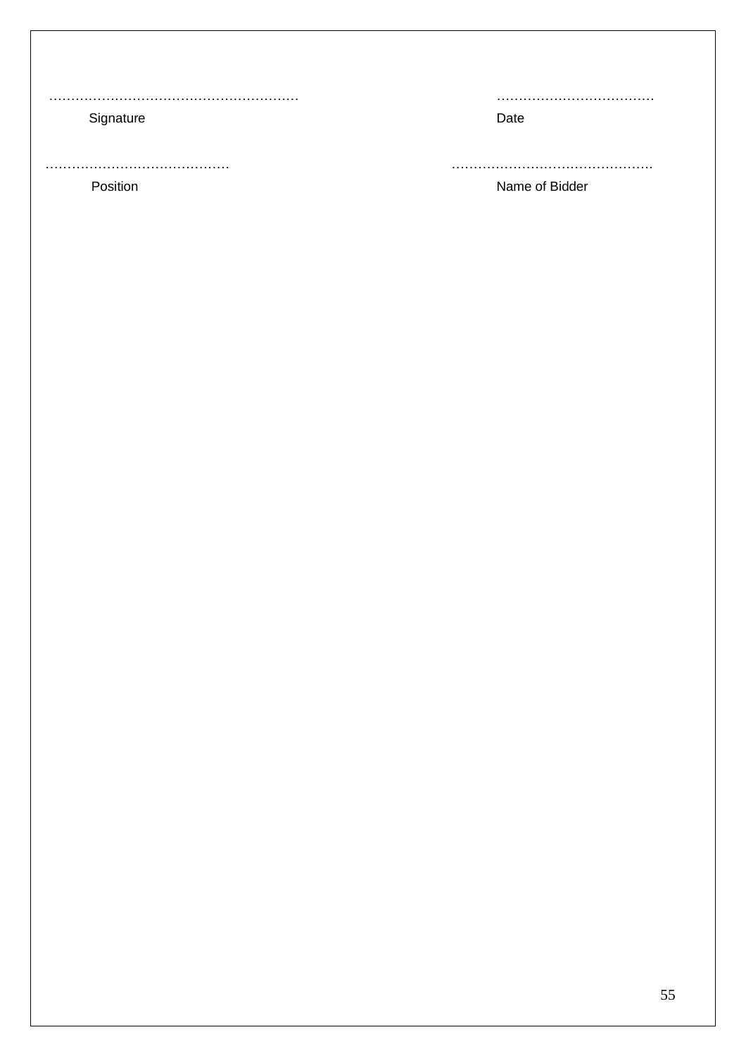| ………………………………………………… | ……………………………… |
| --- | --- |
| Signature | Date |
| …………………………………… | ……………………………………… |
| Position | Name of Bidder |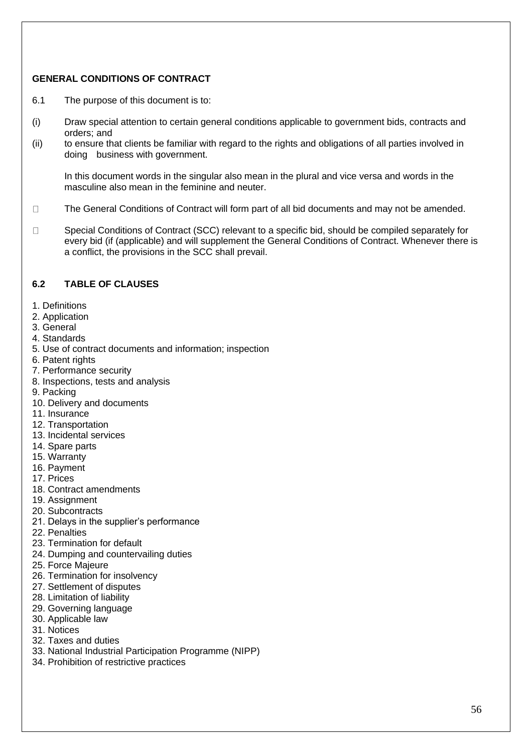**GENERAL CONDITIONS OF CONTRACT**

6.1 The purpose of this document is to:

(i) Draw special attention to certain general conditions applicable to government bids, contracts and orders; and

(ii) to ensure that clients be familiar with regard to the rights and obligations of all parties involved in doing business with government.

In this document words in the singular also mean in the plural and vice versa and words in the masculine also mean in the feminine and neuter.

- The General Conditions of Contract will form part of all bid documents and may not be amended.
- Special Conditions of Contract (SCC) relevant to a specific bid, should be compiled separately for every bid (if (applicable) and will supplement the General Conditions of Contract. Whenever there is a conflict, the provisions in the SCC shall prevail.

## 6.2 TABLE OF CLAUSES

1. Definitions
2. Application
3. General
4. Standards
5. Use of contract documents and information; inspection
6. Patent rights
7. Performance security
8. Inspections, tests and analysis
9. Packing
10. Delivery and documents
11. Insurance
12. Transportation
13. Incidental services
14. Spare parts
15. Warranty
16. Payment
17. Prices
18. Contract amendments
19. Assignment
20. Subcontracts
21. Delays in the supplier's performance
22. Penalties
23. Termination for default
24. Dumping and countervailing duties
25. Force Majeure
26. Termination for insolvency
27. Settlement of disputes
28. Limitation of liability
29. Governing language
30. Applicable law
31. Notices
32. Taxes and duties
33. National Industrial Participation Programme (NIPP)
34. Prohibition of restrictive practices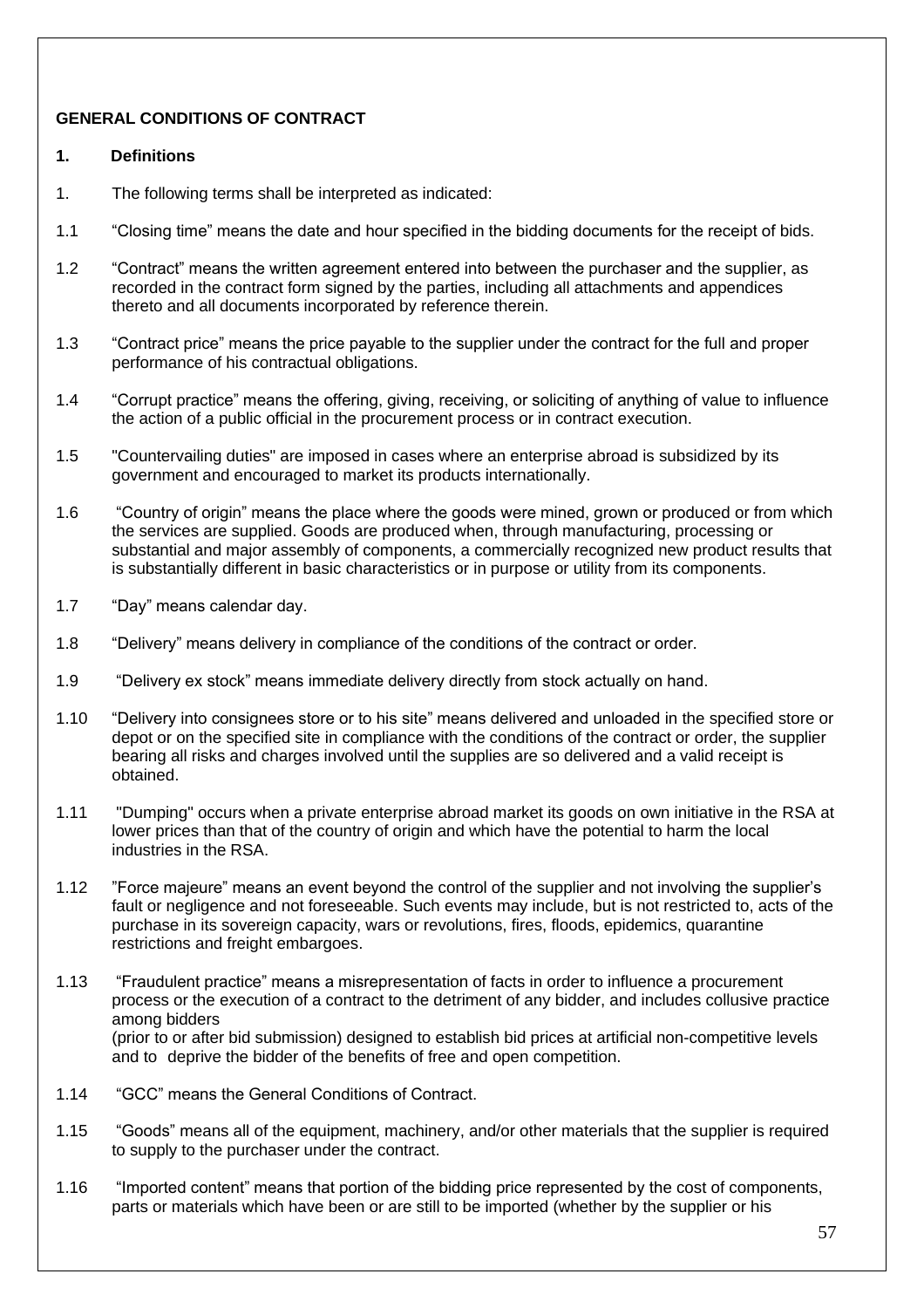**GENERAL CONDITIONS OF CONTRACT**

**1. Definitions**

1. The following terms shall be interpreted as indicated:

1.1 “Closing time” means the date and hour specified in the bidding documents for the receipt of bids.

1.2 “Contract” means the written agreement entered into between the purchaser and the supplier, as recorded in the contract form signed by the parties, including all attachments and appendices thereto and all documents incorporated by reference therein.

1.3 “Contract price” means the price payable to the supplier under the contract for the full and proper performance of his contractual obligations.

1.4 “Corrupt practice” means the offering, giving, receiving, or soliciting of anything of value to influence the action of a public official in the procurement process or in contract execution.

1.5 "Countervailing duties" are imposed in cases where an enterprise abroad is subsidized by its government and encouraged to market its products internationally.

1.6 “Country of origin” means the place where the goods were mined, grown or produced or from which the services are supplied. Goods are produced when, through manufacturing, processing or substantial and major assembly of components, a commercially recognized new product results that is substantially different in basic characteristics or in purpose or utility from its components.

1.7 “Day” means calendar day.

1.8 “Delivery” means delivery in compliance of the conditions of the contract or order.

1.9 “Delivery ex stock” means immediate delivery directly from stock actually on hand.

1.10 “Delivery into consignees store or to his site” means delivered and unloaded in the specified store or depot or on the specified site in compliance with the conditions of the contract or order, the supplier bearing all risks and charges involved until the supplies are so delivered and a valid receipt is obtained.

1.11 "Dumping" occurs when a private enterprise abroad market its goods on own initiative in the RSA at lower prices than that of the country of origin and which have the potential to harm the local industries in the RSA.

1.12 ”Force majeure” means an event beyond the control of the supplier and not involving the supplier’s fault or negligence and not foreseeable. Such events may include, but is not restricted to, acts of the purchase in its sovereign capacity, wars or revolutions, fires, floods, epidemics, quarantine restrictions and freight embargoes.

1.13 “Fraudulent practice” means a misrepresentation of facts in order to influence a procurement process or the execution of a contract to the detriment of any bidder, and includes collusive practice among bidders
(prior to or after bid submission) designed to establish bid prices at artificial non-competitive levels and to deprive the bidder of the benefits of free and open competition.

1.14 “GCC” means the General Conditions of Contract.

1.15 “Goods” means all of the equipment, machinery, and/or other materials that the supplier is required to supply to the purchaser under the contract.

1.16 “Imported content” means that portion of the bidding price represented by the cost of components, parts or materials which have been or are still to be imported (whether by the supplier or his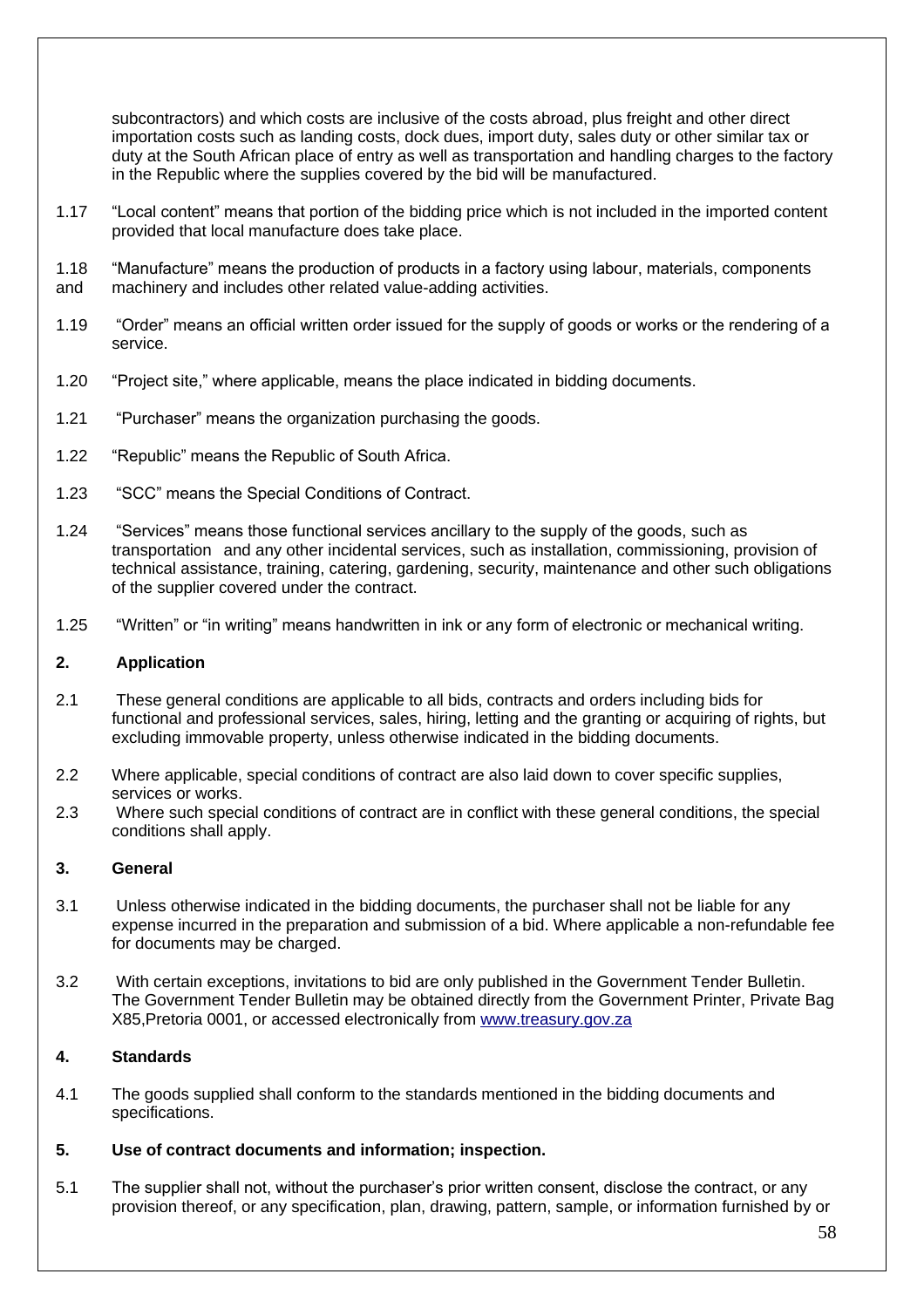subcontractors) and which costs are inclusive of the costs abroad, plus freight and other direct importation costs such as landing costs, dock dues, import duty, sales duty or other similar tax or duty at the South African place of entry as well as transportation and handling charges to the factory in the Republic where the supplies covered by the bid will be manufactured.

1.17 "Local content" means that portion of the bidding price which is not included in the imported content provided that local manufacture does take place.

1.18 "Manufacture" means the production of products in a factory using labour, materials, components and machinery and includes other related value-adding activities.

1.19 "Order" means an official written order issued for the supply of goods or works or the rendering of a service.

1.20 "Project site," where applicable, means the place indicated in bidding documents.

1.21 "Purchaser" means the organization purchasing the goods.

1.22 "Republic" means the Republic of South Africa.

1.23 "SCC" means the Special Conditions of Contract.

1.24 "Services" means those functional services ancillary to the supply of the goods, such as transportation and any other incidental services, such as installation, commissioning, provision of technical assistance, training, catering, gardening, security, maintenance and other such obligations of the supplier covered under the contract.

1.25 "Written" or "in writing" means handwritten in ink or any form of electronic or mechanical writing.

**2. Application**

2.1 These general conditions are applicable to all bids, contracts and orders including bids for functional and professional services, sales, hiring, letting and the granting or acquiring of rights, but excluding immovable property, unless otherwise indicated in the bidding documents.

2.2 Where applicable, special conditions of contract are also laid down to cover specific supplies, services or works.

2.3 Where such special conditions of contract are in conflict with these general conditions, the special conditions shall apply.

**3. General**

3.1 Unless otherwise indicated in the bidding documents, the purchaser shall not be liable for any expense incurred in the preparation and submission of a bid. Where applicable a non-refundable fee for documents may be charged.

3.2 With certain exceptions, invitations to bid are only published in the Government Tender Bulletin. The Government Tender Bulletin may be obtained directly from the Government Printer, Private Bag X85,Pretoria 0001, or accessed electronically from www.treasury.gov.za

**4. Standards**

4.1 The goods supplied shall conform to the standards mentioned in the bidding documents and specifications.

**5. Use of contract documents and information; inspection.**

5.1 The supplier shall not, without the purchaser's prior written consent, disclose the contract, or any provision thereof, or any specification, plan, drawing, pattern, sample, or information furnished by or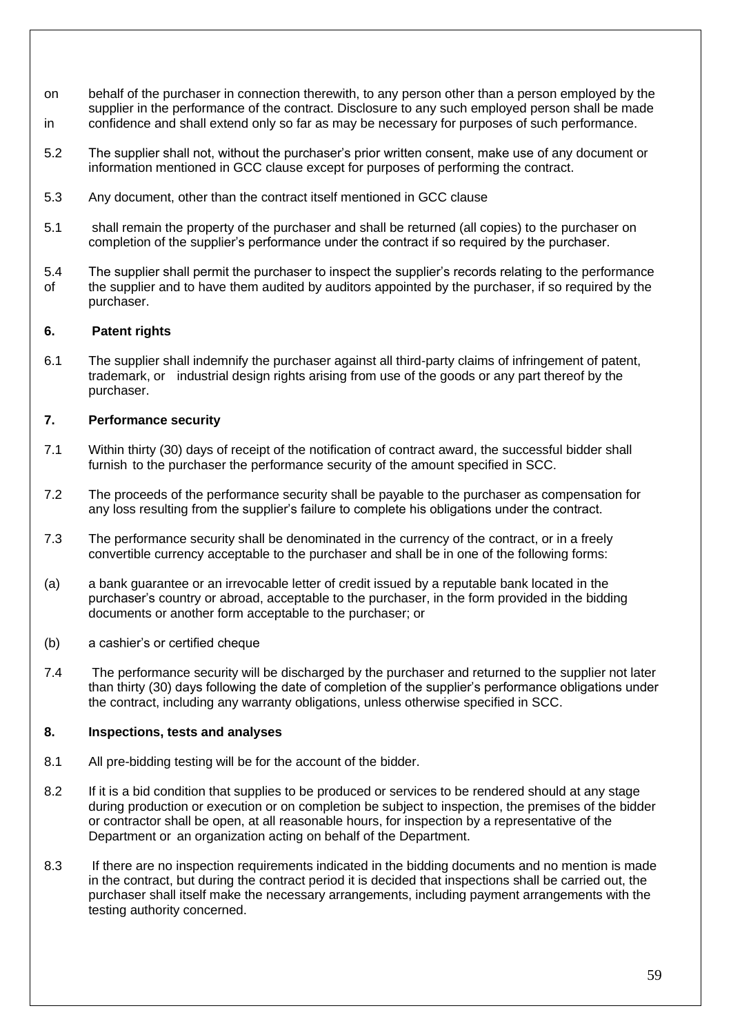on behalf of the purchaser in connection therewith, to any person other than a person employed by the supplier in the performance of the contract. Disclosure to any such employed person shall be made in confidence and shall extend only so far as may be necessary for purposes of such performance.

5.2 The supplier shall not, without the purchaser's prior written consent, make use of any document or information mentioned in GCC clause except for purposes of performing the contract.

5.3 Any document, other than the contract itself mentioned in GCC clause

5.1 shall remain the property of the purchaser and shall be returned (all copies) to the purchaser on completion of the supplier's performance under the contract if so required by the purchaser.

5.4 The supplier shall permit the purchaser to inspect the supplier's records relating to the performance of the supplier and to have them audited by auditors appointed by the purchaser, if so required by the purchaser.

**6. Patent rights**

6.1 The supplier shall indemnify the purchaser against all third-party claims of infringement of patent, trademark, or industrial design rights arising from use of the goods or any part thereof by the purchaser.

**7. Performance security**

7.1 Within thirty (30) days of receipt of the notification of contract award, the successful bidder shall furnish to the purchaser the performance security of the amount specified in SCC.

7.2 The proceeds of the performance security shall be payable to the purchaser as compensation for any loss resulting from the supplier's failure to complete his obligations under the contract.

7.3 The performance security shall be denominated in the currency of the contract, or in a freely convertible currency acceptable to the purchaser and shall be in one of the following forms:

(a) a bank guarantee or an irrevocable letter of credit issued by a reputable bank located in the purchaser's country or abroad, acceptable to the purchaser, in the form provided in the bidding documents or another form acceptable to the purchaser; or

(b) a cashier's or certified cheque

7.4 The performance security will be discharged by the purchaser and returned to the supplier not later than thirty (30) days following the date of completion of the supplier's performance obligations under the contract, including any warranty obligations, unless otherwise specified in SCC.

**8. Inspections, tests and analyses**

8.1 All pre-bidding testing will be for the account of the bidder.

8.2 If it is a bid condition that supplies to be produced or services to be rendered should at any stage during production or execution or on completion be subject to inspection, the premises of the bidder or contractor shall be open, at all reasonable hours, for inspection by a representative of the Department or an organization acting on behalf of the Department.

8.3 If there are no inspection requirements indicated in the bidding documents and no mention is made in the contract, but during the contract period it is decided that inspections shall be carried out, the purchaser shall itself make the necessary arrangements, including payment arrangements with the testing authority concerned.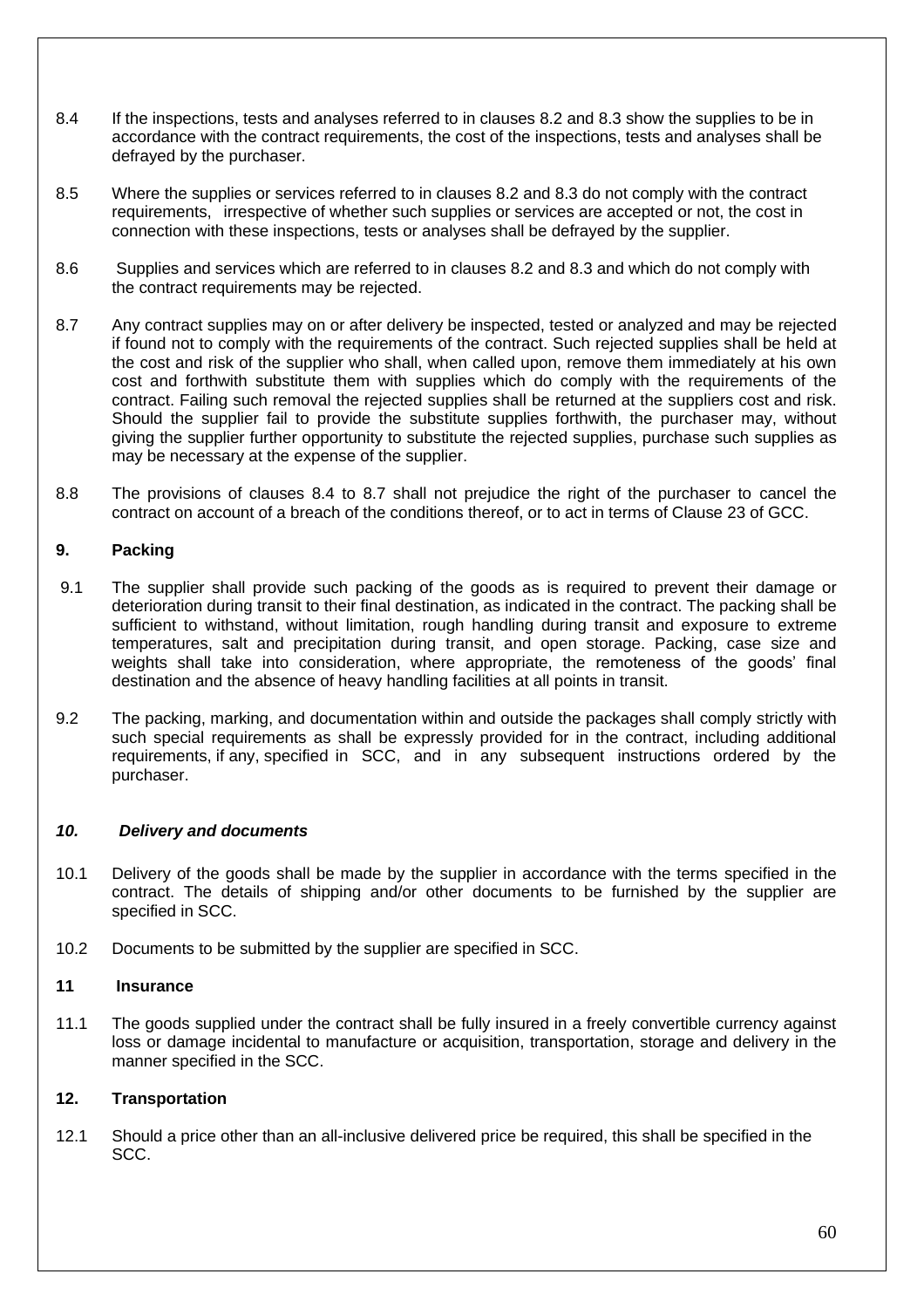8.4 If the inspections, tests and analyses referred to in clauses 8.2 and 8.3 show the supplies to be in accordance with the contract requirements, the cost of the inspections, tests and analyses shall be defrayed by the purchaser.

8.5 Where the supplies or services referred to in clauses 8.2 and 8.3 do not comply with the contract requirements, irrespective of whether such supplies or services are accepted or not, the cost in connection with these inspections, tests or analyses shall be defrayed by the supplier.

8.6 Supplies and services which are referred to in clauses 8.2 and 8.3 and which do not comply with the contract requirements may be rejected.

8.7 Any contract supplies may on or after delivery be inspected, tested or analyzed and may be rejected if found not to comply with the requirements of the contract. Such rejected supplies shall be held at the cost and risk of the supplier who shall, when called upon, remove them immediately at his own cost and forthwith substitute them with supplies which do comply with the requirements of the contract. Failing such removal the rejected supplies shall be returned at the suppliers cost and risk. Should the supplier fail to provide the substitute supplies forthwith, the purchaser may, without giving the supplier further opportunity to substitute the rejected supplies, purchase such supplies as may be necessary at the expense of the supplier.

8.8 The provisions of clauses 8.4 to 8.7 shall not prejudice the right of the purchaser to cancel the contract on account of a breach of the conditions thereof, or to act in terms of Clause 23 of GCC.

**9. Packing**

9.1 The supplier shall provide such packing of the goods as is required to prevent their damage or deterioration during transit to their final destination, as indicated in the contract. The packing shall be sufficient to withstand, without limitation, rough handling during transit and exposure to extreme temperatures, salt and precipitation during transit, and open storage. Packing, case size and weights shall take into consideration, where appropriate, the remoteness of the goods' final destination and the absence of heavy handling facilities at all points in transit.

9.2 The packing, marking, and documentation within and outside the packages shall comply strictly with such special requirements as shall be expressly provided for in the contract, including additional requirements, if any, specified in SCC, and in any subsequent instructions ordered by the purchaser.

***10. Delivery and documents***

10.1 Delivery of the goods shall be made by the supplier in accordance with the terms specified in the contract. The details of shipping and/or other documents to be furnished by the supplier are specified in SCC.

10.2 Documents to be submitted by the supplier are specified in SCC.

**11 Insurance**

11.1 The goods supplied under the contract shall be fully insured in a freely convertible currency against loss or damage incidental to manufacture or acquisition, transportation, storage and delivery in the manner specified in the SCC.

**12. Transportation**

12.1 Should a price other than an all-inclusive delivered price be required, this shall be specified in the SCC.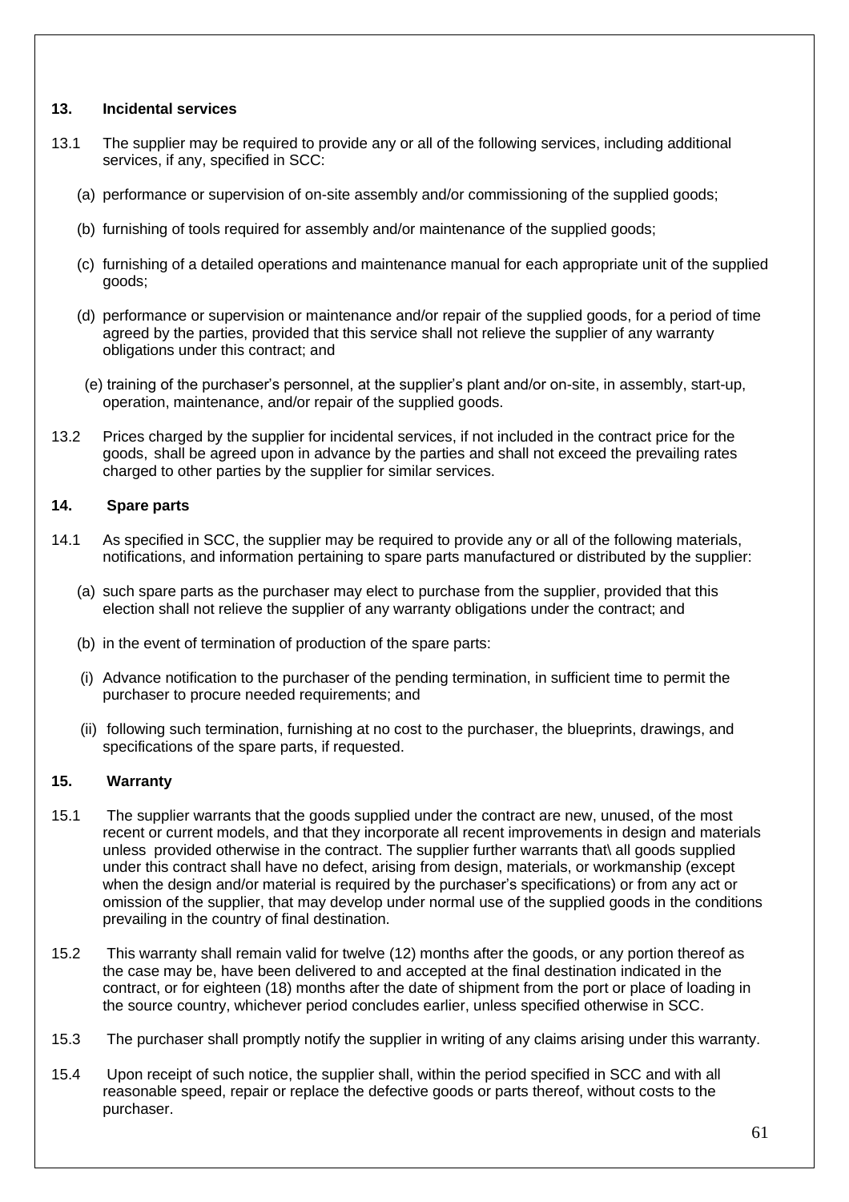### 13. Incidental services

13.1 The supplier may be required to provide any or all of the following services, including additional services, if any, specified in SCC:

(a) performance or supervision of on-site assembly and/or commissioning of the supplied goods;

(b) furnishing of tools required for assembly and/or maintenance of the supplied goods;

(c) furnishing of a detailed operations and maintenance manual for each appropriate unit of the supplied goods;

(d) performance or supervision or maintenance and/or repair of the supplied goods, for a period of time agreed by the parties, provided that this service shall not relieve the supplier of any warranty obligations under this contract; and

(e) training of the purchaser's personnel, at the supplier's plant and/or on-site, in assembly, start-up, operation, maintenance, and/or repair of the supplied goods.

13.2 Prices charged by the supplier for incidental services, if not included in the contract price for the goods, shall be agreed upon in advance by the parties and shall not exceed the prevailing rates charged to other parties by the supplier for similar services.

### 14. Spare parts

14.1 As specified in SCC, the supplier may be required to provide any or all of the following materials, notifications, and information pertaining to spare parts manufactured or distributed by the supplier:

(a) such spare parts as the purchaser may elect to purchase from the supplier, provided that this election shall not relieve the supplier of any warranty obligations under the contract; and

(b) in the event of termination of production of the spare parts:

(i) Advance notification to the purchaser of the pending termination, in sufficient time to permit the purchaser to procure needed requirements; and

(ii) following such termination, furnishing at no cost to the purchaser, the blueprints, drawings, and specifications of the spare parts, if requested.

### 15. Warranty

15.1 The supplier warrants that the goods supplied under the contract are new, unused, of the most recent or current models, and that they incorporate all recent improvements in design and materials unless provided otherwise in the contract. The supplier further warrants that\ all goods supplied under this contract shall have no defect, arising from design, materials, or workmanship (except when the design and/or material is required by the purchaser's specifications) or from any act or omission of the supplier, that may develop under normal use of the supplied goods in the conditions prevailing in the country of final destination.

15.2 This warranty shall remain valid for twelve (12) months after the goods, or any portion thereof as the case may be, have been delivered to and accepted at the final destination indicated in the contract, or for eighteen (18) months after the date of shipment from the port or place of loading in the source country, whichever period concludes earlier, unless specified otherwise in SCC.

15.3 The purchaser shall promptly notify the supplier in writing of any claims arising under this warranty.

15.4 Upon receipt of such notice, the supplier shall, within the period specified in SCC and with all reasonable speed, repair or replace the defective goods or parts thereof, without costs to the purchaser.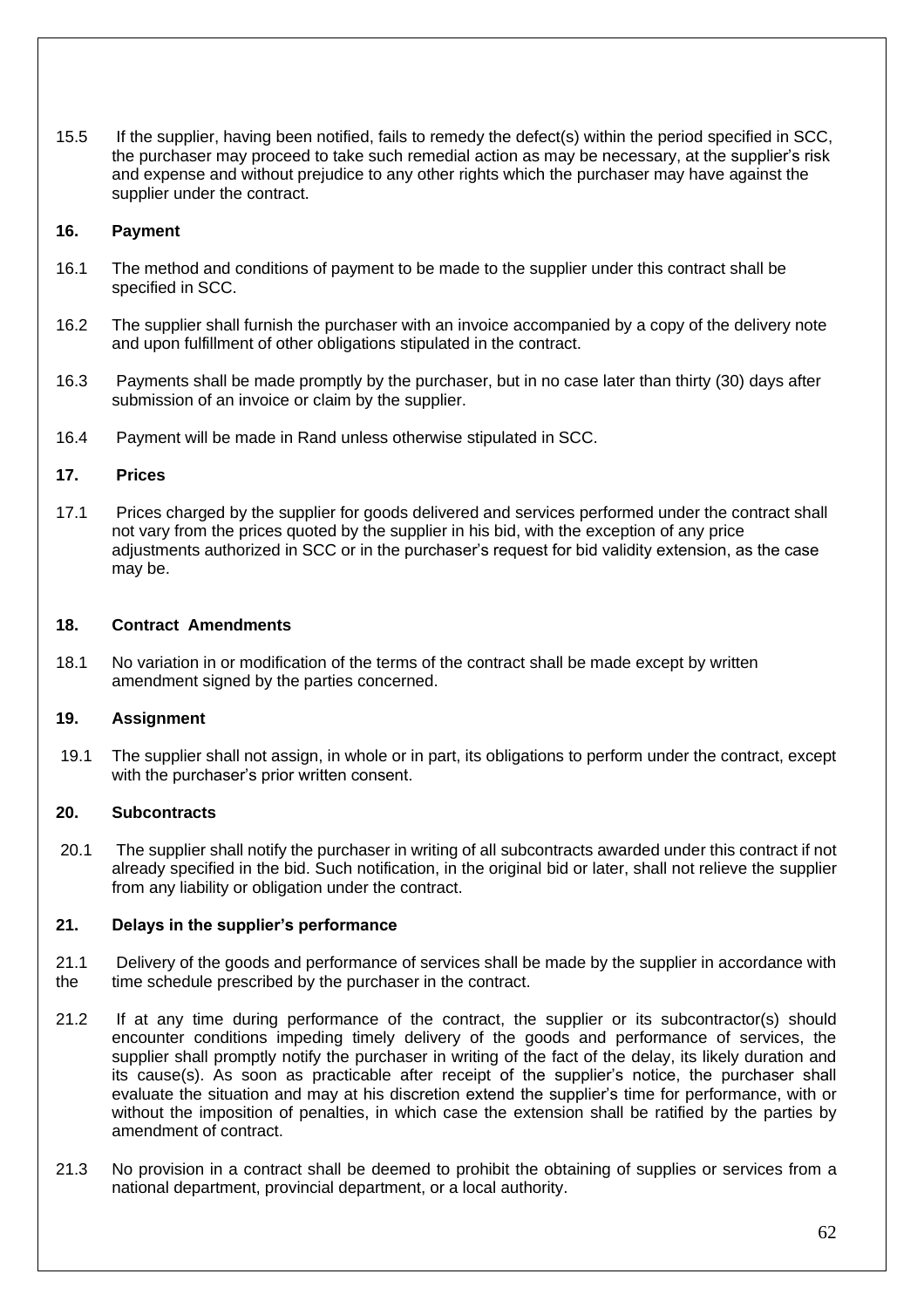15.5 If the supplier, having been notified, fails to remedy the defect(s) within the period specified in SCC, the purchaser may proceed to take such remedial action as may be necessary, at the supplier's risk and expense and without prejudice to any other rights which the purchaser may have against the supplier under the contract.

**16. Payment**

16.1 The method and conditions of payment to be made to the supplier under this contract shall be specified in SCC.

16.2 The supplier shall furnish the purchaser with an invoice accompanied by a copy of the delivery note and upon fulfillment of other obligations stipulated in the contract.

16.3 Payments shall be made promptly by the purchaser, but in no case later than thirty (30) days after submission of an invoice or claim by the supplier.

16.4 Payment will be made in Rand unless otherwise stipulated in SCC.

**17. Prices**

17.1 Prices charged by the supplier for goods delivered and services performed under the contract shall not vary from the prices quoted by the supplier in his bid, with the exception of any price adjustments authorized in SCC or in the purchaser's request for bid validity extension, as the case may be.

**18. Contract Amendments**

18.1 No variation in or modification of the terms of the contract shall be made except by written amendment signed by the parties concerned.

**19. Assignment**

19.1 The supplier shall not assign, in whole or in part, its obligations to perform under the contract, except with the purchaser's prior written consent.

**20. Subcontracts**

20.1 The supplier shall notify the purchaser in writing of all subcontracts awarded under this contract if not already specified in the bid. Such notification, in the original bid or later, shall not relieve the supplier from any liability or obligation under the contract.

**21. Delays in the supplier's performance**

21.1 Delivery of the goods and performance of services shall be made by the supplier in accordance with the time schedule prescribed by the purchaser in the contract.

21.2 If at any time during performance of the contract, the supplier or its subcontractor(s) should encounter conditions impeding timely delivery of the goods and performance of services, the supplier shall promptly notify the purchaser in writing of the fact of the delay, its likely duration and its cause(s). As soon as practicable after receipt of the supplier's notice, the purchaser shall evaluate the situation and may at his discretion extend the supplier's time for performance, with or without the imposition of penalties, in which case the extension shall be ratified by the parties by amendment of contract.

21.3 No provision in a contract shall be deemed to prohibit the obtaining of supplies or services from a national department, provincial department, or a local authority.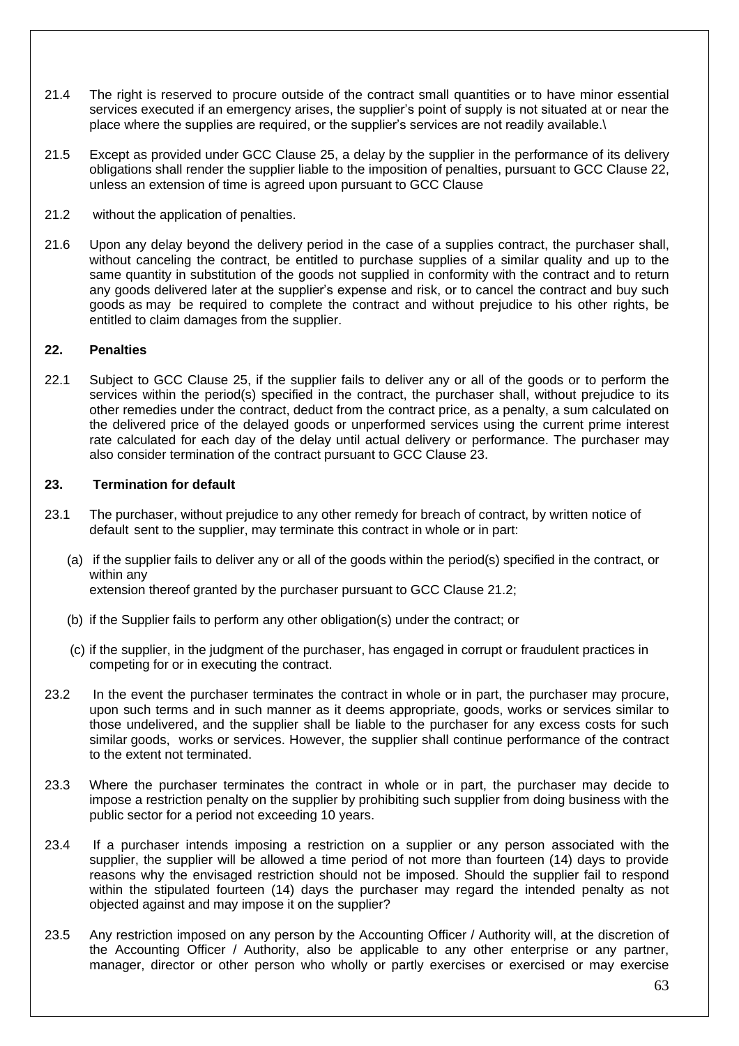21.4 The right is reserved to procure outside of the contract small quantities or to have minor essential services executed if an emergency arises, the supplier's point of supply is not situated at or near the place where the supplies are required, or the supplier's services are not readily available.\

21.5 Except as provided under GCC Clause 25, a delay by the supplier in the performance of its delivery obligations shall render the supplier liable to the imposition of penalties, pursuant to GCC Clause 22, unless an extension of time is agreed upon pursuant to GCC Clause

21.2 without the application of penalties.

21.6 Upon any delay beyond the delivery period in the case of a supplies contract, the purchaser shall, without canceling the contract, be entitled to purchase supplies of a similar quality and up to the same quantity in substitution of the goods not supplied in conformity with the contract and to return any goods delivered later at the supplier's expense and risk, or to cancel the contract and buy such goods as may be required to complete the contract and without prejudice to his other rights, be entitled to claim damages from the supplier.

**22. Penalties**

22.1 Subject to GCC Clause 25, if the supplier fails to deliver any or all of the goods or to perform the services within the period(s) specified in the contract, the purchaser shall, without prejudice to its other remedies under the contract, deduct from the contract price, as a penalty, a sum calculated on the delivered price of the delayed goods or unperformed services using the current prime interest rate calculated for each day of the delay until actual delivery or performance. The purchaser may also consider termination of the contract pursuant to GCC Clause 23.

**23. Termination for default**

23.1 The purchaser, without prejudice to any other remedy for breach of contract, by written notice of default sent to the supplier, may terminate this contract in whole or in part:

(a) if the supplier fails to deliver any or all of the goods within the period(s) specified in the contract, or within any
extension thereof granted by the purchaser pursuant to GCC Clause 21.2;

(b) if the Supplier fails to perform any other obligation(s) under the contract; or

(c) if the supplier, in the judgment of the purchaser, has engaged in corrupt or fraudulent practices in competing for or in executing the contract.

23.2 In the event the purchaser terminates the contract in whole or in part, the purchaser may procure, upon such terms and in such manner as it deems appropriate, goods, works or services similar to those undelivered, and the supplier shall be liable to the purchaser for any excess costs for such similar goods, works or services. However, the supplier shall continue performance of the contract to the extent not terminated.

23.3 Where the purchaser terminates the contract in whole or in part, the purchaser may decide to impose a restriction penalty on the supplier by prohibiting such supplier from doing business with the public sector for a period not exceeding 10 years.

23.4 If a purchaser intends imposing a restriction on a supplier or any person associated with the supplier, the supplier will be allowed a time period of not more than fourteen (14) days to provide reasons why the envisaged restriction should not be imposed. Should the supplier fail to respond within the stipulated fourteen (14) days the purchaser may regard the intended penalty as not objected against and may impose it on the supplier?

23.5 Any restriction imposed on any person by the Accounting Officer / Authority will, at the discretion of the Accounting Officer / Authority, also be applicable to any other enterprise or any partner, manager, director or other person who wholly or partly exercises or exercised or may exercise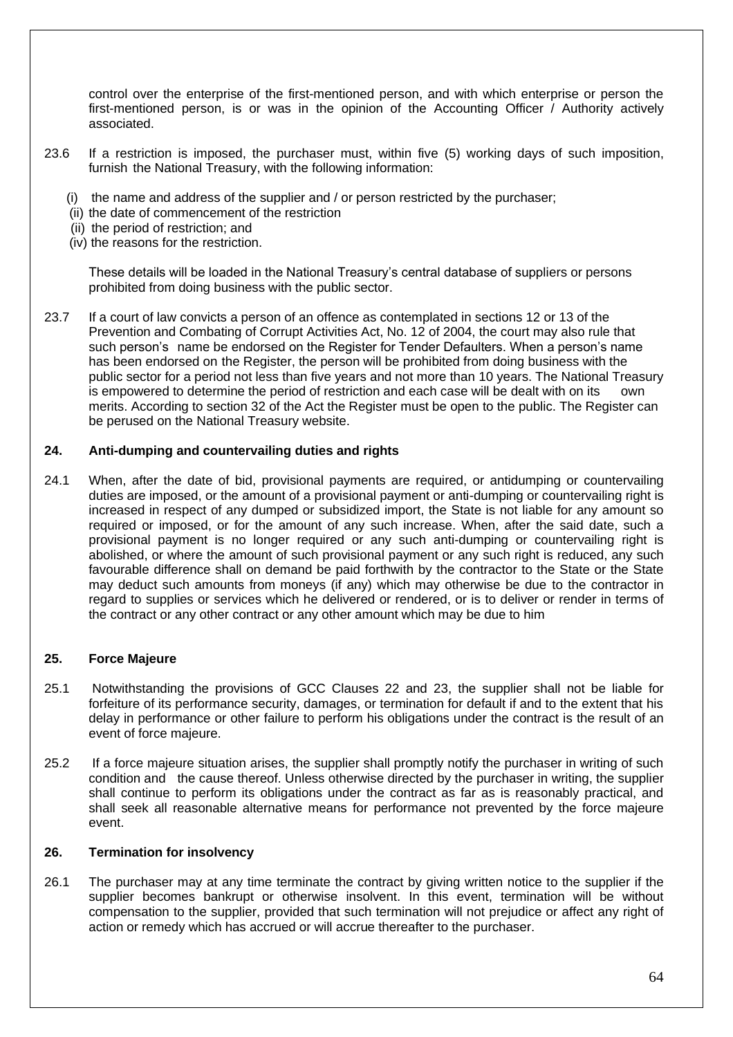control over the enterprise of the first-mentioned person, and with which enterprise or person the first-mentioned person, is or was in the opinion of the Accounting Officer / Authority actively associated.

23.6 If a restriction is imposed, the purchaser must, within five (5) working days of such imposition, furnish the National Treasury, with the following information:

(i) the name and address of the supplier and / or person restricted by the purchaser;
(ii) the date of commencement of the restriction
(ii) the period of restriction; and
(iv) the reasons for the restriction.

These details will be loaded in the National Treasury's central database of suppliers or persons prohibited from doing business with the public sector.

23.7 If a court of law convicts a person of an offence as contemplated in sections 12 or 13 of the Prevention and Combating of Corrupt Activities Act, No. 12 of 2004, the court may also rule that such person's name be endorsed on the Register for Tender Defaulters. When a person's name has been endorsed on the Register, the person will be prohibited from doing business with the public sector for a period not less than five years and not more than 10 years. The National Treasury is empowered to determine the period of restriction and each case will be dealt with on its own merits. According to section 32 of the Act the Register must be open to the public. The Register can be perused on the National Treasury website.

### 24. Anti-dumping and countervailing duties and rights

24.1 When, after the date of bid, provisional payments are required, or antidumping or countervailing duties are imposed, or the amount of a provisional payment or anti-dumping or countervailing right is increased in respect of any dumped or subsidized import, the State is not liable for any amount so required or imposed, or for the amount of any such increase. When, after the said date, such a provisional payment is no longer required or any such anti-dumping or countervailing right is abolished, or where the amount of such provisional payment or any such right is reduced, any such favourable difference shall on demand be paid forthwith by the contractor to the State or the State may deduct such amounts from moneys (if any) which may otherwise be due to the contractor in regard to supplies or services which he delivered or rendered, or is to deliver or render in terms of the contract or any other contract or any other amount which may be due to him

### 25. Force Majeure

25.1 Notwithstanding the provisions of GCC Clauses 22 and 23, the supplier shall not be liable for forfeiture of its performance security, damages, or termination for default if and to the extent that his delay in performance or other failure to perform his obligations under the contract is the result of an event of force majeure.

25.2 If a force majeure situation arises, the supplier shall promptly notify the purchaser in writing of such condition and the cause thereof. Unless otherwise directed by the purchaser in writing, the supplier shall continue to perform its obligations under the contract as far as is reasonably practical, and shall seek all reasonable alternative means for performance not prevented by the force majeure event.

### 26. Termination for insolvency

26.1 The purchaser may at any time terminate the contract by giving written notice to the supplier if the supplier becomes bankrupt or otherwise insolvent. In this event, termination will be without compensation to the supplier, provided that such termination will not prejudice or affect any right of action or remedy which has accrued or will accrue thereafter to the purchaser.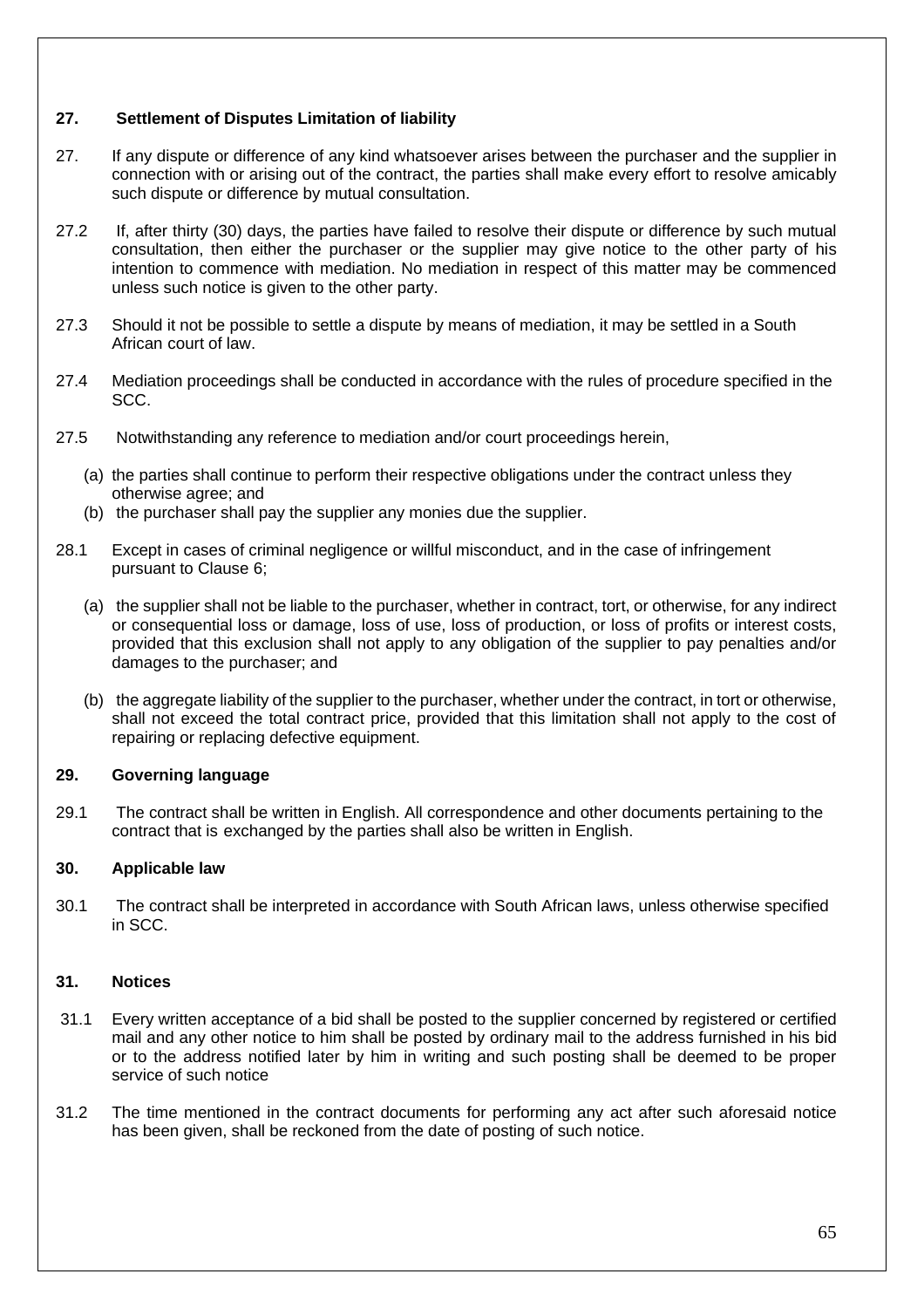**27. Settlement of Disputes Limitation of liability**

27. If any dispute or difference of any kind whatsoever arises between the purchaser and the supplier in connection with or arising out of the contract, the parties shall make every effort to resolve amicably such dispute or difference by mutual consultation.

27.2 If, after thirty (30) days, the parties have failed to resolve their dispute or difference by such mutual consultation, then either the purchaser or the supplier may give notice to the other party of his intention to commence with mediation. No mediation in respect of this matter may be commenced unless such notice is given to the other party.

27.3 Should it not be possible to settle a dispute by means of mediation, it may be settled in a South African court of law.

27.4 Mediation proceedings shall be conducted in accordance with the rules of procedure specified in the SCC.

27.5 Notwithstanding any reference to mediation and/or court proceedings herein,

(a) the parties shall continue to perform their respective obligations under the contract unless they otherwise agree; and
(b) the purchaser shall pay the supplier any monies due the supplier.

28.1 Except in cases of criminal negligence or willful misconduct, and in the case of infringement pursuant to Clause 6;

(a) the supplier shall not be liable to the purchaser, whether in contract, tort, or otherwise, for any indirect or consequential loss or damage, loss of use, loss of production, or loss of profits or interest costs, provided that this exclusion shall not apply to any obligation of the supplier to pay penalties and/or damages to the purchaser; and

(b) the aggregate liability of the supplier to the purchaser, whether under the contract, in tort or otherwise, shall not exceed the total contract price, provided that this limitation shall not apply to the cost of repairing or replacing defective equipment.

**29. Governing language**

29.1 The contract shall be written in English. All correspondence and other documents pertaining to the contract that is exchanged by the parties shall also be written in English.

**30. Applicable law**

30.1 The contract shall be interpreted in accordance with South African laws, unless otherwise specified in SCC.

**31. Notices**

31.1 Every written acceptance of a bid shall be posted to the supplier concerned by registered or certified mail and any other notice to him shall be posted by ordinary mail to the address furnished in his bid or to the address notified later by him in writing and such posting shall be deemed to be proper service of such notice

31.2 The time mentioned in the contract documents for performing any act after such aforesaid notice has been given, shall be reckoned from the date of posting of such notice.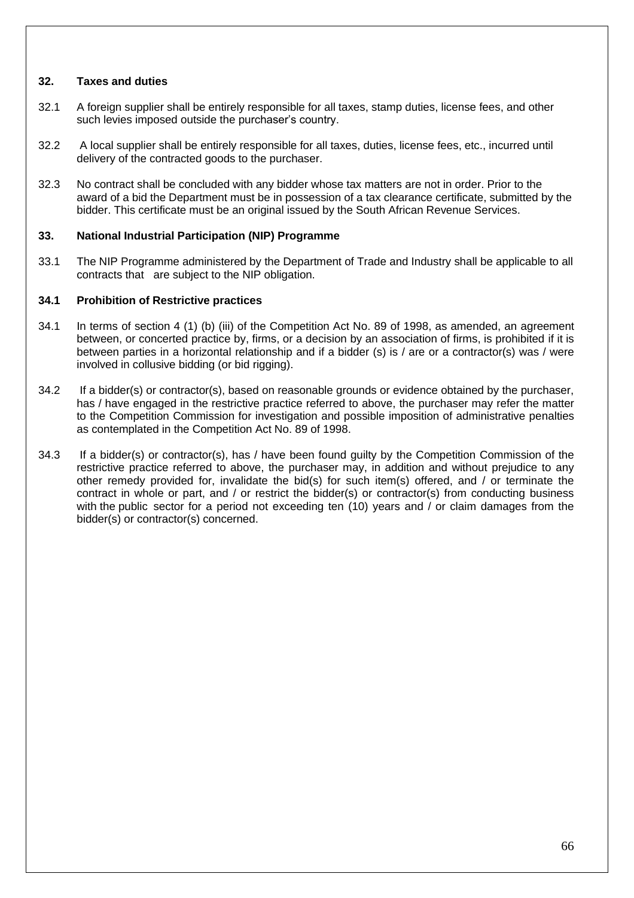**32. Taxes and duties**

32.1 A foreign supplier shall be entirely responsible for all taxes, stamp duties, license fees, and other such levies imposed outside the purchaser's country.

32.2 A local supplier shall be entirely responsible for all taxes, duties, license fees, etc., incurred until delivery of the contracted goods to the purchaser.

32.3 No contract shall be concluded with any bidder whose tax matters are not in order. Prior to the award of a bid the Department must be in possession of a tax clearance certificate, submitted by the bidder. This certificate must be an original issued by the South African Revenue Services.

**33. National Industrial Participation (NIP) Programme**

33.1 The NIP Programme administered by the Department of Trade and Industry shall be applicable to all contracts that are subject to the NIP obligation.

**34.1 Prohibition of Restrictive practices**

34.1 In terms of section 4 (1) (b) (iii) of the Competition Act No. 89 of 1998, as amended, an agreement between, or concerted practice by, firms, or a decision by an association of firms, is prohibited if it is between parties in a horizontal relationship and if a bidder (s) is / are or a contractor(s) was / were involved in collusive bidding (or bid rigging).

34.2 If a bidder(s) or contractor(s), based on reasonable grounds or evidence obtained by the purchaser, has / have engaged in the restrictive practice referred to above, the purchaser may refer the matter to the Competition Commission for investigation and possible imposition of administrative penalties as contemplated in the Competition Act No. 89 of 1998.

34.3 If a bidder(s) or contractor(s), has / have been found guilty by the Competition Commission of the restrictive practice referred to above, the purchaser may, in addition and without prejudice to any other remedy provided for, invalidate the bid(s) for such item(s) offered, and / or terminate the contract in whole or part, and / or restrict the bidder(s) or contractor(s) from conducting business with the public sector for a period not exceeding ten (10) years and / or claim damages from the bidder(s) or contractor(s) concerned.